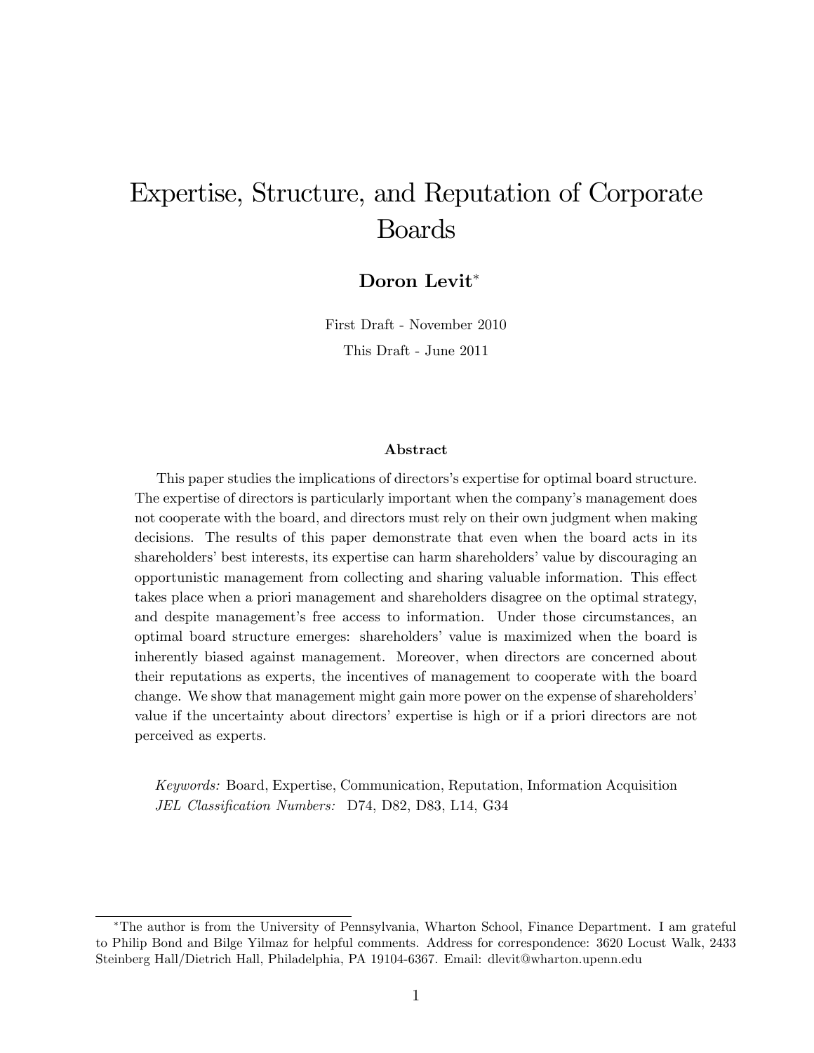# Expertise, Structure, and Reputation of Corporate Boards

**Doron Levit***

First Draft - November 2010

This Draft - June 2011

### Abstract

This paper studies the implications of directors's expertise for optimal board structure. The expertise of directors is particularly important when the company's management does not cooperate with the board, and directors must rely on their own judgment when making decisions. The results of this paper demonstrate that even when the board acts in its shareholders' best interests, its expertise can harm shareholders' value by discouraging an opportunistic management from collecting and sharing valuable information. This effect takes place when a priori management and shareholders disagree on the optimal strategy, and despite management's free access to information. Under those circumstances, an optimal board structure emerges: shareholders' value is maximized when the board is inherently biased against management. Moreover, when directors are concerned about their reputations as experts, the incentives of management to cooperate with the board change. We show that management might gain more power on the expense of shareholders' value if the uncertainty about directors' expertise is high or if a priori directors are not perceived as experts.

*Keywords:* Board, Expertise, Communication, Reputation, Information Acquisition

*JEL Classification Numbers:* D74, D82, D83, L14, G34

---

*The author is from the University of Pennsylvania, Wharton School, Finance Department. I am grateful to Philip Bond and Bilge Yilmaz for helpful comments. Address for correspondence: 3620 Locust Walk, 2433 Steinberg Hall/Dietrich Hall, Philadelphia, PA 19104-6367. Email: dlevit@wharton.upenn.edu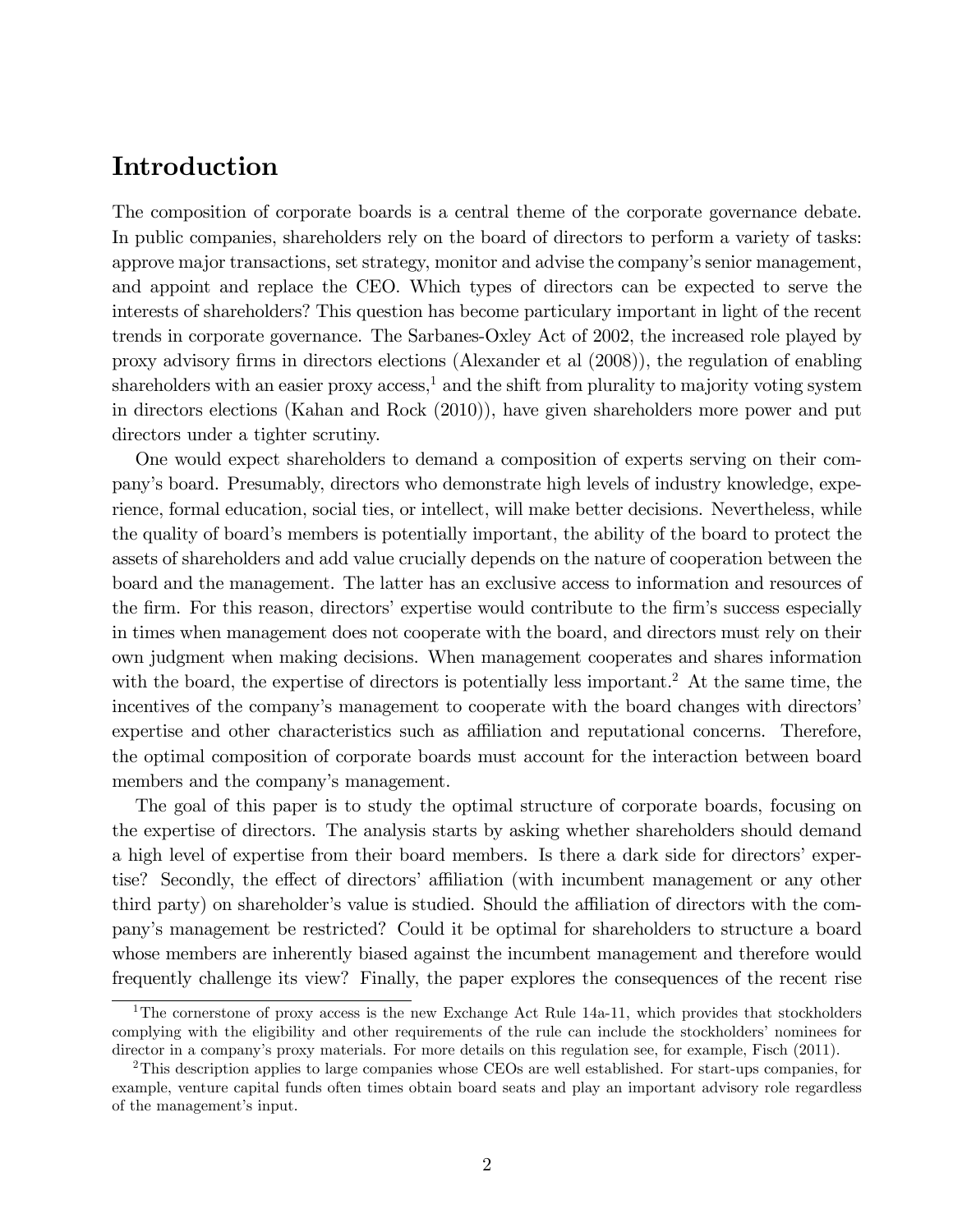# Introduction

The composition of corporate boards is a central theme of the corporate governance debate. In public companies, shareholders rely on the board of directors to perform a variety of tasks: approve major transactions, set strategy, monitor and advise the company's senior management, and appoint and replace the CEO. Which types of directors can be expected to serve the interests of shareholders? This question has become particulary important in light of the recent trends in corporate governance. The Sarbanes-Oxley Act of 2002, the increased role played by proxy advisory firms in directors elections (Alexander et al (2008)), the regulation of enabling shareholders with an easier proxy access,[1] and the shift from plurality to majority voting system in directors elections (Kahan and Rock (2010)), have given shareholders more power and put directors under a tighter scrutiny.

One would expect shareholders to demand a composition of experts serving on their company's board. Presumably, directors who demonstrate high levels of industry knowledge, experience, formal education, social ties, or intellect, will make better decisions. Nevertheless, while the quality of board's members is potentially important, the ability of the board to protect the assets of shareholders and add value crucially depends on the nature of cooperation between the board and the management. The latter has an exclusive access to information and resources of the firm. For this reason, directors' expertise would contribute to the firm's success especially in times when management does not cooperate with the board, and directors must rely on their own judgment when making decisions. When management cooperates and shares information with the board, the expertise of directors is potentially less important.[2] At the same time, the incentives of the company's management to cooperate with the board changes with directors' expertise and other characteristics such as affiliation and reputational concerns. Therefore, the optimal composition of corporate boards must account for the interaction between board members and the company's management.

The goal of this paper is to study the optimal structure of corporate boards, focusing on the expertise of directors. The analysis starts by asking whether shareholders should demand a high level of expertise from their board members. Is there a dark side for directors' expertise? Secondly, the effect of directors' affiliation (with incumbent management or any other third party) on shareholder's value is studied. Should the affiliation of directors with the company's management be restricted? Could it be optimal for shareholders to structure a board whose members are inherently biased against the incumbent management and therefore would frequently challenge its view? Finally, the paper explores the consequences of the recent rise

[1] The cornerstone of proxy access is the new Exchange Act Rule 14a-11, which provides that stockholders complying with the eligibility and other requirements of the rule can include the stockholders' nominees for director in a company's proxy materials. For more details on this regulation see, for example, Fisch (2011).

[2] This description applies to large companies whose CEOs are well established. For start-ups companies, for example, venture capital funds often times obtain board seats and play an important advisory role regardless of the management's input.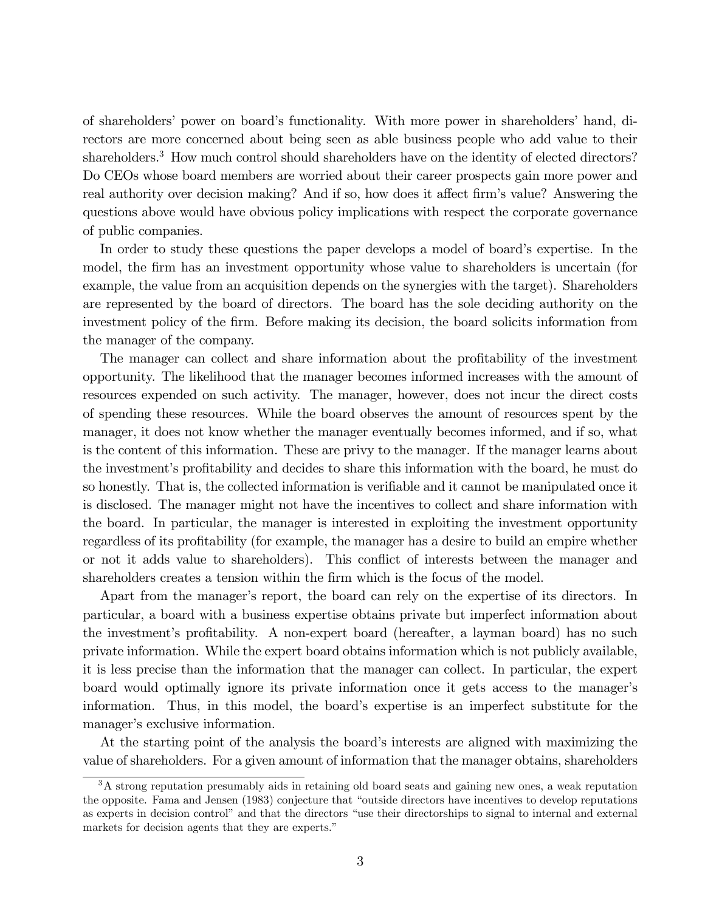of shareholders' power on board's functionality. With more power in shareholders' hand, directors are more concerned about being seen as able business people who add value to their shareholders.[3] How much control should shareholders have on the identity of elected directors? Do CEOs whose board members are worried about their career prospects gain more power and real authority over decision making? And if so, how does it affect firm's value? Answering the questions above would have obvious policy implications with respect the corporate governance of public companies.

In order to study these questions the paper develops a model of board's expertise. In the model, the firm has an investment opportunity whose value to shareholders is uncertain (for example, the value from an acquisition depends on the synergies with the target). Shareholders are represented by the board of directors. The board has the sole deciding authority on the investment policy of the firm. Before making its decision, the board solicits information from the manager of the company.

The manager can collect and share information about the profitability of the investment opportunity. The likelihood that the manager becomes informed increases with the amount of resources expended on such activity. The manager, however, does not incur the direct costs of spending these resources. While the board observes the amount of resources spent by the manager, it does not know whether the manager eventually becomes informed, and if so, what is the content of this information. These are privy to the manager. If the manager learns about the investment's profitability and decides to share this information with the board, he must do so honestly. That is, the collected information is verifiable and it cannot be manipulated once it is disclosed. The manager might not have the incentives to collect and share information with the board. In particular, the manager is interested in exploiting the investment opportunity regardless of its profitability (for example, the manager has a desire to build an empire whether or not it adds value to shareholders). This conflict of interests between the manager and shareholders creates a tension within the firm which is the focus of the model.

Apart from the manager's report, the board can rely on the expertise of its directors. In particular, a board with a business expertise obtains private but imperfect information about the investment's profitability. A non-expert board (hereafter, a layman board) has no such private information. While the expert board obtains information which is not publicly available, it is less precise than the information that the manager can collect. In particular, the expert board would optimally ignore its private information once it gets access to the manager's information. Thus, in this model, the board's expertise is an imperfect substitute for the manager's exclusive information.

At the starting point of the analysis the board's interests are aligned with maximizing the value of shareholders. For a given amount of information that the manager obtains, shareholders

[3] A strong reputation presumably aids in retaining old board seats and gaining new ones, a weak reputation the opposite. Fama and Jensen (1983) conjecture that "outside directors have incentives to develop reputations as experts in decision control" and that the directors "use their directorships to signal to internal and external markets for decision agents that they are experts."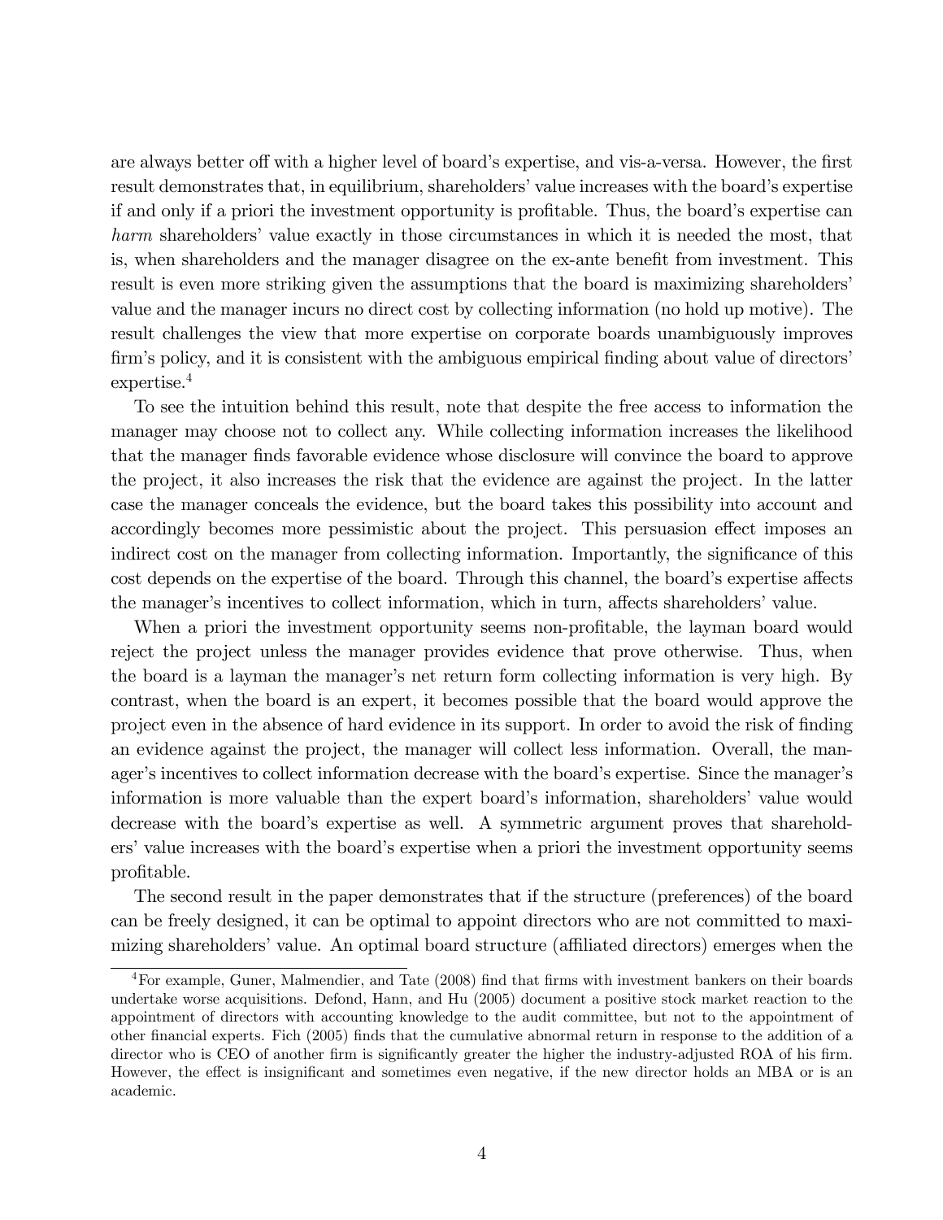are always better off with a higher level of board's expertise, and vis-a-versa. However, the first result demonstrates that, in equilibrium, shareholders' value increases with the board's expertise if and only if a priori the investment opportunity is profitable. Thus, the board's expertise can *harm* shareholders' value exactly in those circumstances in which it is needed the most, that is, when shareholders and the manager disagree on the ex-ante benefit from investment. This result is even more striking given the assumptions that the board is maximizing shareholders' value and the manager incurs no direct cost by collecting information (no hold up motive). The result challenges the view that more expertise on corporate boards unambiguously improves firm's policy, and it is consistent with the ambiguous empirical finding about value of directors' expertise.[4]

To see the intuition behind this result, note that despite the free access to information the manager may choose not to collect any. While collecting information increases the likelihood that the manager finds favorable evidence whose disclosure will convince the board to approve the project, it also increases the risk that the evidence are against the project. In the latter case the manager conceals the evidence, but the board takes this possibility into account and accordingly becomes more pessimistic about the project. This persuasion effect imposes an indirect cost on the manager from collecting information. Importantly, the significance of this cost depends on the expertise of the board. Through this channel, the board's expertise affects the manager's incentives to collect information, which in turn, affects shareholders' value.

When a priori the investment opportunity seems non-profitable, the layman board would reject the project unless the manager provides evidence that prove otherwise. Thus, when the board is a layman the manager's net return form collecting information is very high. By contrast, when the board is an expert, it becomes possible that the board would approve the project even in the absence of hard evidence in its support. In order to avoid the risk of finding an evidence against the project, the manager will collect less information. Overall, the manager's incentives to collect information decrease with the board's expertise. Since the manager's information is more valuable than the expert board's information, shareholders' value would decrease with the board's expertise as well. A symmetric argument proves that shareholders' value increases with the board's expertise when a priori the investment opportunity seems profitable.

The second result in the paper demonstrates that if the structure (preferences) of the board can be freely designed, it can be optimal to appoint directors who are not committed to maximizing shareholders' value. An optimal board structure (affiliated directors) emerges when the

[4] For example, Guner, Malmendier, and Tate (2008) find that firms with investment bankers on their boards undertake worse acquisitions. Defond, Hann, and Hu (2005) document a positive stock market reaction to the appointment of directors with accounting knowledge to the audit committee, but not to the appointment of other financial experts. Fich (2005) finds that the cumulative abnormal return in response to the addition of a director who is CEO of another firm is significantly greater the higher the industry-adjusted ROA of his firm. However, the effect is insignificant and sometimes even negative, if the new director holds an MBA or is an academic.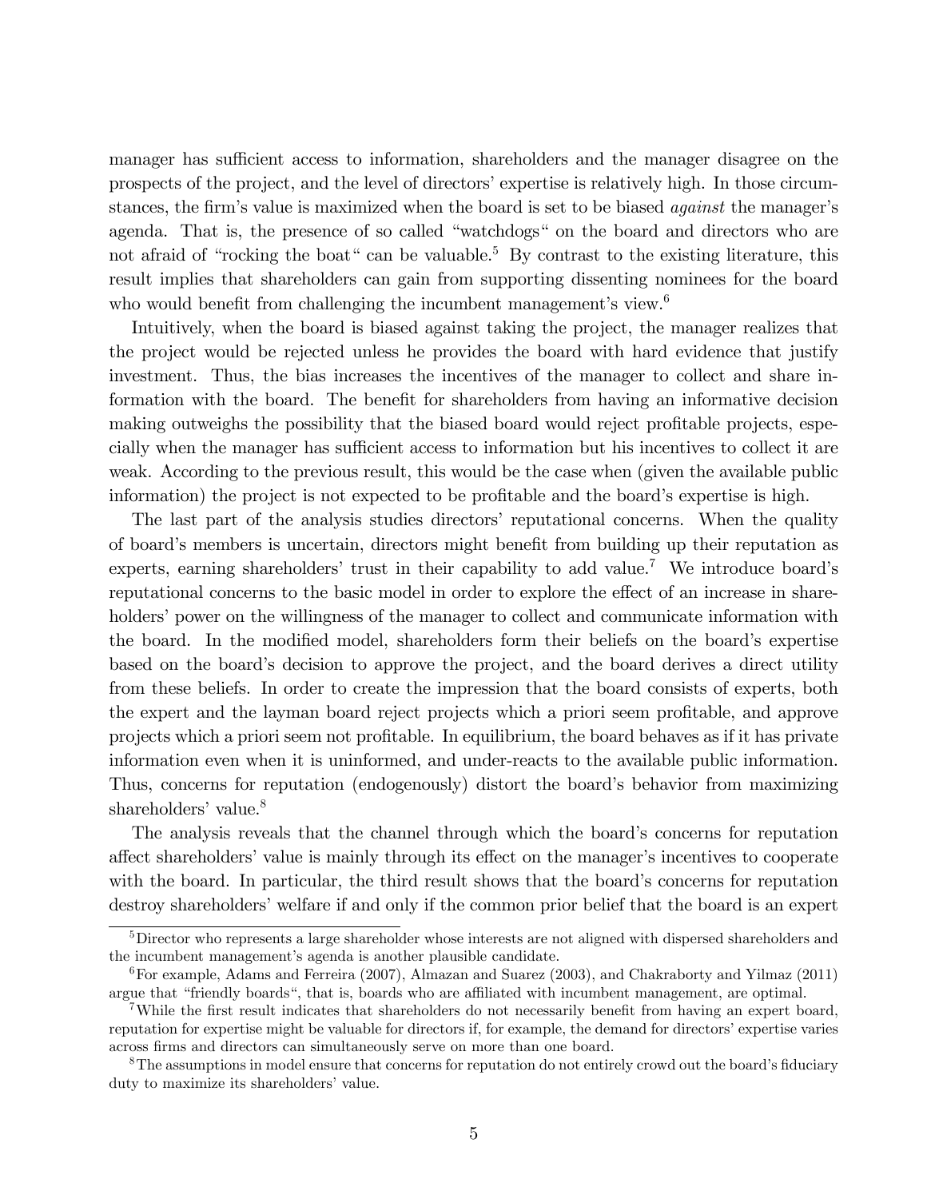manager has sufficient access to information, shareholders and the manager disagree on the prospects of the project, and the level of directors' expertise is relatively high. In those circumstances, the firm's value is maximized when the board is set to be biased *against* the manager's agenda. That is, the presence of so called "watchdogs" on the board and directors who are not afraid of "rocking the boat" can be valuable.[5] By contrast to the existing literature, this result implies that shareholders can gain from supporting dissenting nominees for the board who would benefit from challenging the incumbent management's view.[6]

Intuitively, when the board is biased against taking the project, the manager realizes that the project would be rejected unless he provides the board with hard evidence that justify investment. Thus, the bias increases the incentives of the manager to collect and share information with the board. The benefit for shareholders from having an informative decision making outweighs the possibility that the biased board would reject profitable projects, especially when the manager has sufficient access to information but his incentives to collect it are weak. According to the previous result, this would be the case when (given the available public information) the project is not expected to be profitable and the board's expertise is high.

The last part of the analysis studies directors' reputational concerns. When the quality of board's members is uncertain, directors might benefit from building up their reputation as experts, earning shareholders' trust in their capability to add value.[7] We introduce board's reputational concerns to the basic model in order to explore the effect of an increase in shareholders' power on the willingness of the manager to collect and communicate information with the board. In the modified model, shareholders form their beliefs on the board's expertise based on the board's decision to approve the project, and the board derives a direct utility from these beliefs. In order to create the impression that the board consists of experts, both the expert and the layman board reject projects which a priori seem profitable, and approve projects which a priori seem not profitable. In equilibrium, the board behaves as if it has private information even when it is uninformed, and under-reacts to the available public information. Thus, concerns for reputation (endogenously) distort the board's behavior from maximizing shareholders' value.[8]

The analysis reveals that the channel through which the board's concerns for reputation affect shareholders' value is mainly through its effect on the manager's incentives to cooperate with the board. In particular, the third result shows that the board's concerns for reputation destroy shareholders' welfare if and only if the common prior belief that the board is an expert

---

[5] Director who represents a large shareholder whose interests are not aligned with dispersed shareholders and the incumbent management's agenda is another plausible candidate.

[6] For example, Adams and Ferreira (2007), Almazan and Suarez (2003), and Chakraborty and Yilmaz (2011) argue that "friendly boards", that is, boards who are affiliated with incumbent management, are optimal.

[7] While the first result indicates that shareholders do not necessarily benefit from having an expert board, reputation for expertise might be valuable for directors if, for example, the demand for directors' expertise varies across firms and directors can simultaneously serve on more than one board.

[8] The assumptions in model ensure that concerns for reputation do not entirely crowd out the board's fiduciary duty to maximize its shareholders' value.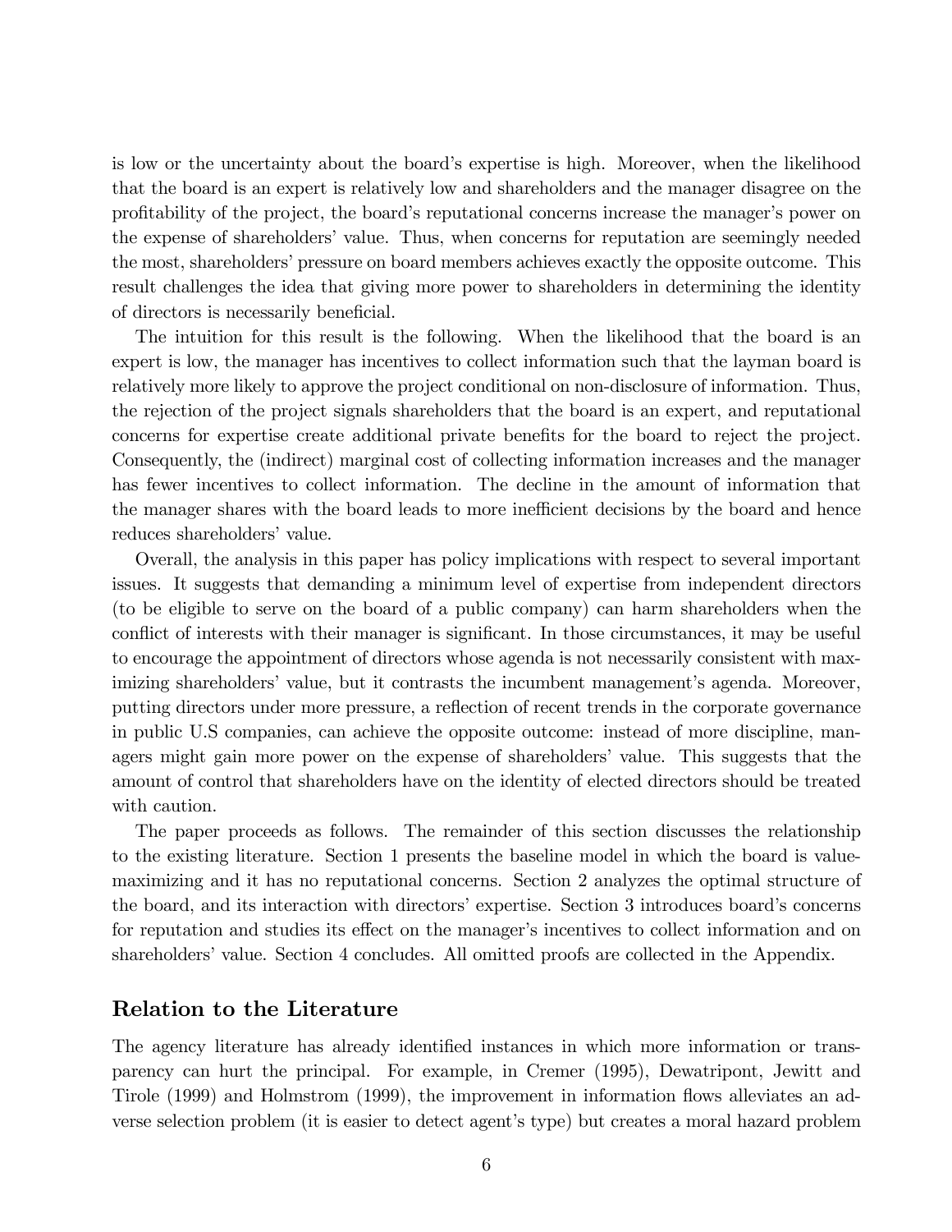is low or the uncertainty about the board's expertise is high. Moreover, when the likelihood that the board is an expert is relatively low and shareholders and the manager disagree on the profitability of the project, the board's reputational concerns increase the manager's power on the expense of shareholders' value. Thus, when concerns for reputation are seemingly needed the most, shareholders' pressure on board members achieves exactly the opposite outcome. This result challenges the idea that giving more power to shareholders in determining the identity of directors is necessarily beneficial.

The intuition for this result is the following. When the likelihood that the board is an expert is low, the manager has incentives to collect information such that the layman board is relatively more likely to approve the project conditional on non-disclosure of information. Thus, the rejection of the project signals shareholders that the board is an expert, and reputational concerns for expertise create additional private benefits for the board to reject the project. Consequently, the (indirect) marginal cost of collecting information increases and the manager has fewer incentives to collect information. The decline in the amount of information that the manager shares with the board leads to more inefficient decisions by the board and hence reduces shareholders' value.

Overall, the analysis in this paper has policy implications with respect to several important issues. It suggests that demanding a minimum level of expertise from independent directors (to be eligible to serve on the board of a public company) can harm shareholders when the conflict of interests with their manager is significant. In those circumstances, it may be useful to encourage the appointment of directors whose agenda is not necessarily consistent with maximizing shareholders' value, but it contrasts the incumbent management's agenda. Moreover, putting directors under more pressure, a reflection of recent trends in the corporate governance in public U.S companies, can achieve the opposite outcome: instead of more discipline, managers might gain more power on the expense of shareholders' value. This suggests that the amount of control that shareholders have on the identity of elected directors should be treated with caution.

The paper proceeds as follows. The remainder of this section discusses the relationship to the existing literature. Section 1 presents the baseline model in which the board is value-maximizing and it has no reputational concerns. Section 2 analyzes the optimal structure of the board, and its interaction with directors' expertise. Section 3 introduces board's concerns for reputation and studies its effect on the manager's incentives to collect information and on shareholders' value. Section 4 concludes. All omitted proofs are collected in the Appendix.

## Relation to the Literature

The agency literature has already identified instances in which more information or transparency can hurt the principal. For example, in Cremer (1995), Dewatripont, Jewitt and Tirole (1999) and Holmstrom (1999), the improvement in information flows alleviates an adverse selection problem (it is easier to detect agent's type) but creates a moral hazard problem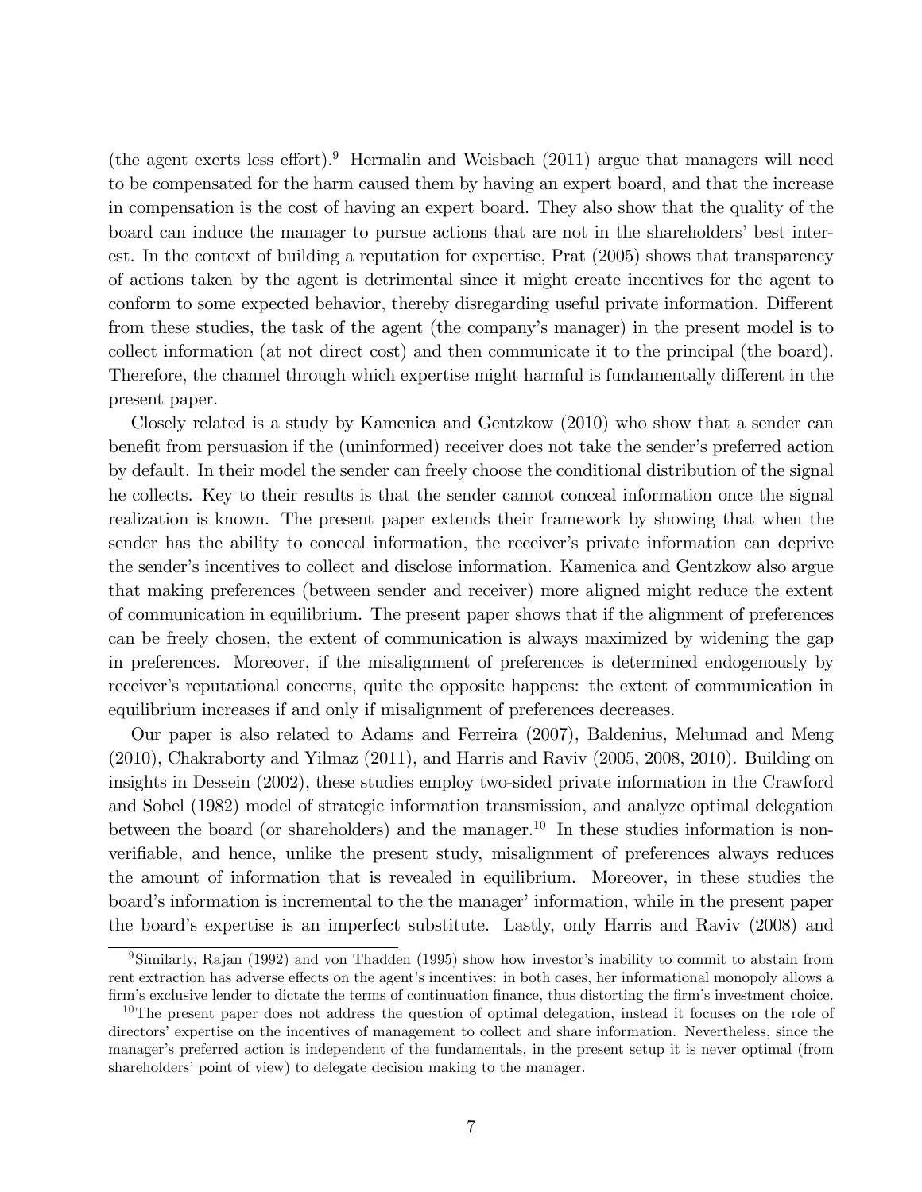(the agent exerts less effort).[9] Hermalin and Weisbach (2011) argue that managers will need to be compensated for the harm caused them by having an expert board, and that the increase in compensation is the cost of having an expert board. They also show that the quality of the board can induce the manager to pursue actions that are not in the shareholders' best interest. In the context of building a reputation for expertise, Prat (2005) shows that transparency of actions taken by the agent is detrimental since it might create incentives for the agent to conform to some expected behavior, thereby disregarding useful private information. Different from these studies, the task of the agent (the company's manager) in the present model is to collect information (at not direct cost) and then communicate it to the principal (the board). Therefore, the channel through which expertise might harmful is fundamentally different in the present paper.

Closely related is a study by Kamenica and Gentzkow (2010) who show that a sender can benefit from persuasion if the (uninformed) receiver does not take the sender's preferred action by default. In their model the sender can freely choose the conditional distribution of the signal he collects. Key to their results is that the sender cannot conceal information once the signal realization is known. The present paper extends their framework by showing that when the sender has the ability to conceal information, the receiver's private information can deprive the sender's incentives to collect and disclose information. Kamenica and Gentzkow also argue that making preferences (between sender and receiver) more aligned might reduce the extent of communication in equilibrium. The present paper shows that if the alignment of preferences can be freely chosen, the extent of communication is always maximized by widening the gap in preferences. Moreover, if the misalignment of preferences is determined endogenously by receiver's reputational concerns, quite the opposite happens: the extent of communication in equilibrium increases if and only if misalignment of preferences decreases.

Our paper is also related to Adams and Ferreira (2007), Baldenius, Melumad and Meng (2010), Chakraborty and Yilmaz (2011), and Harris and Raviv (2005, 2008, 2010). Building on insights in Dessein (2002), these studies employ two-sided private information in the Crawford and Sobel (1982) model of strategic information transmission, and analyze optimal delegation between the board (or shareholders) and the manager.[10] In these studies information is non-verifiable, and hence, unlike the present study, misalignment of preferences always reduces the amount of information that is revealed in equilibrium. Moreover, in these studies the board's information is incremental to the the manager' information, while in the present paper the board's expertise is an imperfect substitute. Lastly, only Harris and Raviv (2008) and

[9]Similarly, Rajan (1992) and von Thadden (1995) show how investor's inability to commit to abstain from rent extraction has adverse effects on the agent's incentives: in both cases, her informational monopoly allows a firm's exclusive lender to dictate the terms of continuation finance, thus distorting the firm's investment choice.

[10]The present paper does not address the question of optimal delegation, instead it focuses on the role of directors' expertise on the incentives of management to collect and share information. Nevertheless, since the manager's preferred action is independent of the fundamentals, in the present setup it is never optimal (from shareholders' point of view) to delegate decision making to the manager.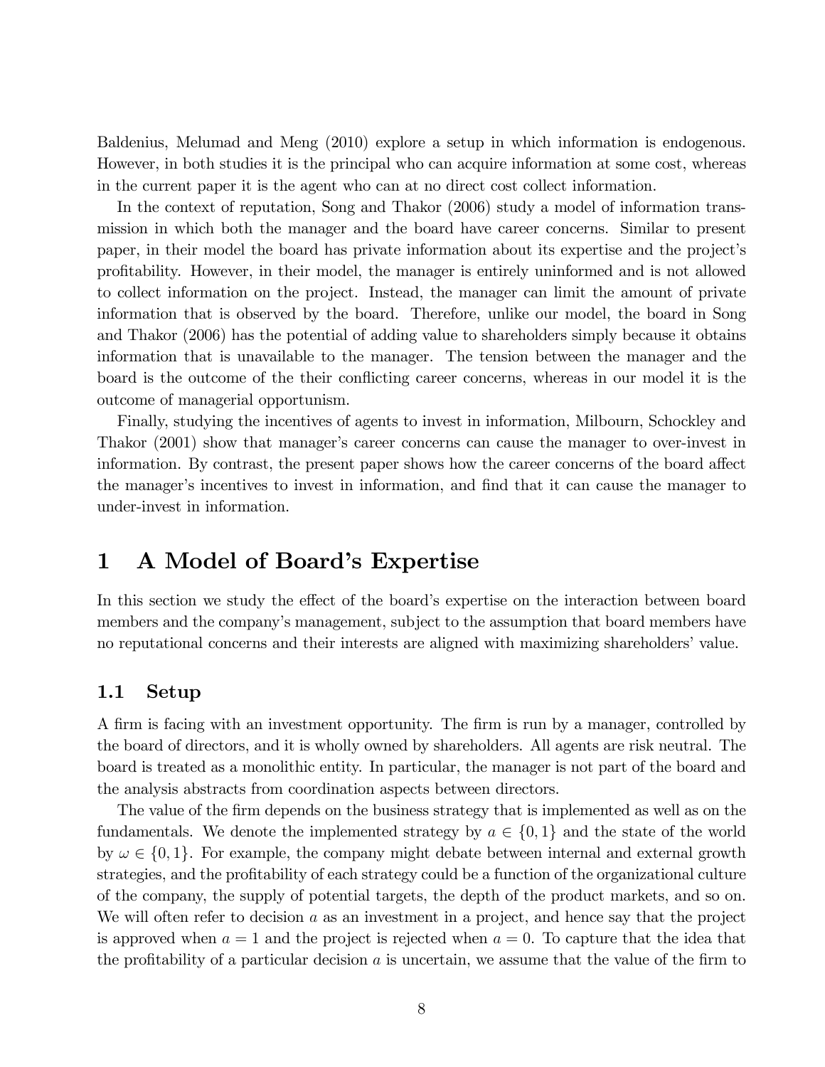Baldenius, Melumad and Meng (2010) explore a setup in which information is endogenous. However, in both studies it is the principal who can acquire information at some cost, whereas in the current paper it is the agent who can at no direct cost collect information.

In the context of reputation, Song and Thakor (2006) study a model of information transmission in which both the manager and the board have career concerns. Similar to present paper, in their model the board has private information about its expertise and the project's profitability. However, in their model, the manager is entirely uninformed and is not allowed to collect information on the project. Instead, the manager can limit the amount of private information that is observed by the board. Therefore, unlike our model, the board in Song and Thakor (2006) has the potential of adding value to shareholders simply because it obtains information that is unavailable to the manager. The tension between the manager and the board is the outcome of the their conflicting career concerns, whereas in our model it is the outcome of managerial opportunism.

Finally, studying the incentives of agents to invest in information, Milbourn, Schockley and Thakor (2001) show that manager's career concerns can cause the manager to over-invest in information. By contrast, the present paper shows how the career concerns of the board affect the manager's incentives to invest in information, and find that it can cause the manager to under-invest in information.

# 1 A Model of Board's Expertise

In this section we study the effect of the board's expertise on the interaction between board members and the company's management, subject to the assumption that board members have no reputational concerns and their interests are aligned with maximizing shareholders' value.

## 1.1 Setup

A firm is facing with an investment opportunity. The firm is run by a manager, controlled by the board of directors, and it is wholly owned by shareholders. All agents are risk neutral. The board is treated as a monolithic entity. In particular, the manager is not part of the board and the analysis abstracts from coordination aspects between directors.

The value of the firm depends on the business strategy that is implemented as well as on the fundamentals. We denote the implemented strategy by $a \in \{0, 1\}$ and the state of the world by $\omega \in \{0, 1\}$. For example, the company might debate between internal and external growth strategies, and the profitability of each strategy could be a function of the organizational culture of the company, the supply of potential targets, the depth of the product markets, and so on. We will often refer to decision $a$ as an investment in a project, and hence say that the project is approved when $a = 1$ and the project is rejected when $a = 0$. To capture that the idea that the profitability of a particular decision $a$ is uncertain, we assume that the value of the firm to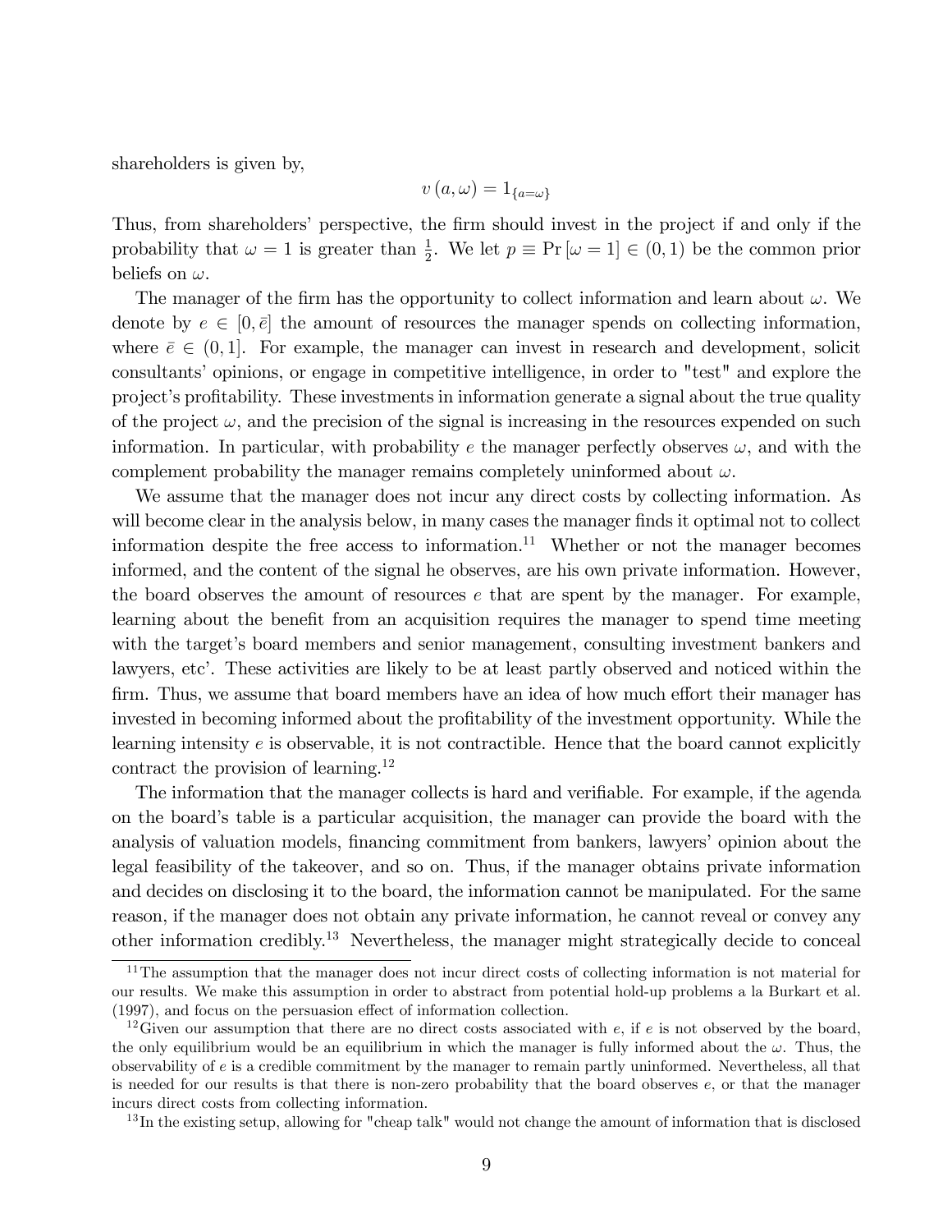shareholders is given by,

$$v(a,\omega) = 1_{\{a=\omega\}}$$

Thus, from shareholders' perspective, the firm should invest in the project if and only if the probability that $\omega = 1$ is greater than $\frac{1}{2}$. We let $p \equiv \Pr[\omega = 1] \in (0,1)$ be the common prior beliefs on $\omega$.

The manager of the firm has the opportunity to collect information and learn about $\omega$. We denote by $e \in [0, \bar{e}]$ the amount of resources the manager spends on collecting information, where $\bar{e} \in (0,1]$. For example, the manager can invest in research and development, solicit consultants' opinions, or engage in competitive intelligence, in order to "test" and explore the project's profitability. These investments in information generate a signal about the true quality of the project $\omega$, and the precision of the signal is increasing in the resources expended on such information. In particular, with probability $e$ the manager perfectly observes $\omega$, and with the complement probability the manager remains completely uninformed about $\omega$.

We assume that the manager does not incur any direct costs by collecting information. As will become clear in the analysis below, in many cases the manager finds it optimal not to collect information despite the free access to information.[11] Whether or not the manager becomes informed, and the content of the signal he observes, are his own private information. However, the board observes the amount of resources $e$ that are spent by the manager. For example, learning about the benefit from an acquisition requires the manager to spend time meeting with the target's board members and senior management, consulting investment bankers and lawyers, etc'. These activities are likely to be at least partly observed and noticed within the firm. Thus, we assume that board members have an idea of how much effort their manager has invested in becoming informed about the profitability of the investment opportunity. While the learning intensity $e$ is observable, it is not contractible. Hence that the board cannot explicitly contract the provision of learning.[12]

The information that the manager collects is hard and verifiable. For example, if the agenda on the board's table is a particular acquisition, the manager can provide the board with the analysis of valuation models, financing commitment from bankers, lawyers' opinion about the legal feasibility of the takeover, and so on. Thus, if the manager obtains private information and decides on disclosing it to the board, the information cannot be manipulated. For the same reason, if the manager does not obtain any private information, he cannot reveal or convey any other information credibly.[13] Nevertheless, the manager might strategically decide to conceal

[11] The assumption that the manager does not incur direct costs of collecting information is not material for our results. We make this assumption in order to abstract from potential hold-up problems a la Burkart et al. (1997), and focus on the persuasion effect of information collection.

[12] Given our assumption that there are no direct costs associated with $e$, if $e$ is not observed by the board, the only equilibrium would be an equilibrium in which the manager is fully informed about the $\omega$. Thus, the observability of $e$ is a credible commitment by the manager to remain partly uninformed. Nevertheless, all that is needed for our results is that there is non-zero probability that the board observes $e$, or that the manager incurs direct costs from collecting information.

[13] In the existing setup, allowing for "cheap talk" would not change the amount of information that is disclosed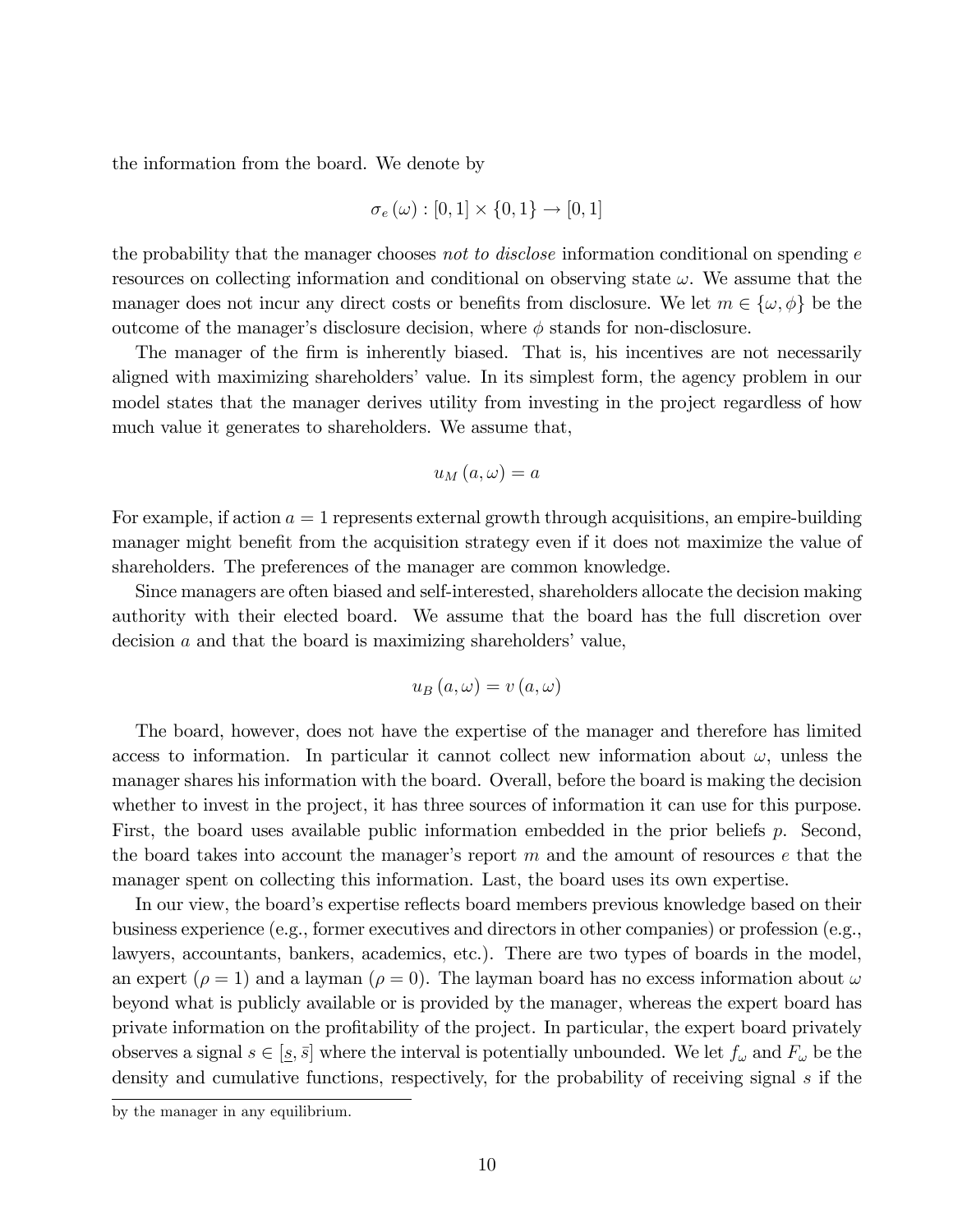the information from the board. We denote by

$$\sigma_e(\omega) : [0,1] \times \{0,1\} \rightarrow [0,1]$$

the probability that the manager chooses *not to disclose* information conditional on spending $e$ resources on collecting information and conditional on observing state $\omega$. We assume that the manager does not incur any direct costs or benefits from disclosure. We let $m \in \{\omega, \phi\}$ be the outcome of the manager's disclosure decision, where $\phi$ stands for non-disclosure.

The manager of the firm is inherently biased. That is, his incentives are not necessarily aligned with maximizing shareholders' value. In its simplest form, the agency problem in our model states that the manager derives utility from investing in the project regardless of how much value it generates to shareholders. We assume that,

$$u_M(a, \omega) = a$$

For example, if action $a = 1$ represents external growth through acquisitions, an empire-building manager might benefit from the acquisition strategy even if it does not maximize the value of shareholders. The preferences of the manager are common knowledge.

Since managers are often biased and self-interested, shareholders allocate the decision making authority with their elected board. We assume that the board has the full discretion over decision $a$ and that the board is maximizing shareholders' value,

$$u_B(a, \omega) = v(a, \omega)$$

The board, however, does not have the expertise of the manager and therefore has limited access to information. In particular it cannot collect new information about $\omega$, unless the manager shares his information with the board. Overall, before the board is making the decision whether to invest in the project, it has three sources of information it can use for this purpose. First, the board uses available public information embedded in the prior beliefs $p$. Second, the board takes into account the manager's report $m$ and the amount of resources $e$ that the manager spent on collecting this information. Last, the board uses its own expertise.

In our view, the board's expertise reflects board members previous knowledge based on their business experience (e.g., former executives and directors in other companies) or profession (e.g., lawyers, accountants, bankers, academics, etc.). There are two types of boards in the model, an expert ($\rho = 1$) and a layman ($\rho = 0$). The layman board has no excess information about $\omega$ beyond what is publicly available or is provided by the manager, whereas the expert board has private information on the profitability of the project. In particular, the expert board privately observes a signal $s \in [\underline{s}, \bar{s}]$ where the interval is potentially unbounded. We let $f_\omega$ and $F_\omega$ be the density and cumulative functions, respectively, for the probability of receiving signal $s$ if the

by the manager in any equilibrium.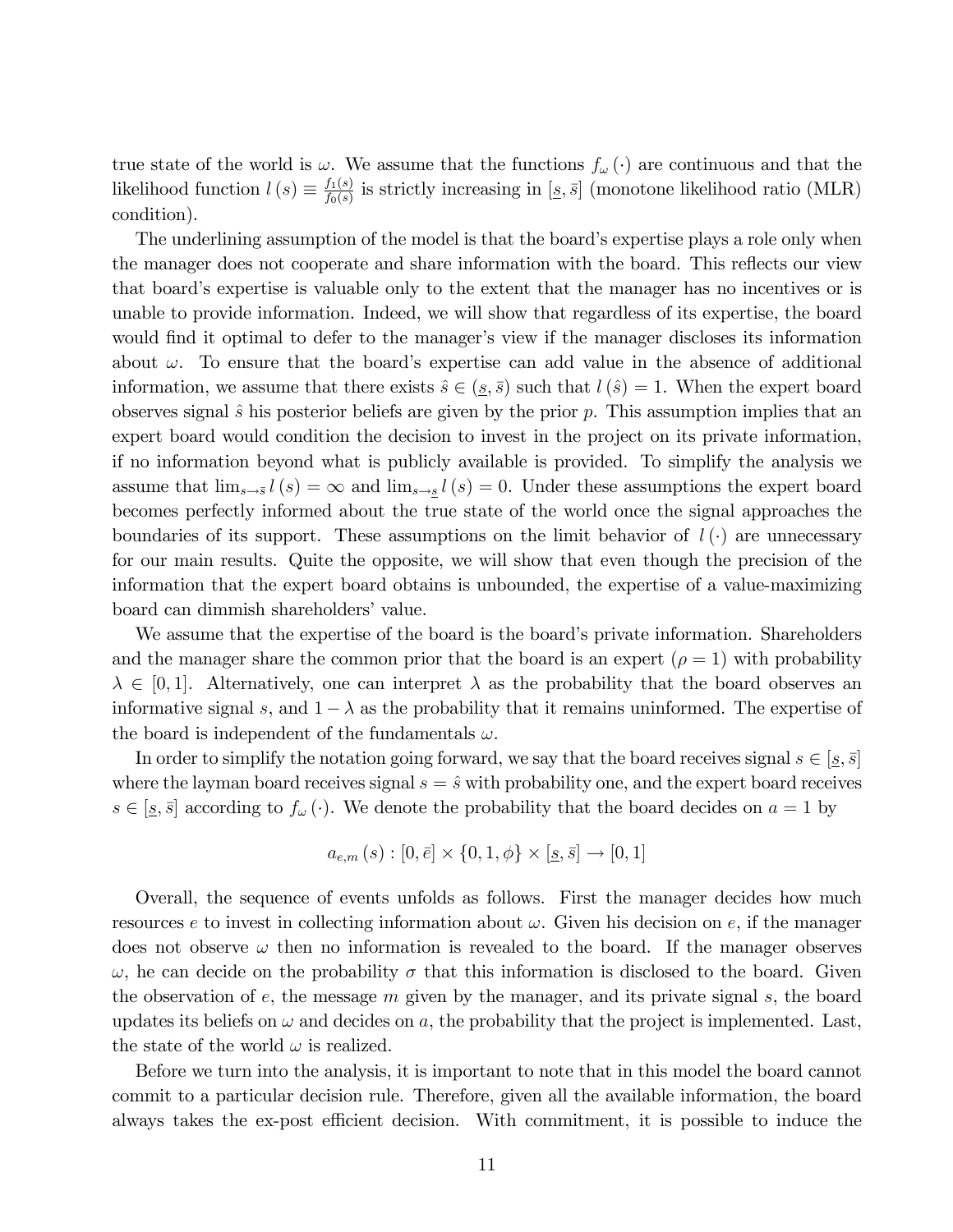true state of the world is $\omega$. We assume that the functions $f_\omega(\cdot)$ are continuous and that the likelihood function $l(s) \equiv \frac{f_1(s)}{f_0(s)}$ is strictly increasing in $[\underline{s}, \bar{s}]$ (monotone likelihood ratio (MLR) condition).

The underlining assumption of the model is that the board's expertise plays a role only when the manager does not cooperate and share information with the board. This reflects our view that board's expertise is valuable only to the extent that the manager has no incentives or is unable to provide information. Indeed, we will show that regardless of its expertise, the board would find it optimal to defer to the manager's view if the manager discloses its information about $\omega$. To ensure that the board's expertise can add value in the absence of additional information, we assume that there exists $\hat{s} \in (\underline{s}, \bar{s})$ such that $l(\hat{s}) = 1$. When the expert board observes signal $\hat{s}$ his posterior beliefs are given by the prior $p$. This assumption implies that an expert board would condition the decision to invest in the project on its private information, if no information beyond what is publicly available is provided. To simplify the analysis we assume that $\lim_{s \to \bar{s}} l(s) = \infty$ and $\lim_{s \to \underline{s}} l(s) = 0$. Under these assumptions the expert board becomes perfectly informed about the true state of the world once the signal approaches the boundaries of its support. These assumptions on the limit behavior of $l(\cdot)$ are unnecessary for our main results. Quite the opposite, we will show that even though the precision of the information that the expert board obtains is unbounded, the expertise of a value-maximizing board can dimmish shareholders' value.

We assume that the expertise of the board is the board's private information. Shareholders and the manager share the common prior that the board is an expert ($\rho = 1$) with probability $\lambda \in [0, 1]$. Alternatively, one can interpret $\lambda$ as the probability that the board observes an informative signal $s$, and $1 - \lambda$ as the probability that it remains uninformed. The expertise of the board is independent of the fundamentals $\omega$.

In order to simplify the notation going forward, we say that the board receives signal $s \in [\underline{s}, \bar{s}]$ where the layman board receives signal $s = \hat{s}$ with probability one, and the expert board receives $s \in [\underline{s}, \bar{s}]$ according to $f_\omega(\cdot)$. We denote the probability that the board decides on $a = 1$ by

$$a_{e,m}(s) : [0, \bar{e}] \times \{0, 1, \phi\} \times [\underline{s}, \bar{s}] \to [0, 1]$$

Overall, the sequence of events unfolds as follows. First the manager decides how much resources $e$ to invest in collecting information about $\omega$. Given his decision on $e$, if the manager does not observe $\omega$ then no information is revealed to the board. If the manager observes $\omega$, he can decide on the probability $\sigma$ that this information is disclosed to the board. Given the observation of $e$, the message $m$ given by the manager, and its private signal $s$, the board updates its beliefs on $\omega$ and decides on $a$, the probability that the project is implemented. Last, the state of the world $\omega$ is realized.

Before we turn into the analysis, it is important to note that in this model the board cannot commit to a particular decision rule. Therefore, given all the available information, the board always takes the ex-post efficient decision. With commitment, it is possible to induce the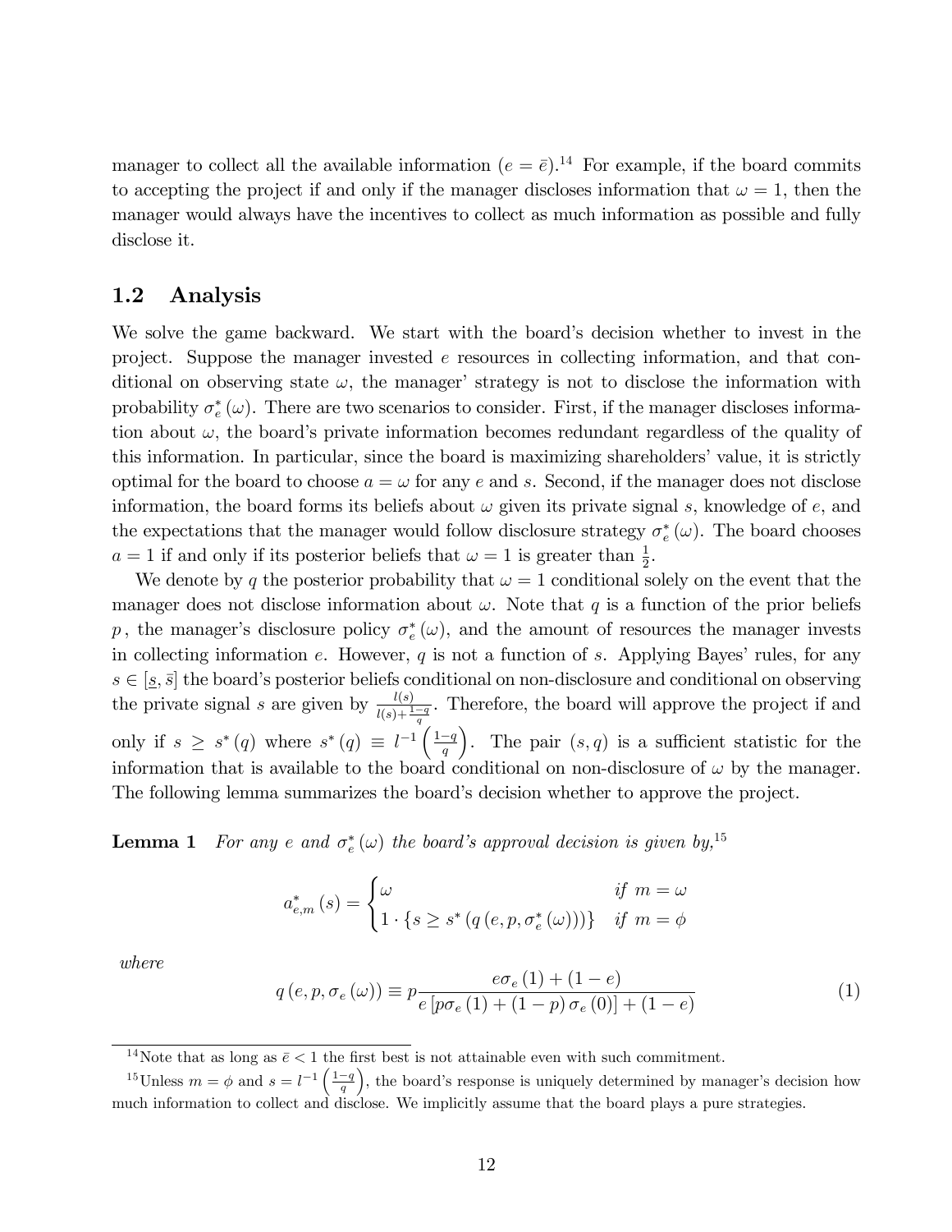manager to collect all the available information ($e = \bar{e}$).[14] For example, if the board commits to accepting the project if and only if the manager discloses information that $\omega = 1$, then the manager would always have the incentives to collect as much information as possible and fully disclose it.

## 1.2 Analysis

We solve the game backward. We start with the board's decision whether to invest in the project. Suppose the manager invested $e$ resources in collecting information, and that conditional on observing state $\omega$, the manager' strategy is not to disclose the information with probability $\sigma_e^*(\omega)$. There are two scenarios to consider. First, if the manager discloses information about $\omega$, the board's private information becomes redundant regardless of the quality of this information. In particular, since the board is maximizing shareholders' value, it is strictly optimal for the board to choose $a = \omega$ for any $e$ and $s$. Second, if the manager does not disclose information, the board forms its beliefs about $\omega$ given its private signal $s$, knowledge of $e$, and the expectations that the manager would follow disclosure strategy $\sigma_e^*(\omega)$. The board chooses $a = 1$ if and only if its posterior beliefs that $\omega = 1$ is greater than $\frac{1}{2}$.

We denote by $q$ the posterior probability that $\omega = 1$ conditional solely on the event that the manager does not disclose information about $\omega$. Note that $q$ is a function of the prior beliefs $p$, the manager's disclosure policy $\sigma_e^*(\omega)$, and the amount of resources the manager invests in collecting information $e$. However, $q$ is not a function of $s$. Applying Bayes' rules, for any $s \in [\underline{s}, \bar{s}]$ the board's posterior beliefs conditional on non-disclosure and conditional on observing the private signal $s$ are given by $\frac{l(s)}{l(s)+\frac{1-q}{q}}$. Therefore, the board will approve the project if and only if $s \geq s^*(q)$ where $s^*(q) \equiv l^{-1}\left(\frac{1-q}{q}\right)$. The pair $(s, q)$ is a sufficient statistic for the information that is available to the board conditional on non-disclosure of $\omega$ by the manager. The following lemma summarizes the board's decision whether to approve the project.

**Lemma 1** *For any $e$ and $\sigma_e^*(\omega)$ the board's approval decision is given by,*[15]

$$a_{e,m}^*(s) = \begin{cases} \omega & \text{if } m = \omega \\ 1 \cdot \{s \geq s^*(q(e, p, \sigma_e^*(\omega)))\} & \text{if } m = \phi \end{cases}$$

*where*

$$q(e, p, \sigma_e(\omega)) \equiv p \frac{e\sigma_e(1) + (1-e)}{e[p\sigma_e(1) + (1-p)\sigma_e(0)] + (1-e)} \tag{1}$$

---

[14] Note that as long as $\bar{e} < 1$ the first best is not attainable even with such commitment.

[15] Unless $m = \phi$ and $s = l^{-1}\left(\frac{1-q}{q}\right)$, the board's response is uniquely determined by manager's decision how much information to collect and disclose. We implicitly assume that the board plays a pure strategies.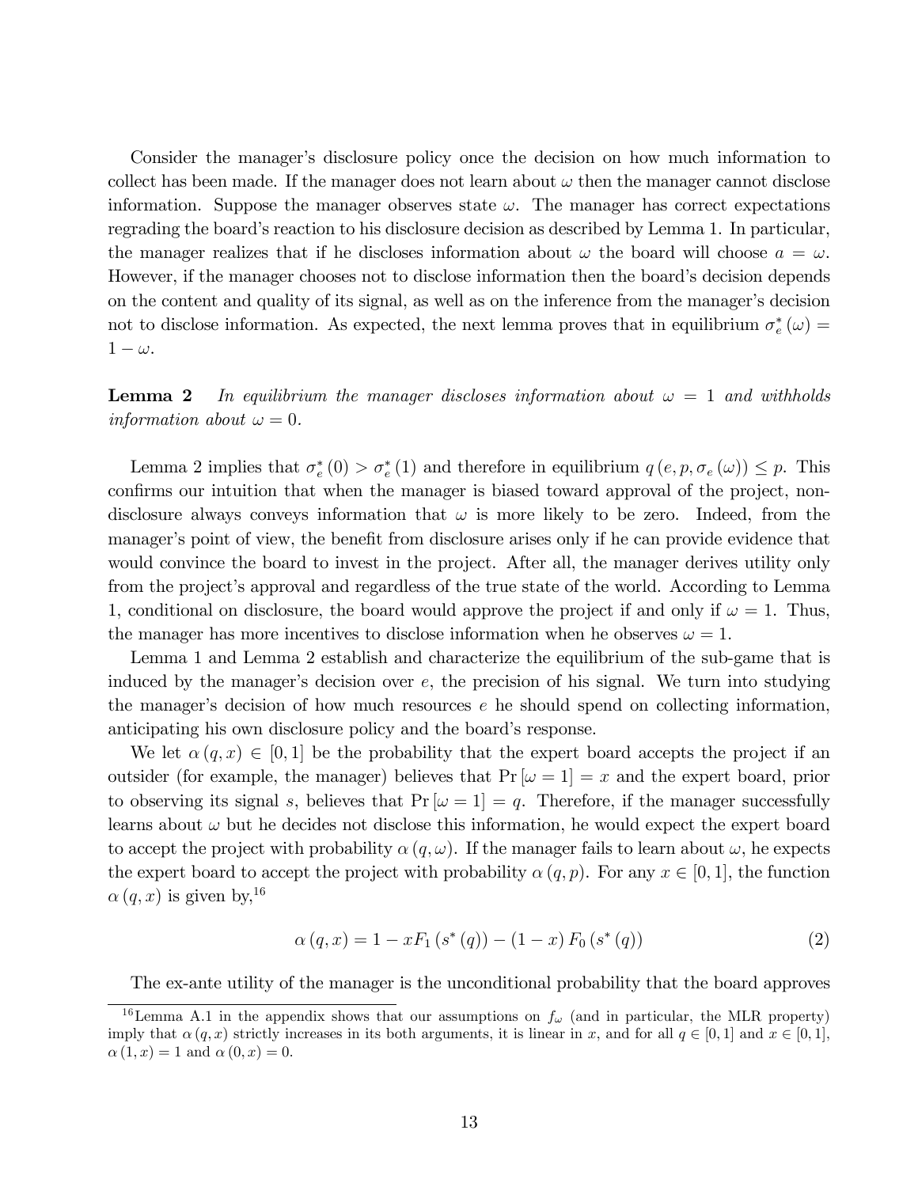Consider the manager's disclosure policy once the decision on how much information to collect has been made. If the manager does not learn about $\omega$ then the manager cannot disclose information. Suppose the manager observes state $\omega$. The manager has correct expectations regrading the board's reaction to his disclosure decision as described by Lemma 1. In particular, the manager realizes that if he discloses information about $\omega$ the board will choose $a = \omega$. However, if the manager chooses not to disclose information then the board's decision depends on the content and quality of its signal, as well as on the inference from the manager's decision not to disclose information. As expected, the next lemma proves that in equilibrium $\sigma_e^*(\omega) = 1 - \omega$.

**Lemma 2** *In equilibrium the manager discloses information about $\omega = 1$ and withholds information about $\omega = 0$.*

Lemma 2 implies that $\sigma_e^*(0) > \sigma_e^*(1)$ and therefore in equilibrium $q(e, p, \sigma_e(\omega)) \leq p$. This confirms our intuition that when the manager is biased toward approval of the project, non-disclosure always conveys information that $\omega$ is more likely to be zero. Indeed, from the manager's point of view, the benefit from disclosure arises only if he can provide evidence that would convince the board to invest in the project. After all, the manager derives utility only from the project's approval and regardless of the true state of the world. According to Lemma 1, conditional on disclosure, the board would approve the project if and only if $\omega = 1$. Thus, the manager has more incentives to disclose information when he observes $\omega = 1$.

Lemma 1 and Lemma 2 establish and characterize the equilibrium of the sub-game that is induced by the manager's decision over $e$, the precision of his signal. We turn into studying the manager's decision of how much resources $e$ he should spend on collecting information, anticipating his own disclosure policy and the board's response.

We let $\alpha(q, x) \in [0, 1]$ be the probability that the expert board accepts the project if an outsider (for example, the manager) believes that $\Pr[\omega = 1] = x$ and the expert board, prior to observing its signal $s$, believes that $\Pr[\omega = 1] = q$. Therefore, if the manager successfully learns about $\omega$ but he decides not disclose this information, he would expect the expert board to accept the project with probability $\alpha(q, \omega)$. If the manager fails to learn about $\omega$, he expects the expert board to accept the project with probability $\alpha(q, p)$. For any $x \in [0, 1]$, the function $\alpha(q, x)$ is given by,[16]

$$\alpha(q, x) = 1 - xF_1(s^*(q)) - (1 - x) F_0(s^*(q)) \tag{2}$$

The ex-ante utility of the manager is the unconditional probability that the board approves

[16] Lemma A.1 in the appendix shows that our assumptions on $f_\omega$ (and in particular, the MLR property) imply that $\alpha(q, x)$ strictly increases in its both arguments, it is linear in $x$, and for all $q \in [0, 1]$ and $x \in [0, 1]$, $\alpha(1, x) = 1$ and $\alpha(0, x) = 0$.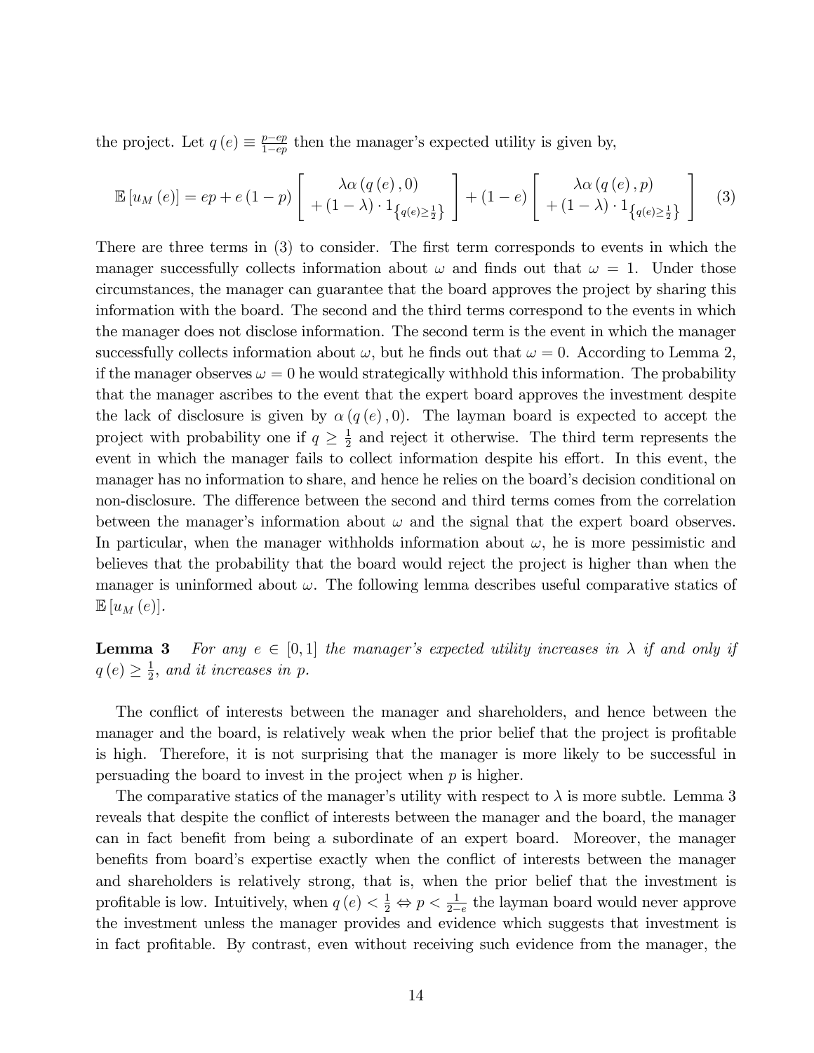the project. Let $q(e) \equiv \frac{p-ep}{1-ep}$ then the manager's expected utility is given by,

$$\mathbb{E}[u_M(e)] = ep + e(1-p)\left[\begin{array}{c} \lambda\alpha(q(e),0) \\ +(1-\lambda)\cdot 1_{\left\{q(e)\geq\frac{1}{2}\right\}} \end{array}\right] + (1-e)\left[\begin{array}{c} \lambda\alpha(q(e),p) \\ +(1-\lambda)\cdot 1_{\left\{q(e)\geq\frac{1}{2}\right\}} \end{array}\right] \quad (3)$$

There are three terms in (3) to consider. The first term corresponds to events in which the manager successfully collects information about $\omega$ and finds out that $\omega = 1$. Under those circumstances, the manager can guarantee that the board approves the project by sharing this information with the board. The second and the third terms correspond to the events in which the manager does not disclose information. The second term is the event in which the manager successfully collects information about $\omega$, but he finds out that $\omega = 0$. According to Lemma 2, if the manager observes $\omega = 0$ he would strategically withhold this information. The probability that the manager ascribes to the event that the expert board approves the investment despite the lack of disclosure is given by $\alpha(q(e),0)$. The layman board is expected to accept the project with probability one if $q \geq \frac{1}{2}$ and reject it otherwise. The third term represents the event in which the manager fails to collect information despite his effort. In this event, the manager has no information to share, and hence he relies on the board's decision conditional on non-disclosure. The difference between the second and third terms comes from the correlation between the manager's information about $\omega$ and the signal that the expert board observes. In particular, when the manager withholds information about $\omega$, he is more pessimistic and believes that the probability that the board would reject the project is higher than when the manager is uninformed about $\omega$. The following lemma describes useful comparative statics of $\mathbb{E}[u_M(e)]$.

**Lemma 3** *For any $e \in [0,1]$ the manager's expected utility increases in $\lambda$ if and only if $q(e) \geq \frac{1}{2}$, and it increases in $p$.*

The conflict of interests between the manager and shareholders, and hence between the manager and the board, is relatively weak when the prior belief that the project is profitable is high. Therefore, it is not surprising that the manager is more likely to be successful in persuading the board to invest in the project when $p$ is higher.

The comparative statics of the manager's utility with respect to $\lambda$ is more subtle. Lemma 3 reveals that despite the conflict of interests between the manager and the board, the manager can in fact benefit from being a subordinate of an expert board. Moreover, the manager benefits from board's expertise exactly when the conflict of interests between the manager and shareholders is relatively strong, that is, when the prior belief that the investment is profitable is low. Intuitively, when $q(e) < \frac{1}{2} \Leftrightarrow p < \frac{1}{2-e}$ the layman board would never approve the investment unless the manager provides and evidence which suggests that investment is in fact profitable. By contrast, even without receiving such evidence from the manager, the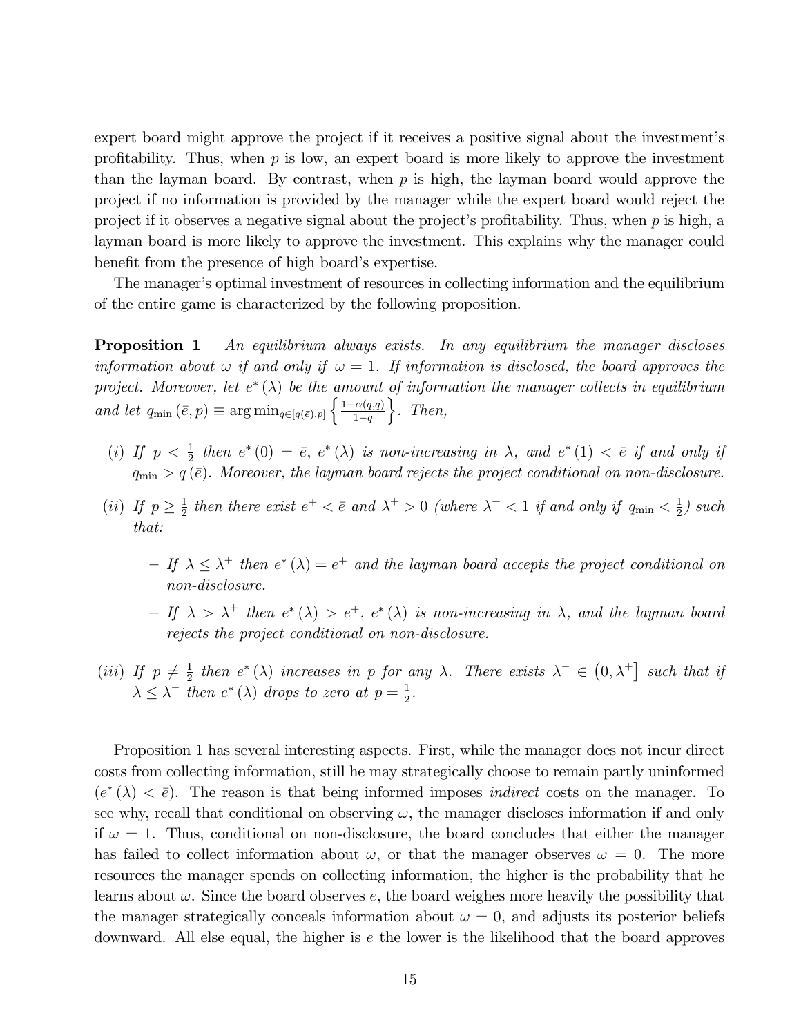expert board might approve the project if it receives a positive signal about the investment's profitability. Thus, when $p$ is low, an expert board is more likely to approve the investment than the layman board. By contrast, when $p$ is high, the layman board would approve the project if no information is provided by the manager while the expert board would reject the project if it observes a negative signal about the project's profitability. Thus, when $p$ is high, a layman board is more likely to approve the investment. This explains why the manager could benefit from the presence of high board's expertise.

The manager's optimal investment of resources in collecting information and the equilibrium of the entire game is characterized by the following proposition.

**Proposition 1** *An equilibrium always exists. In any equilibrium the manager discloses information about $\omega$ if and only if $\omega = 1$. If information is disclosed, the board approves the project. Moreover, let $e^*(\lambda)$ be the amount of information the manager collects in equilibrium and let $q_{\min}(\bar{e}, p) \equiv \arg\min_{q \in [q(\bar{e}), p]} \left\{ \frac{1-\alpha(q,q)}{1-q} \right\}$. Then,*

- *(i) If $p < \frac{1}{2}$ then $e^*(0) = \bar{e}$, $e^*(\lambda)$ is non-increasing in $\lambda$, and $e^*(1) < \bar{e}$ if and only if $q_{\min} > q(\bar{e})$. Moreover, the layman board rejects the project conditional on non-disclosure.*
- *(ii) If $p \geq \frac{1}{2}$ then there exist $e^+ < \bar{e}$ and $\lambda^+ > 0$ (where $\lambda^+ < 1$ if and only if $q_{\min} < \frac{1}{2}$) such that:*
  - *If $\lambda \leq \lambda^+$ then $e^*(\lambda) = e^+$ and the layman board accepts the project conditional on non-disclosure.*
  - *If $\lambda > \lambda^+$ then $e^*(\lambda) > e^+$, $e^*(\lambda)$ is non-increasing in $\lambda$, and the layman board rejects the project conditional on non-disclosure.*
- *(iii) If $p \neq \frac{1}{2}$ then $e^*(\lambda)$ increases in $p$ for any $\lambda$. There exists $\lambda^- \in (0, \lambda^+]$ such that if $\lambda \leq \lambda^-$ then $e^*(\lambda)$ drops to zero at $p = \frac{1}{2}$.*

Proposition 1 has several interesting aspects. First, while the manager does not incur direct costs from collecting information, still he may strategically choose to remain partly uninformed ($e^*(\lambda) < \bar{e}$). The reason is that being informed imposes *indirect* costs on the manager. To see why, recall that conditional on observing $\omega$, the manager discloses information if and only if $\omega = 1$. Thus, conditional on non-disclosure, the board concludes that either the manager has failed to collect information about $\omega$, or that the manager observes $\omega = 0$. The more resources the manager spends on collecting information, the higher is the probability that he learns about $\omega$. Since the board observes $e$, the board weighes more heavily the possibility that the manager strategically conceals information about $\omega = 0$, and adjusts its posterior beliefs downward. All else equal, the higher is $e$ the lower is the likelihood that the board approves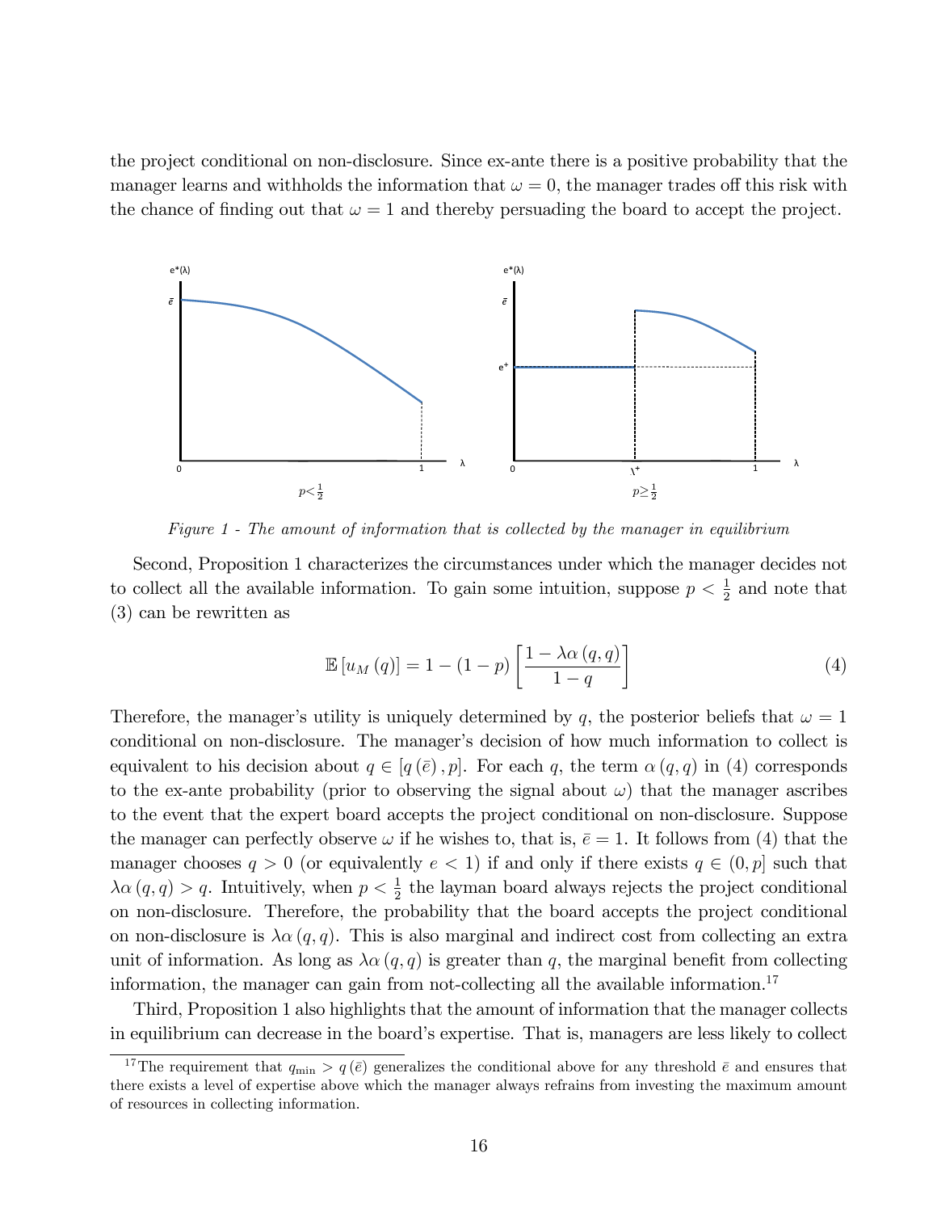the project conditional on non-disclosure. Since ex-ante there is a positive probability that the manager learns and withholds the information that $\omega = 0$, the manager trades off this risk with the chance of finding out that $\omega = 1$ and thereby persuading the board to accept the project.

*Figure 1 - The amount of information that is collected by the manager in equilibrium*

Second, Proposition 1 characterizes the circumstances under which the manager decides not to collect all the available information. To gain some intuition, suppose $p < \frac{1}{2}$ and note that (3) can be rewritten as

$$\mathbb{E}\left[u_M\left(q\right)\right] = 1 - \left(1 - p\right)\left[\frac{1 - \lambda\alpha\left(q, q\right)}{1 - q}\right] \tag{4}$$

Therefore, the manager's utility is uniquely determined by $q$, the posterior beliefs that $\omega = 1$ conditional on non-disclosure. The manager's decision of how much information to collect is equivalent to his decision about $q \in \left[q\left(\bar{e}\right), p\right]$. For each $q$, the term $\alpha\left(q, q\right)$ in (4) corresponds to the ex-ante probability (prior to observing the signal about $\omega$) that the manager ascribes to the event that the expert board accepts the project conditional on non-disclosure. Suppose the manager can perfectly observe $\omega$ if he wishes to, that is, $\bar{e} = 1$. It follows from (4) that the manager chooses $q > 0$ (or equivalently $e < 1$) if and only if there exists $q \in (0, p]$ such that $\lambda\alpha\left(q, q\right) > q$. Intuitively, when $p < \frac{1}{2}$ the layman board always rejects the project conditional on non-disclosure. Therefore, the probability that the board accepts the project conditional on non-disclosure is $\lambda\alpha\left(q, q\right)$. This is also marginal and indirect cost from collecting an extra unit of information. As long as $\lambda\alpha\left(q, q\right)$ is greater than $q$, the marginal benefit from collecting information, the manager can gain from not-collecting all the available information.[17]

Third, Proposition 1 also highlights that the amount of information that the manager collects in equilibrium can decrease in the board's expertise. That is, managers are less likely to collect

[17] The requirement that $q_{\min} > q\left(\bar{e}\right)$ generalizes the conditional above for any threshold $\bar{e}$ and ensures that there exists a level of expertise above which the manager always refrains from investing the maximum amount of resources in collecting information.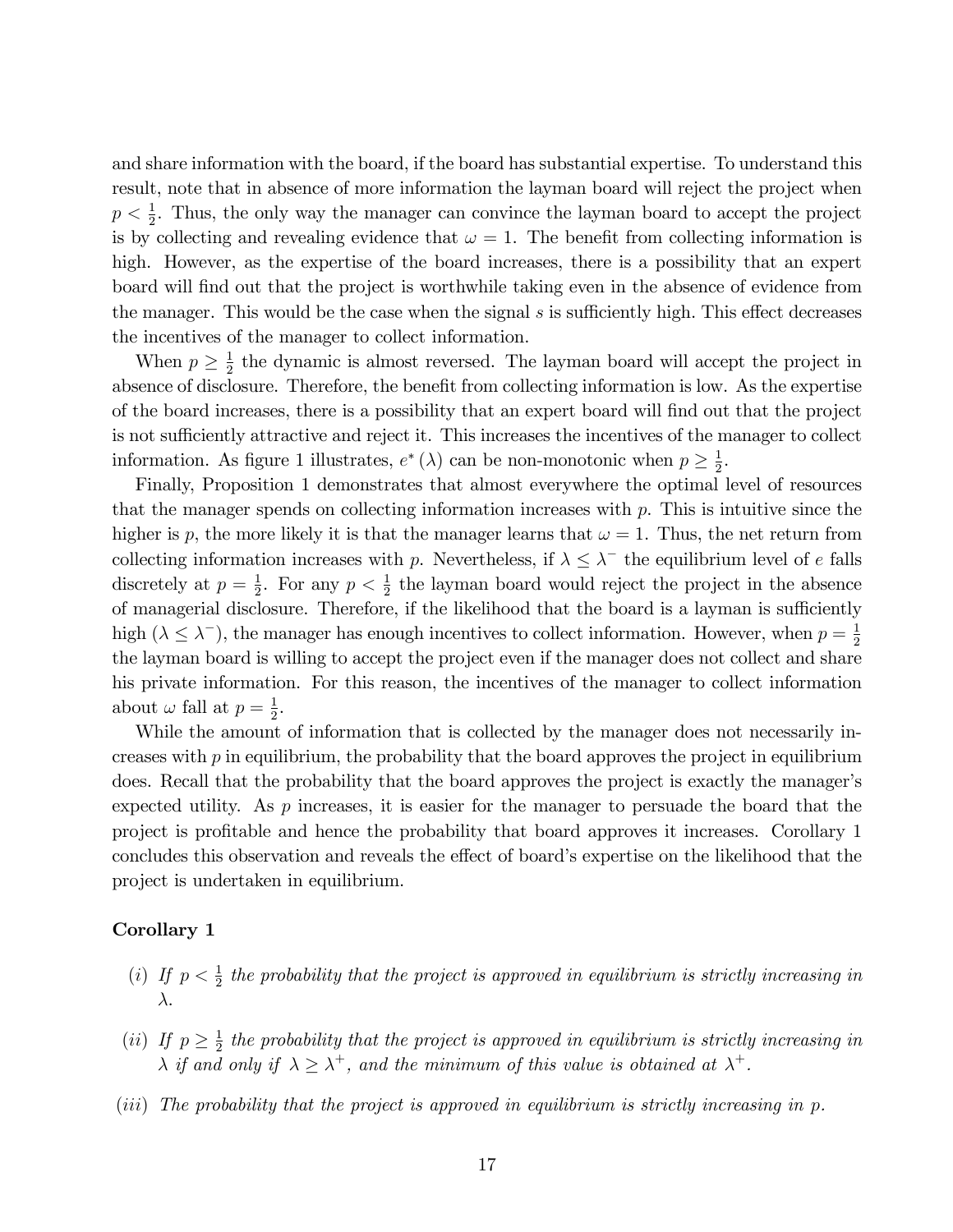and share information with the board, if the board has substantial expertise. To understand this result, note that in absence of more information the layman board will reject the project when $p < \frac{1}{2}$. Thus, the only way the manager can convince the layman board to accept the project is by collecting and revealing evidence that $\omega = 1$. The benefit from collecting information is high. However, as the expertise of the board increases, there is a possibility that an expert board will find out that the project is worthwhile taking even in the absence of evidence from the manager. This would be the case when the signal $s$ is sufficiently high. This effect decreases the incentives of the manager to collect information.

When $p \geq \frac{1}{2}$ the dynamic is almost reversed. The layman board will accept the project in absence of disclosure. Therefore, the benefit from collecting information is low. As the expertise of the board increases, there is a possibility that an expert board will find out that the project is not sufficiently attractive and reject it. This increases the incentives of the manager to collect information. As figure 1 illustrates, $e^*(\lambda)$ can be non-monotonic when $p \geq \frac{1}{2}$.

Finally, Proposition 1 demonstrates that almost everywhere the optimal level of resources that the manager spends on collecting information increases with $p$. This is intuitive since the higher is $p$, the more likely it is that the manager learns that $\omega = 1$. Thus, the net return from collecting information increases with $p$. Nevertheless, if $\lambda \leq \lambda^-$ the equilibrium level of $e$ falls discretely at $p = \frac{1}{2}$. For any $p < \frac{1}{2}$ the layman board would reject the project in the absence of managerial disclosure. Therefore, if the likelihood that the board is a layman is sufficiently high ($\lambda \leq \lambda^-$), the manager has enough incentives to collect information. However, when $p = \frac{1}{2}$ the layman board is willing to accept the project even if the manager does not collect and share his private information. For this reason, the incentives of the manager to collect information about $\omega$ fall at $p = \frac{1}{2}$.

While the amount of information that is collected by the manager does not necessarily increases with $p$ in equilibrium, the probability that the board approves the project in equilibrium does. Recall that the probability that the board approves the project is exactly the manager's expected utility. As $p$ increases, it is easier for the manager to persuade the board that the project is profitable and hence the probability that board approves it increases. Corollary 1 concludes this observation and reveals the effect of board's expertise on the likelihood that the project is undertaken in equilibrium.

**Corollary 1**

*(i) If $p < \frac{1}{2}$ the probability that the project is approved in equilibrium is strictly increasing in $\lambda$.*

*(ii) If $p \geq \frac{1}{2}$ the probability that the project is approved in equilibrium is strictly increasing in $\lambda$ if and only if $\lambda \geq \lambda^+$, and the minimum of this value is obtained at $\lambda^+$.*

*(iii) The probability that the project is approved in equilibrium is strictly increasing in $p$.*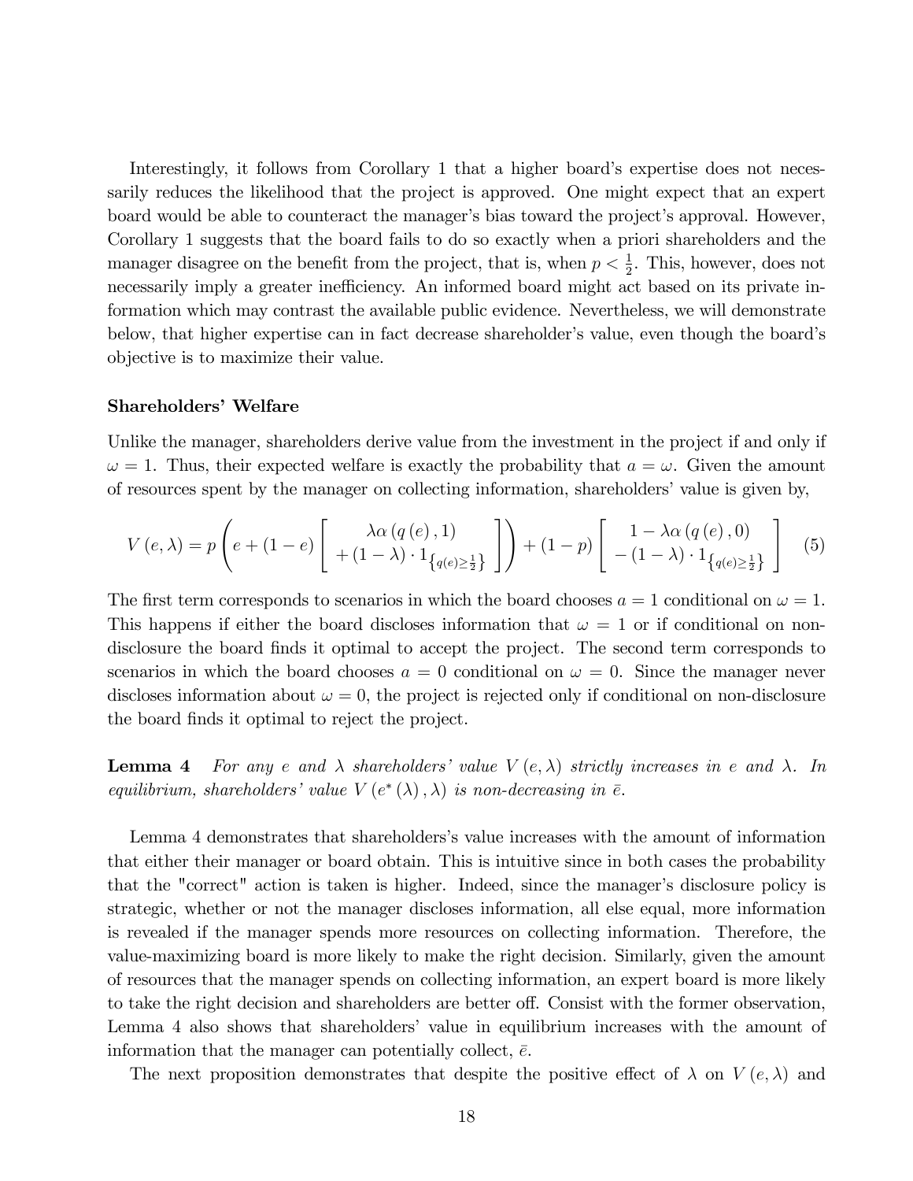Interestingly, it follows from Corollary 1 that a higher board's expertise does not necessarily reduces the likelihood that the project is approved. One might expect that an expert board would be able to counteract the manager's bias toward the project's approval. However, Corollary 1 suggests that the board fails to do so exactly when a priori shareholders and the manager disagree on the benefit from the project, that is, when $p < \frac{1}{2}$. This, however, does not necessarily imply a greater inefficiency. An informed board might act based on its private information which may contrast the available public evidence. Nevertheless, we will demonstrate below, that higher expertise can in fact decrease shareholder's value, even though the board's objective is to maximize their value.

**Shareholders' Welfare**

Unlike the manager, shareholders derive value from the investment in the project if and only if $\omega = 1$. Thus, their expected welfare is exactly the probability that $a = \omega$. Given the amount of resources spent by the manager on collecting information, shareholders' value is given by,

$$V(e, \lambda) = p\left(e + (1-e)\left[\begin{array}{c} \lambda\alpha(q(e), 1) \\ +(1-\lambda)\cdot 1_{\left\{q(e) \geq \frac{1}{2}\right\}} \end{array}\right]\right) + (1-p)\left[\begin{array}{c} 1 - \lambda\alpha(q(e), 0) \\ -(1-\lambda)\cdot 1_{\left\{q(e) \geq \frac{1}{2}\right\}} \end{array}\right] \quad (5)$$

The first term corresponds to scenarios in which the board chooses $a = 1$ conditional on $\omega = 1$. This happens if either the board discloses information that $\omega = 1$ or if conditional on non-disclosure the board finds it optimal to accept the project. The second term corresponds to scenarios in which the board chooses $a = 0$ conditional on $\omega = 0$. Since the manager never discloses information about $\omega = 0$, the project is rejected only if conditional on non-disclosure the board finds it optimal to reject the project.

**Lemma 4** *For any $e$ and $\lambda$ shareholders' value $V(e, \lambda)$ strictly increases in $e$ and $\lambda$. In equilibrium, shareholders' value $V(e^*(\lambda), \lambda)$ is non-decreasing in $\bar{e}$.*

Lemma 4 demonstrates that shareholders's value increases with the amount of information that either their manager or board obtain. This is intuitive since in both cases the probability that the "correct" action is taken is higher. Indeed, since the manager's disclosure policy is strategic, whether or not the manager discloses information, all else equal, more information is revealed if the manager spends more resources on collecting information. Therefore, the value-maximizing board is more likely to make the right decision. Similarly, given the amount of resources that the manager spends on collecting information, an expert board is more likely to take the right decision and shareholders are better off. Consist with the former observation, Lemma 4 also shows that shareholders' value in equilibrium increases with the amount of information that the manager can potentially collect, $\bar{e}$.

The next proposition demonstrates that despite the positive effect of $\lambda$ on $V(e, \lambda)$ and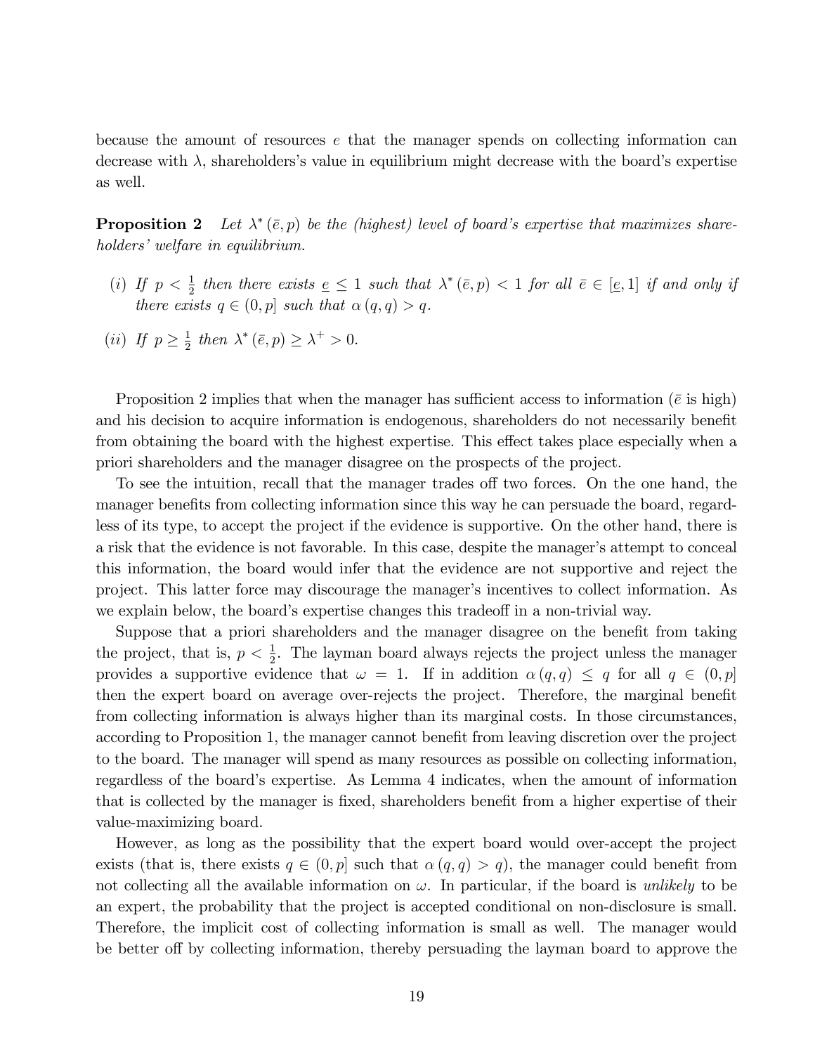because the amount of resources $e$ that the manager spends on collecting information can decrease with $\lambda$, shareholders's value in equilibrium might decrease with the board's expertise as well.

**Proposition 2** *Let $\lambda^*(\bar{e}, p)$ be the (highest) level of board's expertise that maximizes shareholders' welfare in equilibrium.*

- (i) *If $p < \frac{1}{2}$ then there exists $\underline{e} \leq 1$ such that $\lambda^*(\bar{e}, p) < 1$ for all $\bar{e} \in [\underline{e}, 1]$ if and only if there exists $q \in (0, p]$ such that $\alpha(q, q) > q$.*
- (ii) *If $p \geq \frac{1}{2}$ then $\lambda^*(\bar{e}, p) \geq \lambda^+ > 0$.*

Proposition 2 implies that when the manager has sufficient access to information ($\bar{e}$ is high) and his decision to acquire information is endogenous, shareholders do not necessarily benefit from obtaining the board with the highest expertise. This effect takes place especially when a priori shareholders and the manager disagree on the prospects of the project.

To see the intuition, recall that the manager trades off two forces. On the one hand, the manager benefits from collecting information since this way he can persuade the board, regardless of its type, to accept the project if the evidence is supportive. On the other hand, there is a risk that the evidence is not favorable. In this case, despite the manager's attempt to conceal this information, the board would infer that the evidence are not supportive and reject the project. This latter force may discourage the manager's incentives to collect information. As we explain below, the board's expertise changes this tradeoff in a non-trivial way.

Suppose that a priori shareholders and the manager disagree on the benefit from taking the project, that is, $p < \frac{1}{2}$. The layman board always rejects the project unless the manager provides a supportive evidence that $\omega = 1$. If in addition $\alpha(q, q) \leq q$ for all $q \in (0, p]$ then the expert board on average over-rejects the project. Therefore, the marginal benefit from collecting information is always higher than its marginal costs. In those circumstances, according to Proposition 1, the manager cannot benefit from leaving discretion over the project to the board. The manager will spend as many resources as possible on collecting information, regardless of the board's expertise. As Lemma 4 indicates, when the amount of information that is collected by the manager is fixed, shareholders benefit from a higher expertise of their value-maximizing board.

However, as long as the possibility that the expert board would over-accept the project exists (that is, there exists $q \in (0, p]$ such that $\alpha(q, q) > q$), the manager could benefit from not collecting all the available information on $\omega$. In particular, if the board is *unlikely* to be an expert, the probability that the project is accepted conditional on non-disclosure is small. Therefore, the implicit cost of collecting information is small as well. The manager would be better off by collecting information, thereby persuading the layman board to approve the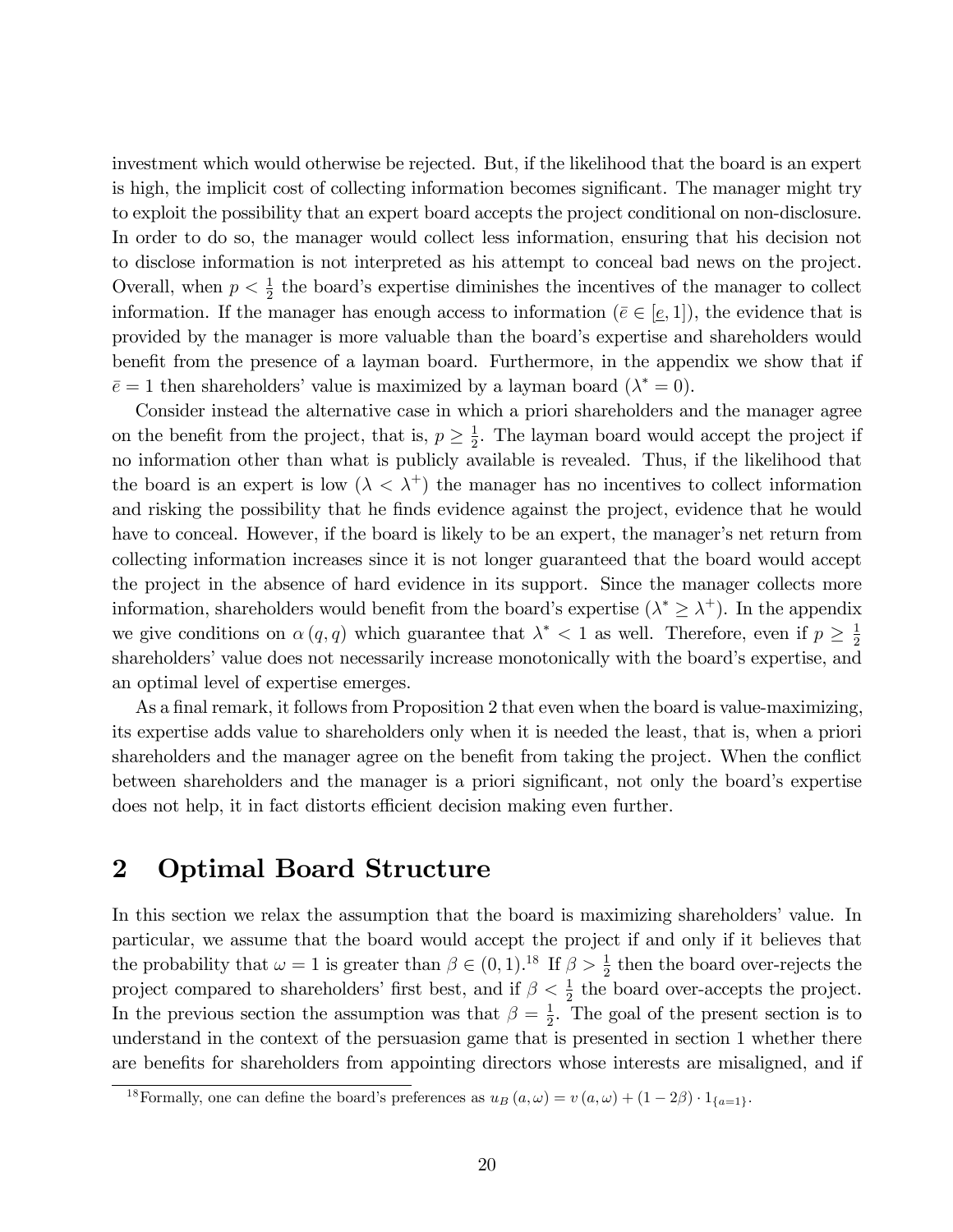investment which would otherwise be rejected. But, if the likelihood that the board is an expert is high, the implicit cost of collecting information becomes significant. The manager might try to exploit the possibility that an expert board accepts the project conditional on non-disclosure. In order to do so, the manager would collect less information, ensuring that his decision not to disclose information is not interpreted as his attempt to conceal bad news on the project. Overall, when $p < \frac{1}{2}$ the board's expertise diminishes the incentives of the manager to collect information. If the manager has enough access to information ($\bar{e} \in [\underline{e}, 1]$), the evidence that is provided by the manager is more valuable than the board's expertise and shareholders would benefit from the presence of a layman board. Furthermore, in the appendix we show that if $\bar{e} = 1$ then shareholders' value is maximized by a layman board ($\lambda^* = 0$).

Consider instead the alternative case in which a priori shareholders and the manager agree on the benefit from the project, that is, $p \geq \frac{1}{2}$. The layman board would accept the project if no information other than what is publicly available is revealed. Thus, if the likelihood that the board is an expert is low ($\lambda < \lambda^+$) the manager has no incentives to collect information and risking the possibility that he finds evidence against the project, evidence that he would have to conceal. However, if the board is likely to be an expert, the manager's net return from collecting information increases since it is not longer guaranteed that the board would accept the project in the absence of hard evidence in its support. Since the manager collects more information, shareholders would benefit from the board's expertise ($\lambda^* \geq \lambda^+$). In the appendix we give conditions on $\alpha(q, q)$ which guarantee that $\lambda^* < 1$ as well. Therefore, even if $p \geq \frac{1}{2}$ shareholders' value does not necessarily increase monotonically with the board's expertise, and an optimal level of expertise emerges.

As a final remark, it follows from Proposition 2 that even when the board is value-maximizing, its expertise adds value to shareholders only when it is needed the least, that is, when a priori shareholders and the manager agree on the benefit from taking the project. When the conflict between shareholders and the manager is a priori significant, not only the board's expertise does not help, it in fact distorts efficient decision making even further.

# 2 Optimal Board Structure

In this section we relax the assumption that the board is maximizing shareholders' value. In particular, we assume that the board would accept the project if and only if it believes that the probability that $\omega = 1$ is greater than $\beta \in (0, 1)$.[18] If $\beta > \frac{1}{2}$ then the board over-rejects the project compared to shareholders' first best, and if $\beta < \frac{1}{2}$ the board over-accepts the project. In the previous section the assumption was that $\beta = \frac{1}{2}$. The goal of the present section is to understand in the context of the persuasion game that is presented in section 1 whether there are benefits for shareholders from appointing directors whose interests are misaligned, and if

[18] Formally, one can define the board's preferences as $u_B(a, \omega) = v(a, \omega) + (1 - 2\beta) \cdot 1_{\{a=1\}}$.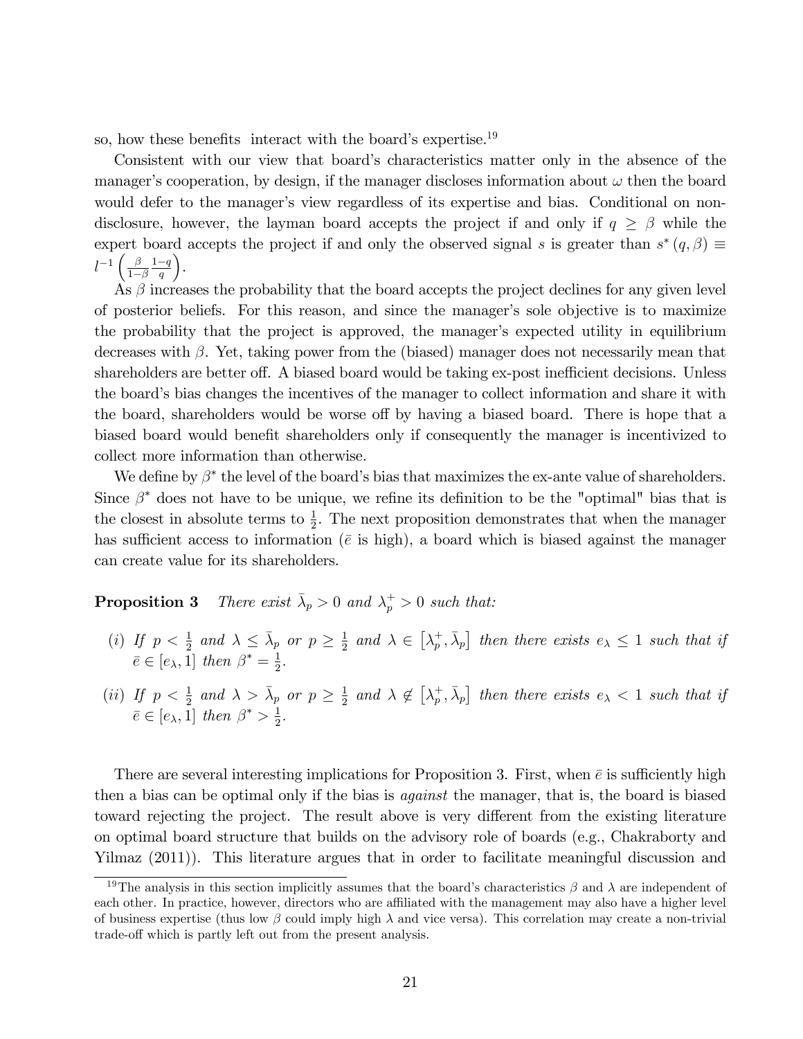so, how these benefits interact with the board's expertise.[19]

Consistent with our view that board's characteristics matter only in the absence of the manager's cooperation, by design, if the manager discloses information about $\omega$ then the board would defer to the manager's view regardless of its expertise and bias. Conditional on non-disclosure, however, the layman board accepts the project if and only if $q \geq \beta$ while the expert board accepts the project if and only the observed signal $s$ is greater than $s^*(q,\beta) \equiv l^{-1}\left(\frac{\beta}{1-\beta}\frac{1-q}{q}\right)$.

As $\beta$ increases the probability that the board accepts the project declines for any given level of posterior beliefs. For this reason, and since the manager's sole objective is to maximize the probability that the project is approved, the manager's expected utility in equilibrium decreases with $\beta$. Yet, taking power from the (biased) manager does not necessarily mean that shareholders are better off. A biased board would be taking ex-post inefficient decisions. Unless the board's bias changes the incentives of the manager to collect information and share it with the board, shareholders would be worse off by having a biased board. There is hope that a biased board would benefit shareholders only if consequently the manager is incentivized to collect more information than otherwise.

We define by $\beta^*$ the level of the board's bias that maximizes the ex-ante value of shareholders. Since $\beta^*$ does not have to be unique, we refine its definition to be the "optimal" bias that is the closest in absolute terms to $\frac{1}{2}$. The next proposition demonstrates that when the manager has sufficient access to information ($\bar{e}$ is high), a board which is biased against the manager can create value for its shareholders.

**Proposition 3** *There exist $\bar{\lambda}_p > 0$ and $\lambda_p^+ > 0$ such that:*

(*i*) *If $p < \frac{1}{2}$ and $\lambda \leq \bar{\lambda}_p$ or $p \geq \frac{1}{2}$ and $\lambda \in \left[\lambda_p^+, \bar{\lambda}_p\right]$ then there exists $e_\lambda \leq 1$ such that if $\bar{e} \in [e_\lambda, 1]$ then $\beta^* = \frac{1}{2}$.*

(*ii*) *If $p < \frac{1}{2}$ and $\lambda > \bar{\lambda}_p$ or $p \geq \frac{1}{2}$ and $\lambda \notin \left[\lambda_p^+, \bar{\lambda}_p\right]$ then there exists $e_\lambda < 1$ such that if $\bar{e} \in [e_\lambda, 1]$ then $\beta^* > \frac{1}{2}$.*

There are several interesting implications for Proposition 3. First, when $\bar{e}$ is sufficiently high then a bias can be optimal only if the bias is *against* the manager, that is, the board is biased toward rejecting the project. The result above is very different from the existing literature on optimal board structure that builds on the advisory role of boards (e.g., Chakraborty and Yilmaz (2011)). This literature argues that in order to facilitate meaningful discussion and

[19] The analysis in this section implicitly assumes that the board's characteristics $\beta$ and $\lambda$ are independent of each other. In practice, however, directors who are affiliated with the management may also have a higher level of business expertise (thus low $\beta$ could imply high $\lambda$ and vice versa). This correlation may create a non-trivial trade-off which is partly left out from the present analysis.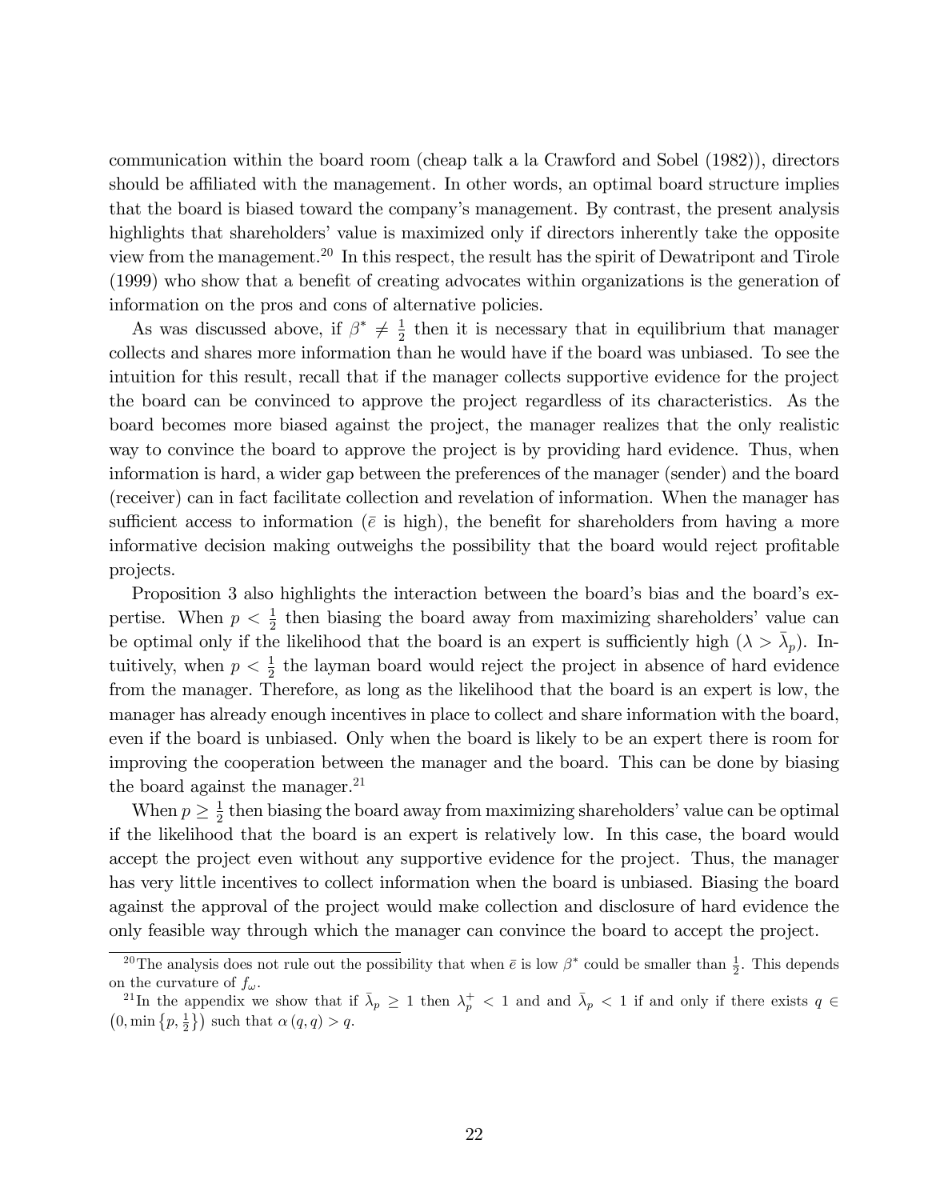communication within the board room (cheap talk a la Crawford and Sobel (1982)), directors should be affiliated with the management. In other words, an optimal board structure implies that the board is biased toward the company's management. By contrast, the present analysis highlights that shareholders' value is maximized only if directors inherently take the opposite view from the management.[20] In this respect, the result has the spirit of Dewatripont and Tirole (1999) who show that a benefit of creating advocates within organizations is the generation of information on the pros and cons of alternative policies.

As was discussed above, if $\beta^* \neq \frac{1}{2}$ then it is necessary that in equilibrium that manager collects and shares more information than he would have if the board was unbiased. To see the intuition for this result, recall that if the manager collects supportive evidence for the project the board can be convinced to approve the project regardless of its characteristics. As the board becomes more biased against the project, the manager realizes that the only realistic way to convince the board to approve the project is by providing hard evidence. Thus, when information is hard, a wider gap between the preferences of the manager (sender) and the board (receiver) can in fact facilitate collection and revelation of information. When the manager has sufficient access to information ($\bar{e}$ is high), the benefit for shareholders from having a more informative decision making outweighs the possibility that the board would reject profitable projects.

Proposition 3 also highlights the interaction between the board's bias and the board's expertise. When $p < \frac{1}{2}$ then biasing the board away from maximizing shareholders' value can be optimal only if the likelihood that the board is an expert is sufficiently high ($\lambda > \bar{\lambda}_p$). Intuitively, when $p < \frac{1}{2}$ the layman board would reject the project in absence of hard evidence from the manager. Therefore, as long as the likelihood that the board is an expert is low, the manager has already enough incentives in place to collect and share information with the board, even if the board is unbiased. Only when the board is likely to be an expert there is room for improving the cooperation between the manager and the board. This can be done by biasing the board against the manager.[21]

When $p \geq \frac{1}{2}$ then biasing the board away from maximizing shareholders' value can be optimal if the likelihood that the board is an expert is relatively low. In this case, the board would accept the project even without any supportive evidence for the project. Thus, the manager has very little incentives to collect information when the board is unbiased. Biasing the board against the approval of the project would make collection and disclosure of hard evidence the only feasible way through which the manager can convince the board to accept the project.

[20] The analysis does not rule out the possibility that when $\bar{e}$ is low $\beta^*$ could be smaller than $\frac{1}{2}$. This depends on the curvature of $f_\omega$.

[21] In the appendix we show that if $\bar{\lambda}_p \geq 1$ then $\lambda_p^+ < 1$ and and $\bar{\lambda}_p < 1$ if and only if there exists $q \in \left(0, \min\left\{p, \frac{1}{2}\right\}\right)$ such that $\alpha(q, q) > q$.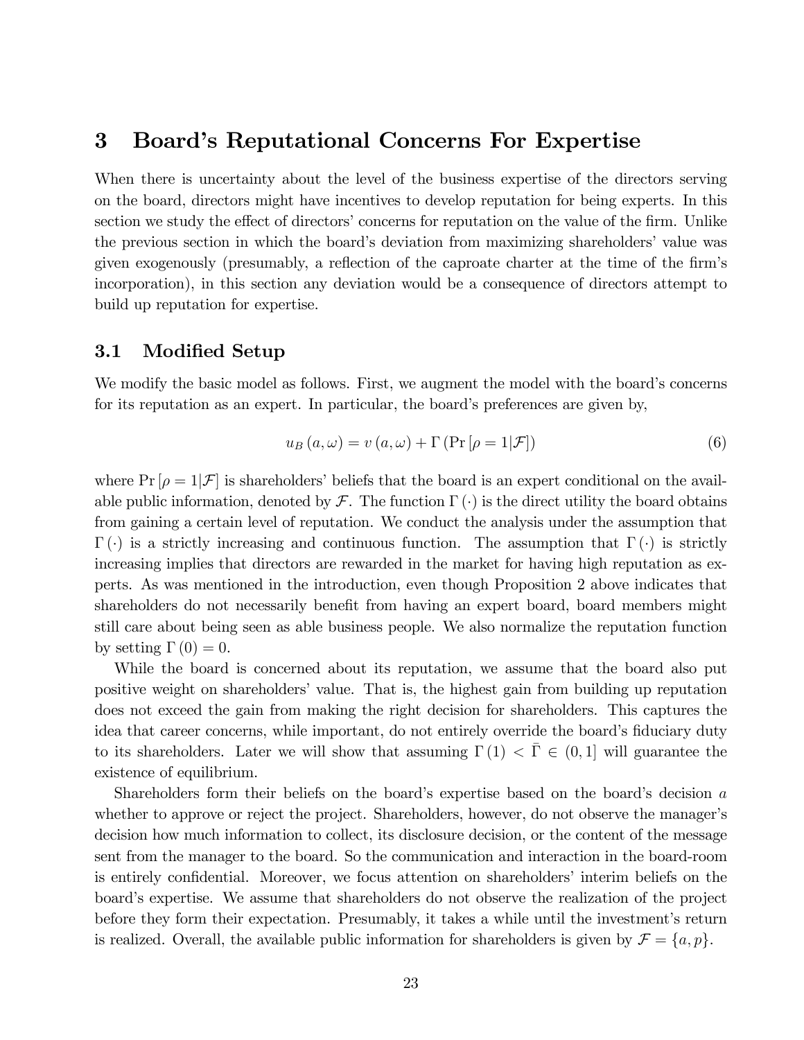# 3 Board's Reputational Concerns For Expertise

When there is uncertainty about the level of the business expertise of the directors serving on the board, directors might have incentives to develop reputation for being experts. In this section we study the effect of directors' concerns for reputation on the value of the firm. Unlike the previous section in which the board's deviation from maximizing shareholders' value was given exogenously (presumably, a reflection of the caproate charter at the time of the firm's incorporation), in this section any deviation would be a consequence of directors attempt to build up reputation for expertise.

## 3.1 Modified Setup

We modify the basic model as follows. First, we augment the model with the board's concerns for its reputation as an expert. In particular, the board's preferences are given by,

$$u_B(a, \omega) = v(a, \omega) + \Gamma(\Pr[\rho = 1|\mathcal{F}]) \tag{6}$$

where $\Pr[\rho = 1|\mathcal{F}]$ is shareholders' beliefs that the board is an expert conditional on the available public information, denoted by $\mathcal{F}$. The function $\Gamma(\cdot)$ is the direct utility the board obtains from gaining a certain level of reputation. We conduct the analysis under the assumption that $\Gamma(\cdot)$ is a strictly increasing and continuous function. The assumption that $\Gamma(\cdot)$ is strictly increasing implies that directors are rewarded in the market for having high reputation as experts. As was mentioned in the introduction, even though Proposition 2 above indicates that shareholders do not necessarily benefit from having an expert board, board members might still care about being seen as able business people. We also normalize the reputation function by setting $\Gamma(0) = 0$.

While the board is concerned about its reputation, we assume that the board also put positive weight on shareholders' value. That is, the highest gain from building up reputation does not exceed the gain from making the right decision for shareholders. This captures the idea that career concerns, while important, do not entirely override the board's fiduciary duty to its shareholders. Later we will show that assuming $\Gamma(1) < \bar{\Gamma} \in (0, 1]$ will guarantee the existence of equilibrium.

Shareholders form their beliefs on the board's expertise based on the board's decision $a$ whether to approve or reject the project. Shareholders, however, do not observe the manager's decision how much information to collect, its disclosure decision, or the content of the message sent from the manager to the board. So the communication and interaction in the board-room is entirely confidential. Moreover, we focus attention on shareholders' interim beliefs on the board's expertise. We assume that shareholders do not observe the realization of the project before they form their expectation. Presumably, it takes a while until the investment's return is realized. Overall, the available public information for shareholders is given by $\mathcal{F} = \{a, p\}$.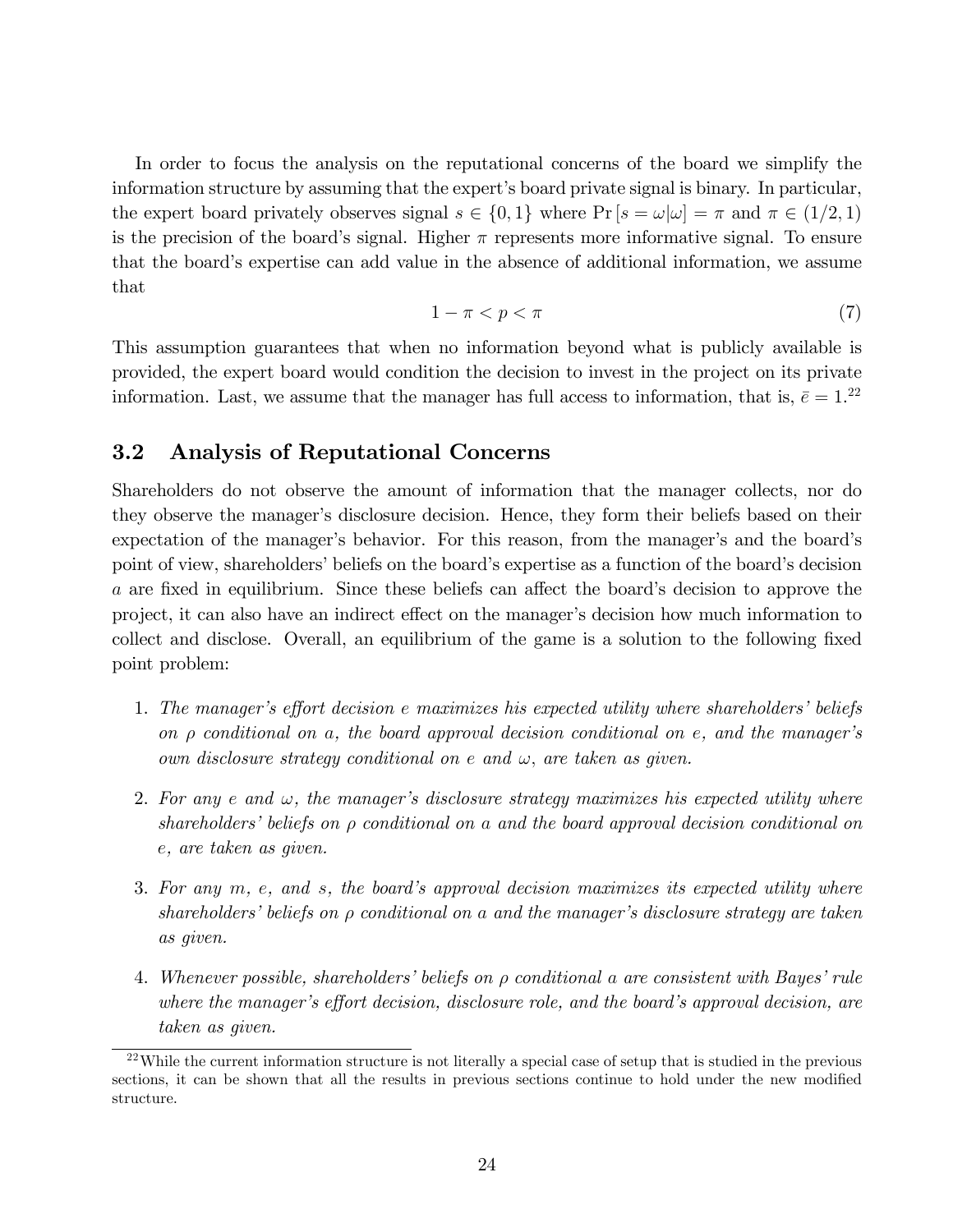In order to focus the analysis on the reputational concerns of the board we simplify the information structure by assuming that the expert's board private signal is binary. In particular, the expert board privately observes signal $s \in \{0, 1\}$ where $\Pr[s = \omega|\omega] = \pi$ and $\pi \in (1/2, 1)$ is the precision of the board's signal. Higher $\pi$ represents more informative signal. To ensure that the board's expertise can add value in the absence of additional information, we assume that

$$1 - \pi < p < \pi \tag{7}$$

This assumption guarantees that when no information beyond what is publicly available is provided, the expert board would condition the decision to invest in the project on its private information. Last, we assume that the manager has full access to information, that is, $\bar{e} = 1$.[22]

## 3.2 Analysis of Reputational Concerns

Shareholders do not observe the amount of information that the manager collects, nor do they observe the manager's disclosure decision. Hence, they form their beliefs based on their expectation of the manager's behavior. For this reason, from the manager's and the board's point of view, shareholders' beliefs on the board's expertise as a function of the board's decision $a$ are fixed in equilibrium. Since these beliefs can affect the board's decision to approve the project, it can also have an indirect effect on the manager's decision how much information to collect and disclose. Overall, an equilibrium of the game is a solution to the following fixed point problem:

1. *The manager's effort decision $e$ maximizes his expected utility where shareholders' beliefs on $\rho$ conditional on $a$, the board approval decision conditional on $e$, and the manager's own disclosure strategy conditional on $e$ and $\omega$, are taken as given.*

2. *For any $e$ and $\omega$, the manager's disclosure strategy maximizes his expected utility where shareholders' beliefs on $\rho$ conditional on $a$ and the board approval decision conditional on $e$, are taken as given.*

3. *For any $m$, $e$, and $s$, the board's approval decision maximizes its expected utility where shareholders' beliefs on $\rho$ conditional on $a$ and the manager's disclosure strategy are taken as given.*

4. *Whenever possible, shareholders' beliefs on $\rho$ conditional $a$ are consistent with Bayes' rule where the manager's effort decision, disclosure role, and the board's approval decision, are taken as given.*

[22] While the current information structure is not literally a special case of setup that is studied in the previous sections, it can be shown that all the results in previous sections continue to hold under the new modified structure.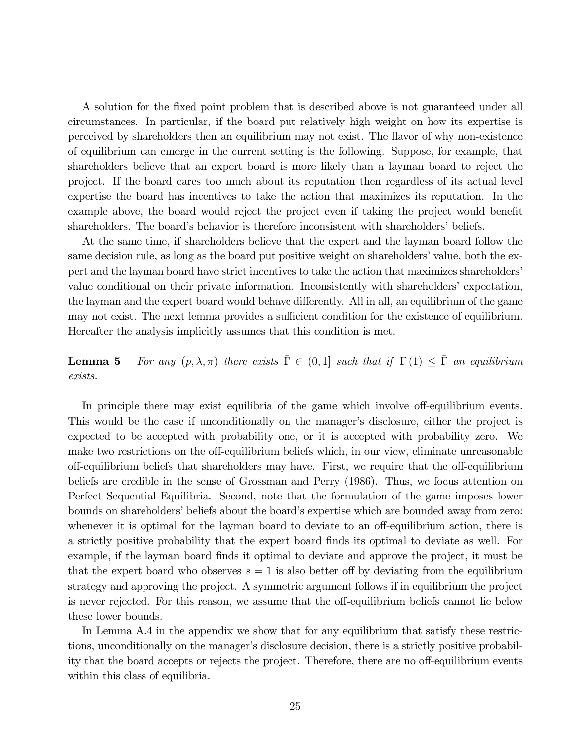A solution for the fixed point problem that is described above is not guaranteed under all circumstances. In particular, if the board put relatively high weight on how its expertise is perceived by shareholders then an equilibrium may not exist. The flavor of why non-existence of equilibrium can emerge in the current setting is the following. Suppose, for example, that shareholders believe that an expert board is more likely than a layman board to reject the project. If the board cares too much about its reputation then regardless of its actual level expertise the board has incentives to take the action that maximizes its reputation. In the example above, the board would reject the project even if taking the project would benefit shareholders. The board's behavior is therefore inconsistent with shareholders' beliefs.

At the same time, if shareholders believe that the expert and the layman board follow the same decision rule, as long as the board put positive weight on shareholders' value, both the expert and the layman board have strict incentives to take the action that maximizes shareholders' value conditional on their private information. Inconsistently with shareholders' expectation, the layman and the expert board would behave differently. All in all, an equilibrium of the game may not exist. The next lemma provides a sufficient condition for the existence of equilibrium. Hereafter the analysis implicitly assumes that this condition is met.

**Lemma 5** *For any $(p, \lambda, \pi)$ there exists $\bar{\Gamma} \in (0, 1]$ such that if $\Gamma(1) \leq \bar{\Gamma}$ an equilibrium exists.*

In principle there may exist equilibria of the game which involve off-equilibrium events. This would be the case if unconditionally on the manager's disclosure, either the project is expected to be accepted with probability one, or it is accepted with probability zero. We make two restrictions on the off-equilibrium beliefs which, in our view, eliminate unreasonable off-equilibrium beliefs that shareholders may have. First, we require that the off-equilibrium beliefs are credible in the sense of Grossman and Perry (1986). Thus, we focus attention on Perfect Sequential Equilibria. Second, note that the formulation of the game imposes lower bounds on shareholders' beliefs about the board's expertise which are bounded away from zero: whenever it is optimal for the layman board to deviate to an off-equilibrium action, there is a strictly positive probability that the expert board finds its optimal to deviate as well. For example, if the layman board finds it optimal to deviate and approve the project, it must be that the expert board who observes $s = 1$ is also better off by deviating from the equilibrium strategy and approving the project. A symmetric argument follows if in equilibrium the project is never rejected. For this reason, we assume that the off-equilibrium beliefs cannot lie below these lower bounds.

In Lemma A.4 in the appendix we show that for any equilibrium that satisfy these restrictions, unconditionally on the manager's disclosure decision, there is a strictly positive probability that the board accepts or rejects the project. Therefore, there are no off-equilibrium events within this class of equilibria.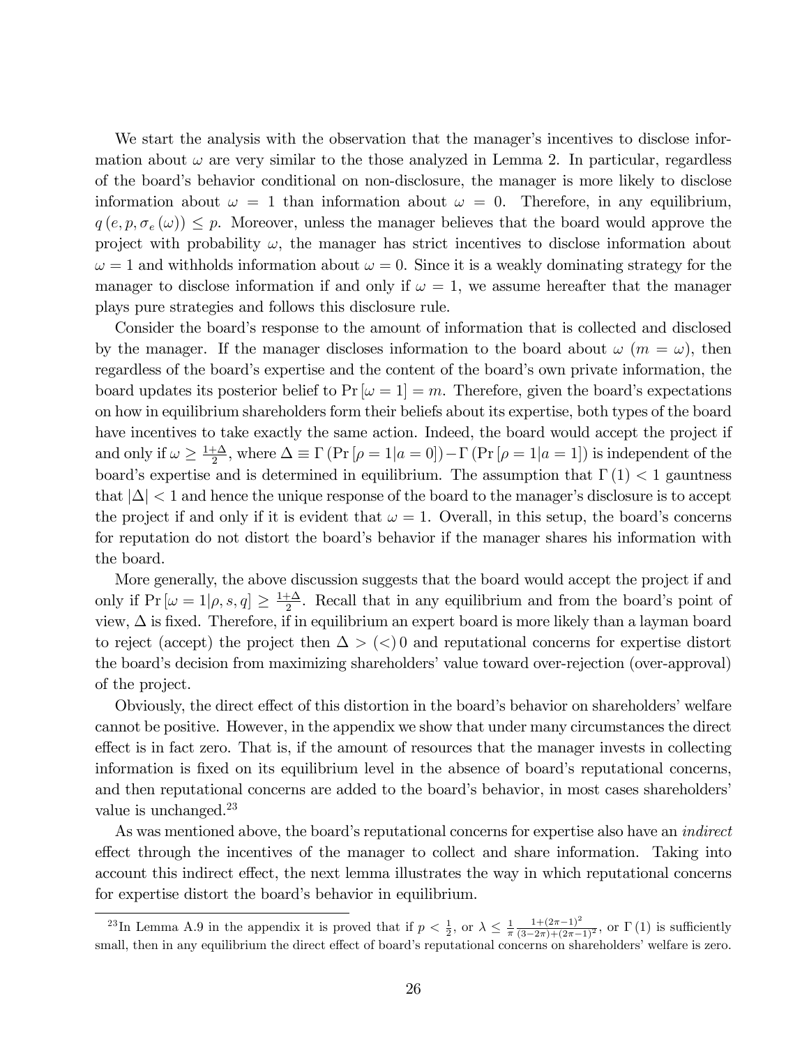We start the analysis with the observation that the manager's incentives to disclose information about $\omega$ are very similar to the those analyzed in Lemma 2. In particular, regardless of the board's behavior conditional on non-disclosure, the manager is more likely to disclose information about $\omega = 1$ than information about $\omega = 0$. Therefore, in any equilibrium, $q(e, p, \sigma_e(\omega)) \leq p$. Moreover, unless the manager believes that the board would approve the project with probability $\omega$, the manager has strict incentives to disclose information about $\omega = 1$ and withholds information about $\omega = 0$. Since it is a weakly dominating strategy for the manager to disclose information if and only if $\omega = 1$, we assume hereafter that the manager plays pure strategies and follows this disclosure rule.

Consider the board's response to the amount of information that is collected and disclosed by the manager. If the manager discloses information to the board about $\omega$ ($m = \omega$), then regardless of the board's expertise and the content of the board's own private information, the board updates its posterior belief to $\Pr[\omega = 1] = m$. Therefore, given the board's expectations on how in equilibrium shareholders form their beliefs about its expertise, both types of the board have incentives to take exactly the same action. Indeed, the board would accept the project if and only if $\omega \geq \frac{1+\Delta}{2}$, where $\Delta \equiv \Gamma(\Pr[\rho = 1|a = 0]) - \Gamma(\Pr[\rho = 1|a = 1])$ is independent of the board's expertise and is determined in equilibrium. The assumption that $\Gamma(1) < 1$ gauntness that $|\Delta| < 1$ and hence the unique response of the board to the manager's disclosure is to accept the project if and only if it is evident that $\omega = 1$. Overall, in this setup, the board's concerns for reputation do not distort the board's behavior if the manager shares his information with the board.

More generally, the above discussion suggests that the board would accept the project if and only if $\Pr[\omega = 1|\rho, s, q] \geq \frac{1+\Delta}{2}$. Recall that in any equilibrium and from the board's point of view, $\Delta$ is fixed. Therefore, if in equilibrium an expert board is more likely than a layman board to reject (accept) the project then $\Delta > (<)\, 0$ and reputational concerns for expertise distort the board's decision from maximizing shareholders' value toward over-rejection (over-approval) of the project.

Obviously, the direct effect of this distortion in the board's behavior on shareholders' welfare cannot be positive. However, in the appendix we show that under many circumstances the direct effect is in fact zero. That is, if the amount of resources that the manager invests in collecting information is fixed on its equilibrium level in the absence of board's reputational concerns, and then reputational concerns are added to the board's behavior, in most cases shareholders' value is unchanged.[23]

As was mentioned above, the board's reputational concerns for expertise also have an *indirect* effect through the incentives of the manager to collect and share information. Taking into account this indirect effect, the next lemma illustrates the way in which reputational concerns for expertise distort the board's behavior in equilibrium.

[23] In Lemma A.9 in the appendix it is proved that if $p < \frac{1}{2}$, or $\lambda \leq \frac{1}{\pi}\frac{1+(2\pi-1)^2}{(3-2\pi)+(2\pi-1)^2}$, or $\Gamma(1)$ is sufficiently small, then in any equilibrium the direct effect of board's reputational concerns on shareholders' welfare is zero.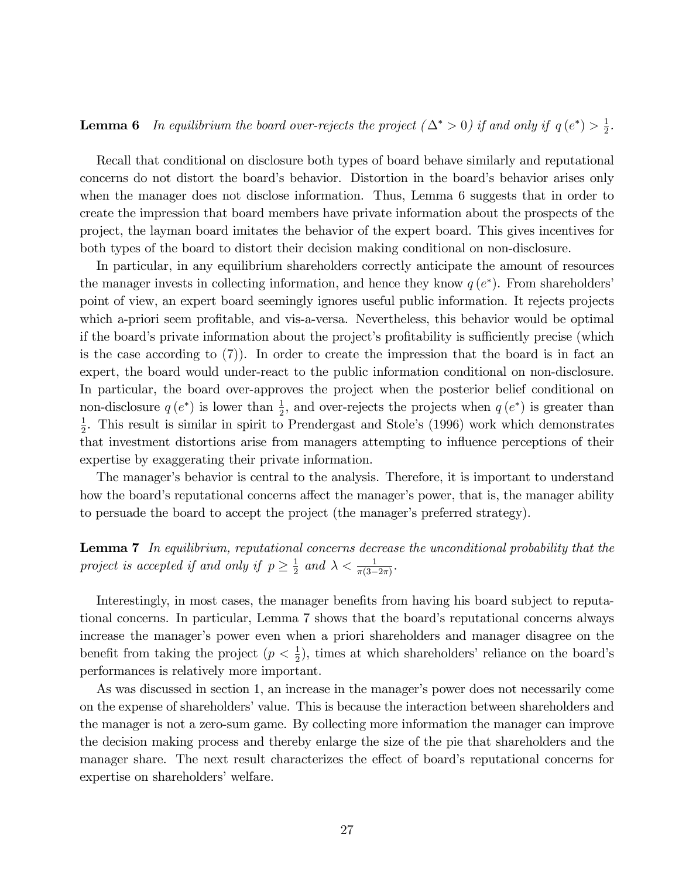**Lemma 6** *In equilibrium the board over-rejects the project ($\Delta^* > 0$) if and only if $q(e^*) > \frac{1}{2}$.*

Recall that conditional on disclosure both types of board behave similarly and reputational concerns do not distort the board's behavior. Distortion in the board's behavior arises only when the manager does not disclose information. Thus, Lemma 6 suggests that in order to create the impression that board members have private information about the prospects of the project, the layman board imitates the behavior of the expert board. This gives incentives for both types of the board to distort their decision making conditional on non-disclosure.

In particular, in any equilibrium shareholders correctly anticipate the amount of resources the manager invests in collecting information, and hence they know $q(e^*)$. From shareholders' point of view, an expert board seemingly ignores useful public information. It rejects projects which a-priori seem profitable, and vis-a-versa. Nevertheless, this behavior would be optimal if the board's private information about the project's profitability is sufficiently precise (which is the case according to (7)). In order to create the impression that the board is in fact an expert, the board would under-react to the public information conditional on non-disclosure. In particular, the board over-approves the project when the posterior belief conditional on non-disclosure $q(e^*)$ is lower than $\frac{1}{2}$, and over-rejects the projects when $q(e^*)$ is greater than $\frac{1}{2}$. This result is similar in spirit to Prendergast and Stole's (1996) work which demonstrates that investment distortions arise from managers attempting to influence perceptions of their expertise by exaggerating their private information.

The manager's behavior is central to the analysis. Therefore, it is important to understand how the board's reputational concerns affect the manager's power, that is, the manager ability to persuade the board to accept the project (the manager's preferred strategy).

**Lemma 7** *In equilibrium, reputational concerns decrease the unconditional probability that the project is accepted if and only if $p \geq \frac{1}{2}$ and $\lambda < \frac{1}{\pi(3-2\pi)}$.*

Interestingly, in most cases, the manager benefits from having his board subject to reputational concerns. In particular, Lemma 7 shows that the board's reputational concerns always increase the manager's power even when a priori shareholders and manager disagree on the benefit from taking the project ($p < \frac{1}{2}$), times at which shareholders' reliance on the board's performances is relatively more important.

As was discussed in section 1, an increase in the manager's power does not necessarily come on the expense of shareholders' value. This is because the interaction between shareholders and the manager is not a zero-sum game. By collecting more information the manager can improve the decision making process and thereby enlarge the size of the pie that shareholders and the manager share. The next result characterizes the effect of board's reputational concerns for expertise on shareholders' welfare.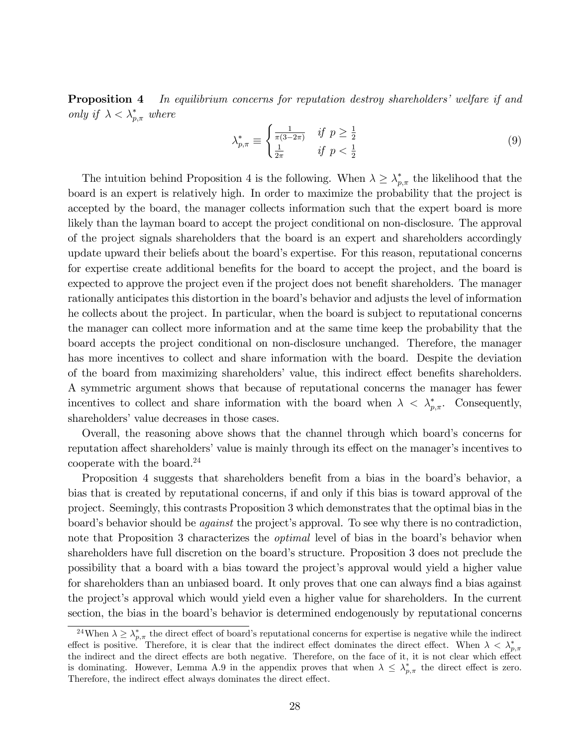**Proposition 4** *In equilibrium concerns for reputation destroy shareholders' welfare if and only if $\lambda < \lambda^*_{p,\pi}$ where*

$$\lambda^*_{p,\pi} \equiv \begin{cases} \frac{1}{\pi(3-2\pi)} & \text{if } p \geq \frac{1}{2} \\ \frac{1}{2\pi} & \text{if } p < \frac{1}{2} \end{cases} \tag{9}$$

The intuition behind Proposition 4 is the following. When $\lambda \geq \lambda^*_{p,\pi}$ the likelihood that the board is an expert is relatively high. In order to maximize the probability that the project is accepted by the board, the manager collects information such that the expert board is more likely than the layman board to accept the project conditional on non-disclosure. The approval of the project signals shareholders that the board is an expert and shareholders accordingly update upward their beliefs about the board's expertise. For this reason, reputational concerns for expertise create additional benefits for the board to accept the project, and the board is expected to approve the project even if the project does not benefit shareholders. The manager rationally anticipates this distortion in the board's behavior and adjusts the level of information he collects about the project. In particular, when the board is subject to reputational concerns the manager can collect more information and at the same time keep the probability that the board accepts the project conditional on non-disclosure unchanged. Therefore, the manager has more incentives to collect and share information with the board. Despite the deviation of the board from maximizing shareholders' value, this indirect effect benefits shareholders. A symmetric argument shows that because of reputational concerns the manager has fewer incentives to collect and share information with the board when $\lambda < \lambda^*_{p,\pi}$. Consequently, shareholders' value decreases in those cases.

Overall, the reasoning above shows that the channel through which board's concerns for reputation affect shareholders' value is mainly through its effect on the manager's incentives to cooperate with the board.[24]

Proposition 4 suggests that shareholders benefit from a bias in the board's behavior, a bias that is created by reputational concerns, if and only if this bias is toward approval of the project. Seemingly, this contrasts Proposition 3 which demonstrates that the optimal bias in the board's behavior should be *against* the project's approval. To see why there is no contradiction, note that Proposition 3 characterizes the *optimal* level of bias in the board's behavior when shareholders have full discretion on the board's structure. Proposition 3 does not preclude the possibility that a board with a bias toward the project's approval would yield a higher value for shareholders than an unbiased board. It only proves that one can always find a bias against the project's approval which would yield even a higher value for shareholders. In the current section, the bias in the board's behavior is determined endogenously by reputational concerns

[24] When $\lambda \geq \lambda^*_{p,\pi}$ the direct effect of board's reputational concerns for expertise is negative while the indirect effect is positive. Therefore, it is clear that the indirect effect dominates the direct effect. When $\lambda < \lambda^*_{p,\pi}$ the indirect and the direct effects are both negative. Therefore, on the face of it, it is not clear which effect is dominating. However, Lemma A.9 in the appendix proves that when $\lambda \leq \lambda^*_{p,\pi}$ the direct effect is zero. Therefore, the indirect effect always dominates the direct effect.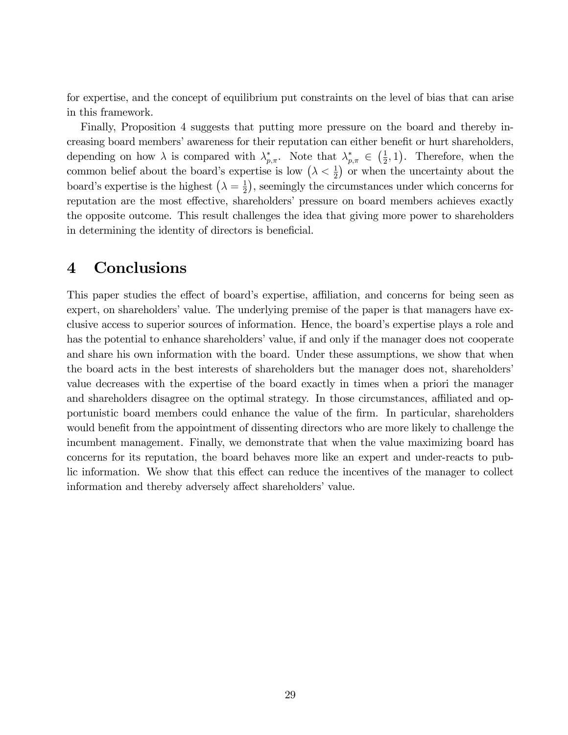for expertise, and the concept of equilibrium put constraints on the level of bias that can arise in this framework.

Finally, Proposition 4 suggests that putting more pressure on the board and thereby increasing board members' awareness for their reputation can either benefit or hurt shareholders, depending on how $\lambda$ is compared with $\lambda^*_{p,\pi}$. Note that $\lambda^*_{p,\pi} \in \left(\frac{1}{2}, 1\right)$. Therefore, when the common belief about the board's expertise is low $\left(\lambda < \frac{1}{2}\right)$ or when the uncertainty about the board's expertise is the highest $\left(\lambda = \frac{1}{2}\right)$, seemingly the circumstances under which concerns for reputation are the most effective, shareholders' pressure on board members achieves exactly the opposite outcome. This result challenges the idea that giving more power to shareholders in determining the identity of directors is beneficial.

# 4 Conclusions

This paper studies the effect of board's expertise, affiliation, and concerns for being seen as expert, on shareholders' value. The underlying premise of the paper is that managers have exclusive access to superior sources of information. Hence, the board's expertise plays a role and has the potential to enhance shareholders' value, if and only if the manager does not cooperate and share his own information with the board. Under these assumptions, we show that when the board acts in the best interests of shareholders but the manager does not, shareholders' value decreases with the expertise of the board exactly in times when a priori the manager and shareholders disagree on the optimal strategy. In those circumstances, affiliated and opportunistic board members could enhance the value of the firm. In particular, shareholders would benefit from the appointment of dissenting directors who are more likely to challenge the incumbent management. Finally, we demonstrate that when the value maximizing board has concerns for its reputation, the board behaves more like an expert and under-reacts to public information. We show that this effect can reduce the incentives of the manager to collect information and thereby adversely affect shareholders' value.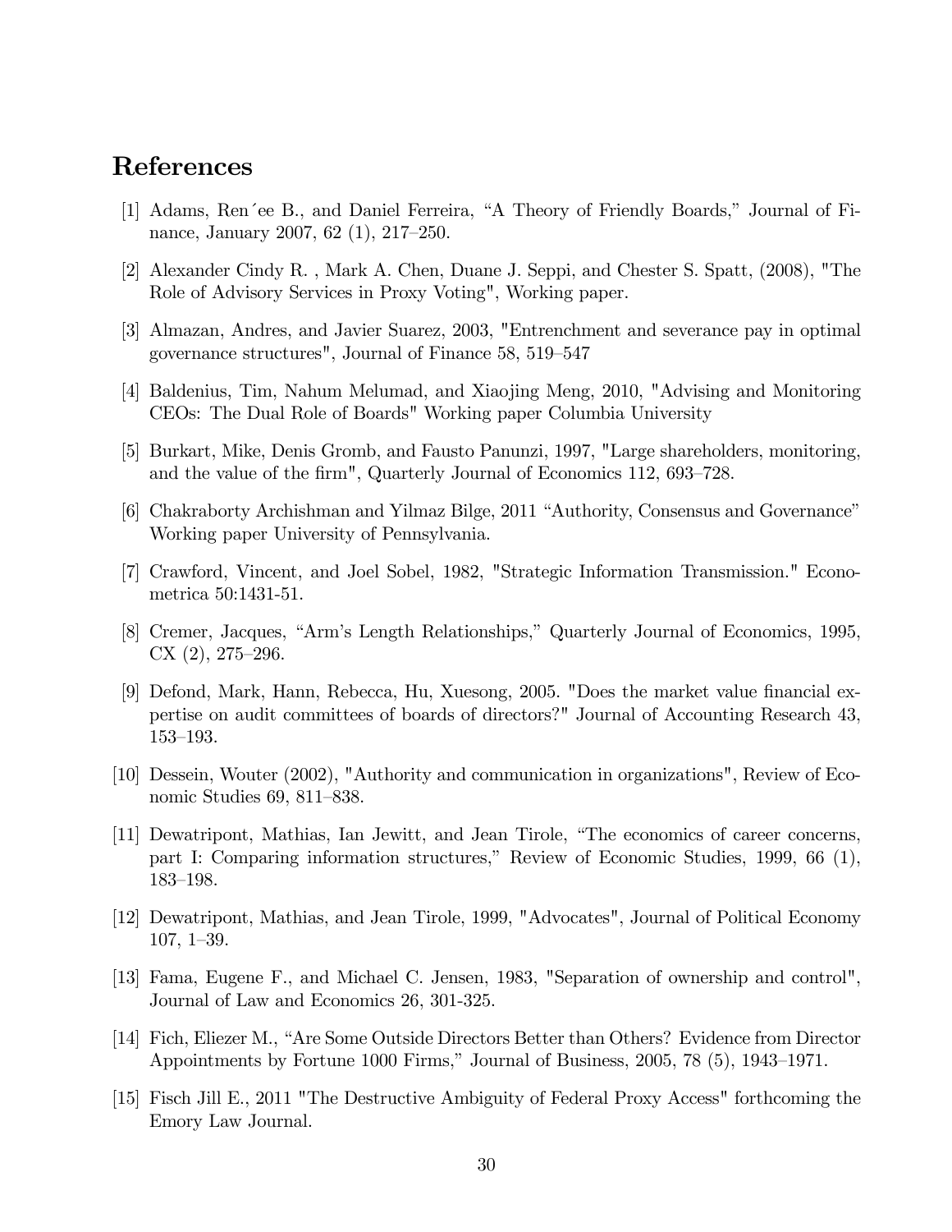## References

[1] Adams, Ren´ee B., and Daniel Ferreira, "A Theory of Friendly Boards," Journal of Finance, January 2007, 62 (1), 217–250.

[2] Alexander Cindy R. , Mark A. Chen, Duane J. Seppi, and Chester S. Spatt, (2008), "The Role of Advisory Services in Proxy Voting", Working paper.

[3] Almazan, Andres, and Javier Suarez, 2003, "Entrenchment and severance pay in optimal governance structures", Journal of Finance 58, 519–547

[4] Baldenius, Tim, Nahum Melumad, and Xiaojing Meng, 2010, "Advising and Monitoring CEOs: The Dual Role of Boards" Working paper Columbia University

[5] Burkart, Mike, Denis Gromb, and Fausto Panunzi, 1997, "Large shareholders, monitoring, and the value of the firm", Quarterly Journal of Economics 112, 693–728.

[6] Chakraborty Archishman and Yilmaz Bilge, 2011 "Authority, Consensus and Governance" Working paper University of Pennsylvania.

[7] Crawford, Vincent, and Joel Sobel, 1982, "Strategic Information Transmission." Econometrica 50:1431-51.

[8] Cremer, Jacques, "Arm's Length Relationships," Quarterly Journal of Economics, 1995, CX (2), 275–296.

[9] Defond, Mark, Hann, Rebecca, Hu, Xuesong, 2005. "Does the market value financial expertise on audit committees of boards of directors?" Journal of Accounting Research 43, 153–193.

[10] Dessein, Wouter (2002), "Authority and communication in organizations", Review of Economic Studies 69, 811–838.

[11] Dewatripont, Mathias, Ian Jewitt, and Jean Tirole, "The economics of career concerns, part I: Comparing information structures," Review of Economic Studies, 1999, 66 (1), 183–198.

[12] Dewatripont, Mathias, and Jean Tirole, 1999, "Advocates", Journal of Political Economy 107, 1–39.

[13] Fama, Eugene F., and Michael C. Jensen, 1983, "Separation of ownership and control", Journal of Law and Economics 26, 301-325.

[14] Fich, Eliezer M., "Are Some Outside Directors Better than Others? Evidence from Director Appointments by Fortune 1000 Firms," Journal of Business, 2005, 78 (5), 1943–1971.

[15] Fisch Jill E., 2011 "The Destructive Ambiguity of Federal Proxy Access" forthcoming the Emory Law Journal.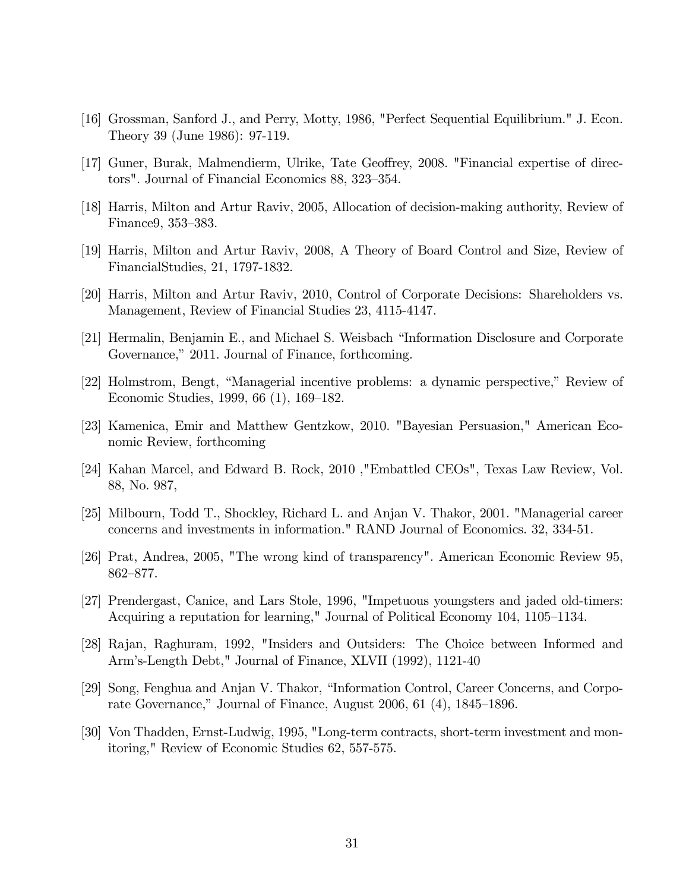[16] Grossman, Sanford J., and Perry, Motty, 1986, "Perfect Sequential Equilibrium." J. Econ. Theory 39 (June 1986): 97-119.

[17] Guner, Burak, Malmendierm, Ulrike, Tate Geoffrey, 2008. "Financial expertise of directors". Journal of Financial Economics 88, 323–354.

[18] Harris, Milton and Artur Raviv, 2005, Allocation of decision-making authority, Review of Finance9, 353–383.

[19] Harris, Milton and Artur Raviv, 2008, A Theory of Board Control and Size, Review of FinancialStudies, 21, 1797-1832.

[20] Harris, Milton and Artur Raviv, 2010, Control of Corporate Decisions: Shareholders vs. Management, Review of Financial Studies 23, 4115-4147.

[21] Hermalin, Benjamin E., and Michael S. Weisbach "Information Disclosure and Corporate Governance," 2011. Journal of Finance, forthcoming.

[22] Holmstrom, Bengt, "Managerial incentive problems: a dynamic perspective," Review of Economic Studies, 1999, 66 (1), 169–182.

[23] Kamenica, Emir and Matthew Gentzkow, 2010. "Bayesian Persuasion," American Economic Review, forthcoming

[24] Kahan Marcel, and Edward B. Rock, 2010 ,"Embattled CEOs", Texas Law Review, Vol. 88, No. 987,

[25] Milbourn, Todd T., Shockley, Richard L. and Anjan V. Thakor, 2001. "Managerial career concerns and investments in information." RAND Journal of Economics. 32, 334-51.

[26] Prat, Andrea, 2005, "The wrong kind of transparency". American Economic Review 95, 862–877.

[27] Prendergast, Canice, and Lars Stole, 1996, "Impetuous youngsters and jaded old-timers: Acquiring a reputation for learning," Journal of Political Economy 104, 1105–1134.

[28] Rajan, Raghuram, 1992, "Insiders and Outsiders: The Choice between Informed and Arm's-Length Debt," Journal of Finance, XLVII (1992), 1121-40

[29] Song, Fenghua and Anjan V. Thakor, "Information Control, Career Concerns, and Corporate Governance," Journal of Finance, August 2006, 61 (4), 1845–1896.

[30] Von Thadden, Ernst-Ludwig, 1995, "Long-term contracts, short-term investment and monitoring," Review of Economic Studies 62, 557-575.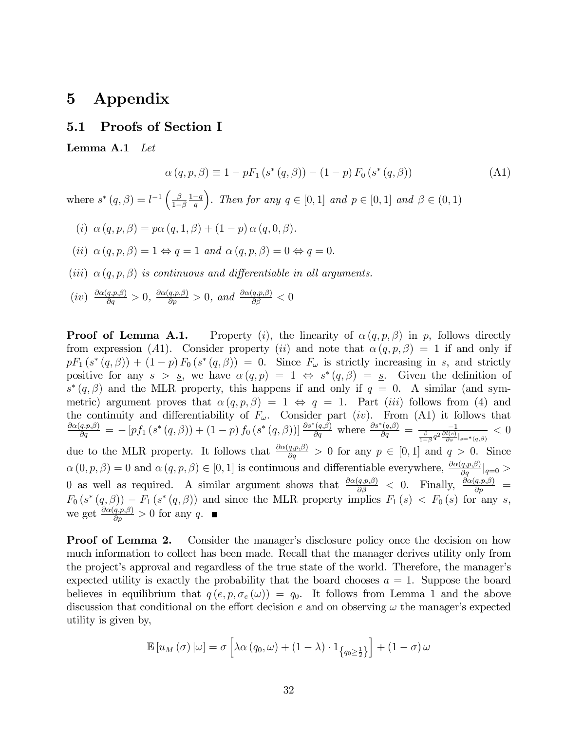# 5 Appendix

## 5.1 Proofs of Section I

**Lemma A.1** *Let*

$$\alpha(q,p,\beta) \equiv 1 - pF_1(s^*(q,\beta)) - (1-p)F_0(s^*(q,\beta)) \tag{A1}$$

where $s^*(q,\beta) = l^{-1}\left(\frac{\beta}{1-\beta}\frac{1-q}{q}\right)$. *Then for any $q \in [0,1]$ and $p \in [0,1]$ and $\beta \in (0,1)$*

*(i)* $\alpha(q,p,\beta) = p\alpha(q,1,\beta) + (1-p)\alpha(q,0,\beta)$.

*(ii)* $\alpha(q,p,\beta) = 1 \Leftrightarrow q = 1$ *and* $\alpha(q,p,\beta) = 0 \Leftrightarrow q = 0$.

*(iii)* $\alpha(q,p,\beta)$ *is continuous and differentiable in all arguments.*

*(iv)* $\frac{\partial\alpha(q,p,\beta)}{\partial q} > 0$, $\frac{\partial\alpha(q,p,\beta)}{\partial p} > 0$, *and* $\frac{\partial\alpha(q,p,\beta)}{\partial\beta} < 0$

**Proof of Lemma A.1.** Property $(i)$, the linearity of $\alpha(q,p,\beta)$ in $p$, follows directly from expression $(A1)$. Consider property $(ii)$ and note that $\alpha(q,p,\beta) = 1$ if and only if $pF_1(s^*(q,\beta)) + (1-p)F_0(s^*(q,\beta)) = 0$. Since $F_\omega$ is strictly increasing in $s$, and strictly positive for any $s > \underline{s}$, we have $\alpha(q,p) = 1 \Leftrightarrow s^*(q,\beta) = \underline{s}$. Given the definition of $s^*(q,\beta)$ and the MLR property, this happens if and only if $q = 0$. A similar (and symmetric) argument proves that $\alpha(q,p,\beta) = 1 \Leftrightarrow q = 1$. Part $(iii)$ follows from (4) and the continuity and differentiability of $F_\omega$. Consider part $(iv)$. From (A1) it follows that $\frac{\partial\alpha(q,p,\beta)}{\partial q} = -[pf_1(s^*(q,\beta)) + (1-p)f_0(s^*(q,\beta))]\frac{\partial s^*(q,\beta)}{\partial q}$ where $\frac{\partial s^*(q,\beta)}{\partial q} = \frac{-1}{\frac{\beta}{1-\beta}q^2\frac{\partial l(s)}{\partial s}|_{s=^*(q,\beta)}} < 0$ due to the MLR property. It follows that $\frac{\partial\alpha(q,p,\beta)}{\partial q} > 0$ for any $p \in [0,1]$ and $q > 0$. Since $\alpha(0,p,\beta) = 0$ and $\alpha(q,p,\beta) \in [0,1]$ is continuous and differentiable everywhere, $\frac{\partial\alpha(q,p,\beta)}{\partial q}|_{q=0} > 0$ as well as required. A similar argument shows that $\frac{\partial\alpha(q,p,\beta)}{\partial\beta} < 0$. Finally, $\frac{\partial\alpha(q,p,\beta)}{\partial p} = F_0(s^*(q,\beta)) - F_1(s^*(q,\beta))$ and since the MLR property implies $F_1(s) < F_0(s)$ for any $s$, we get $\frac{\partial\alpha(q,p,\beta)}{\partial p} > 0$ for any $q$. ■

**Proof of Lemma 2.** Consider the manager's disclosure policy once the decision on how much information to collect has been made. Recall that the manager derives utility only from the project's approval and regardless of the true state of the world. Therefore, the manager's expected utility is exactly the probability that the board chooses $a = 1$. Suppose the board believes in equilibrium that $q(e,p,\sigma_e(\omega)) = q_0$. It follows from Lemma 1 and the above discussion that conditional on the effort decision $e$ and on observing $\omega$ the manager's expected utility is given by,

$$\mathbb{E}[u_M(\sigma)|\omega] = \sigma\left[\lambda\alpha(q_0,\omega) + (1-\lambda)\cdot 1_{\left\{q_0 \geq \frac{1}{2}\right\}}\right] + (1-\sigma)\omega$$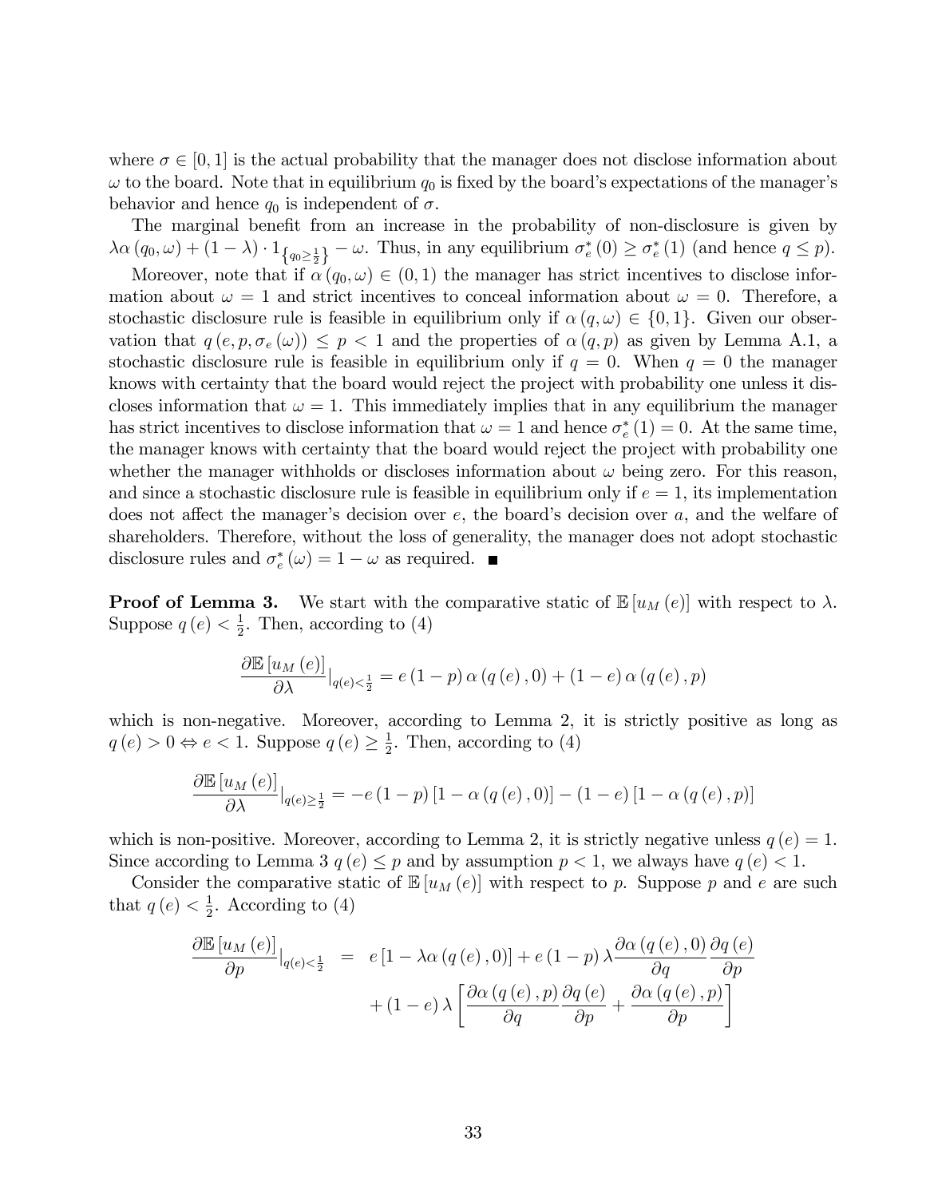where $\sigma \in [0,1]$ is the actual probability that the manager does not disclose information about $\omega$ to the board. Note that in equilibrium $q_0$ is fixed by the board's expectations of the manager's behavior and hence $q_0$ is independent of $\sigma$.

The marginal benefit from an increase in the probability of non-disclosure is given by $\lambda\alpha(q_0, \omega) + (1-\lambda) \cdot 1_{\left\{q_0 \geq \frac{1}{2}\right\}} - \omega$. Thus, in any equilibrium $\sigma_e^*(0) \geq \sigma_e^*(1)$ (and hence $q \leq p$).

Moreover, note that if $\alpha(q_0, \omega) \in (0,1)$ the manager has strict incentives to disclose information about $\omega = 1$ and strict incentives to conceal information about $\omega = 0$. Therefore, a stochastic disclosure rule is feasible in equilibrium only if $\alpha(q, \omega) \in \{0, 1\}$. Given our observation that $q(e, p, \sigma_e(\omega)) \leq p < 1$ and the properties of $\alpha(q, p)$ as given by Lemma A.1, a stochastic disclosure rule is feasible in equilibrium only if $q = 0$. When $q = 0$ the manager knows with certainty that the board would reject the project with probability one unless it discloses information that $\omega = 1$. This immediately implies that in any equilibrium the manager has strict incentives to disclose information that $\omega = 1$ and hence $\sigma_e^*(1) = 0$. At the same time, the manager knows with certainty that the board would reject the project with probability one whether the manager withholds or discloses information about $\omega$ being zero. For this reason, and since a stochastic disclosure rule is feasible in equilibrium only if $e = 1$, its implementation does not affect the manager's decision over $e$, the board's decision over $a$, and the welfare of shareholders. Therefore, without the loss of generality, the manager does not adopt stochastic disclosure rules and $\sigma_e^*(\omega) = 1 - \omega$ as required. ■

**Proof of Lemma 3.** We start with the comparative static of $\mathbb{E}[u_M(e)]$ with respect to $\lambda$. Suppose $q(e) < \frac{1}{2}$. Then, according to (4)

$$\frac{\partial \mathbb{E}[u_M(e)]}{\partial \lambda}\Big|_{q(e)<\frac{1}{2}} = e(1-p)\alpha(q(e), 0) + (1-e)\alpha(q(e), p)$$

which is non-negative. Moreover, according to Lemma 2, it is strictly positive as long as $q(e) > 0 \Leftrightarrow e < 1$. Suppose $q(e) \geq \frac{1}{2}$. Then, according to (4)

$$\frac{\partial \mathbb{E}[u_M(e)]}{\partial \lambda}\Big|_{q(e)\geq\frac{1}{2}} = -e(1-p)[1-\alpha(q(e), 0)] - (1-e)[1-\alpha(q(e), p)]$$

which is non-positive. Moreover, according to Lemma 2, it is strictly negative unless $q(e) = 1$. Since according to Lemma 3 $q(e) \leq p$ and by assumption $p < 1$, we always have $q(e) < 1$.

Consider the comparative static of $\mathbb{E}[u_M(e)]$ with respect to $p$. Suppose $p$ and $e$ are such that $q(e) < \frac{1}{2}$. According to (4)

$$\begin{aligned}
\frac{\partial \mathbb{E}[u_M(e)]}{\partial p}\Big|_{q(e)<\frac{1}{2}} &= e[1-\lambda\alpha(q(e), 0)] + e(1-p)\lambda\frac{\partial\alpha(q(e), 0)}{\partial q}\frac{\partial q(e)}{\partial p} \\
&\quad + (1-e)\lambda\left[\frac{\partial\alpha(q(e), p)}{\partial q}\frac{\partial q(e)}{\partial p} + \frac{\partial\alpha(q(e), p)}{\partial p}\right]
\end{aligned}$$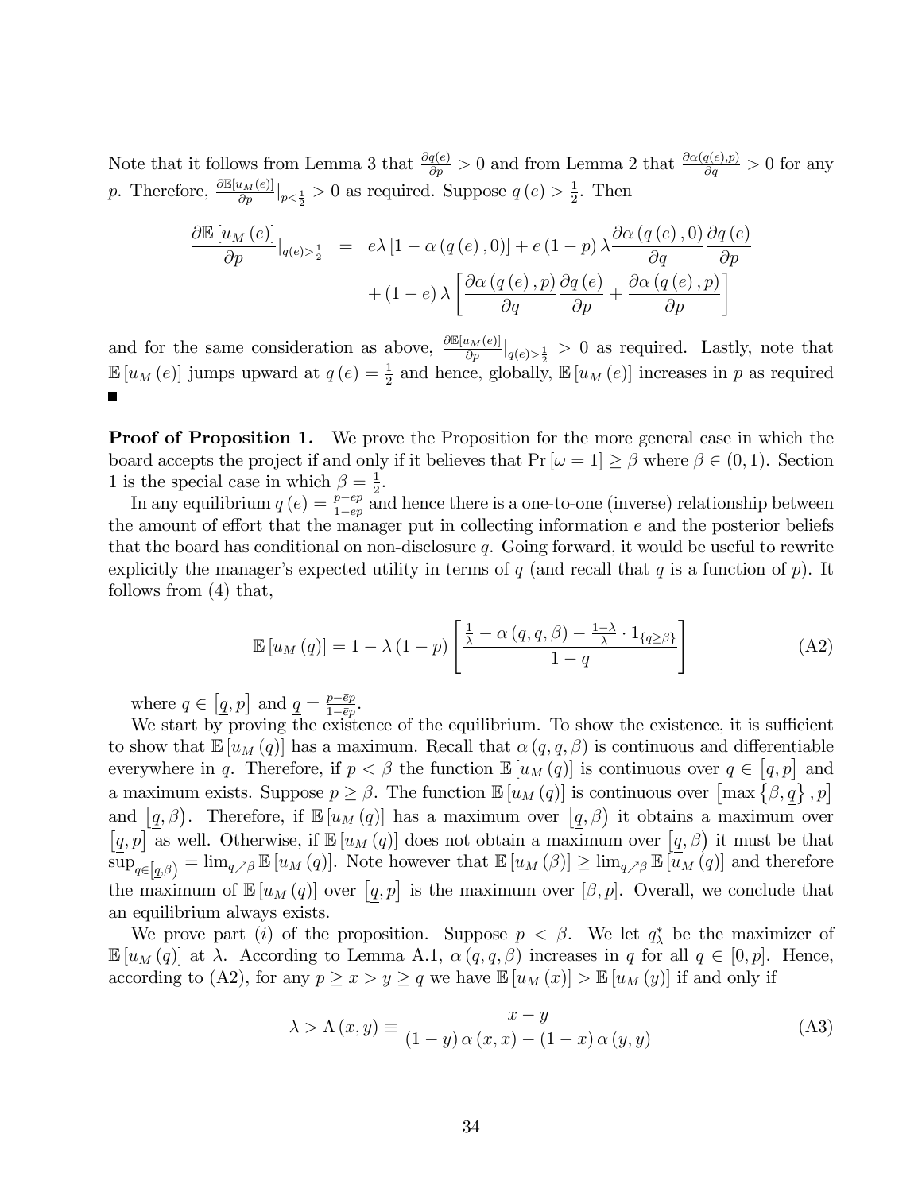Note that it follows from Lemma 3 that $\frac{\partial q(e)}{\partial p} > 0$ and from Lemma 2 that $\frac{\partial \alpha(q(e),p)}{\partial q} > 0$ for any $p$. Therefore, $\frac{\partial \mathbb{E}[u_M(e)]}{\partial p}|_{p<\frac{1}{2}} > 0$ as required. Suppose $q(e) > \frac{1}{2}$. Then

$$
\begin{aligned}
\frac{\partial \mathbb{E}[u_M(e)]}{\partial p}|_{q(e)>\frac{1}{2}} &= e\lambda [1 - \alpha(q(e), 0)] + e(1-p)\lambda \frac{\partial \alpha(q(e), 0)}{\partial q}\frac{\partial q(e)}{\partial p} \\
&\quad + (1-e)\lambda\left[\frac{\partial \alpha(q(e), p)}{\partial q}\frac{\partial q(e)}{\partial p} + \frac{\partial \alpha(q(e), p)}{\partial p}\right]
\end{aligned}
$$

and for the same consideration as above, $\frac{\partial \mathbb{E}[u_M(e)]}{\partial p}|_{q(e)>\frac{1}{2}} > 0$ as required. Lastly, note that $\mathbb{E}[u_M(e)]$ jumps upward at $q(e) = \frac{1}{2}$ and hence, globally, $\mathbb{E}[u_M(e)]$ increases in $p$ as required ■

**Proof of Proposition 1.** We prove the Proposition for the more general case in which the board accepts the project if and only if it believes that $\Pr[\omega = 1] \geq \beta$ where $\beta \in (0, 1)$. Section 1 is the special case in which $\beta = \frac{1}{2}$.

In any equilibrium $q(e) = \frac{p-ep}{1-ep}$ and hence there is a one-to-one (inverse) relationship between the amount of effort that the manager put in collecting information $e$ and the posterior beliefs that the board has conditional on non-disclosure $q$. Going forward, it would be useful to rewrite explicitly the manager's expected utility in terms of $q$ (and recall that $q$ is a function of $p$). It follows from (4) that,

$$
\mathbb{E}[u_M(q)] = 1 - \lambda(1-p)\left[\frac{\frac{1}{\lambda} - \alpha(q, q, \beta) - \frac{1-\lambda}{\lambda}\cdot 1_{\{q\geq\beta\}}}{1-q}\right] \tag{A2}
$$

where $q \in [\underline{q}, p]$ and $\underline{q} = \frac{p-\bar{e}p}{1-\bar{e}p}$.

We start by proving the existence of the equilibrium. To show the existence, it is sufficient to show that $\mathbb{E}[u_M(q)]$ has a maximum. Recall that $\alpha(q, q, \beta)$ is continuous and differentiable everywhere in $q$. Therefore, if $p < \beta$ the function $\mathbb{E}[u_M(q)]$ is continuous over $q \in [\underline{q}, p]$ and a maximum exists. Suppose $p \geq \beta$. The function $\mathbb{E}[u_M(q)]$ is continuous over $[\max\{\beta, \underline{q}\}, p]$ and $[\underline{q}, \beta)$. Therefore, if $\mathbb{E}[u_M(q)]$ has a maximum over $[\underline{q}, \beta)$ it obtains a maximum over $[\underline{q}, p]$ as well. Otherwise, if $\mathbb{E}[u_M(q)]$ does not obtain a maximum over $[\underline{q}, \beta)$ it must be that $\sup_{q\in[\underline{q},\beta)} = \lim_{q\nearrow\beta}\mathbb{E}[u_M(q)]$. Note however that $\mathbb{E}[u_M(\beta)] \geq \lim_{q\nearrow\beta}\mathbb{E}[u_M(q)]$ and therefore the maximum of $\mathbb{E}[u_M(q)]$ over $[\underline{q}, p]$ is the maximum over $[\beta, p]$. Overall, we conclude that an equilibrium always exists.

We prove part $(i)$ of the proposition. Suppose $p < \beta$. We let $q^*_\lambda$ be the maximizer of $\mathbb{E}[u_M(q)]$ at $\lambda$. According to Lemma A.1, $\alpha(q, q, \beta)$ increases in $q$ for all $q \in [0, p]$. Hence, according to (A2), for any $p \geq x > y \geq \underline{q}$ we have $\mathbb{E}[u_M(x)] > \mathbb{E}[u_M(y)]$ if and only if

$$
\lambda > \Lambda(x, y) \equiv \frac{x - y}{(1-y)\alpha(x, x) - (1-x)\alpha(y, y)} \tag{A3}
$$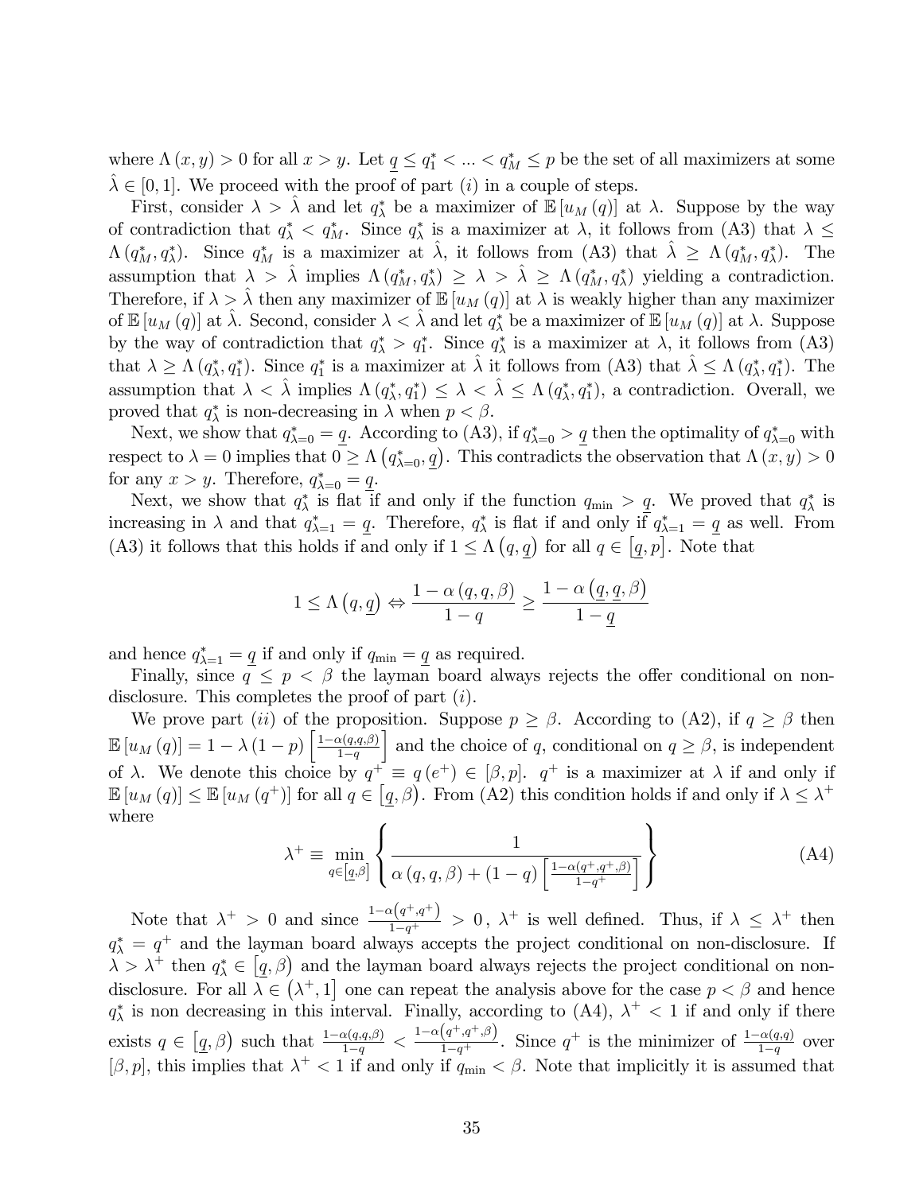where $\Lambda(x,y) > 0$ for all $x > y$. Let $\underline{q} \leq q_1^* < ... < q_M^* \leq p$ be the set of all maximizers at some $\hat{\lambda} \in [0,1]$. We proceed with the proof of part $(i)$ in a couple of steps.

First, consider $\lambda > \hat{\lambda}$ and let $q_\lambda^*$ be a maximizer of $\mathbb{E}[u_M(q)]$ at $\lambda$. Suppose by the way of contradiction that $q_\lambda^* < q_M^*$. Since $q_\lambda^*$ is a maximizer at $\lambda$, it follows from (A3) that $\lambda \leq \Lambda(q_M^*, q_\lambda^*)$. Since $q_M^*$ is a maximizer at $\hat{\lambda}$, it follows from (A3) that $\hat{\lambda} \geq \Lambda(q_M^*, q_\lambda^*)$. The assumption that $\lambda > \hat{\lambda}$ implies $\Lambda(q_M^*, q_\lambda^*) \geq \lambda > \hat{\lambda} \geq \Lambda(q_M^*, q_\lambda^*)$ yielding a contradiction. Therefore, if $\lambda > \hat{\lambda}$ then any maximizer of $\mathbb{E}[u_M(q)]$ at $\lambda$ is weakly higher than any maximizer of $\mathbb{E}[u_M(q)]$ at $\hat{\lambda}$. Second, consider $\lambda < \hat{\lambda}$ and let $q_\lambda^*$ be a maximizer of $\mathbb{E}[u_M(q)]$ at $\lambda$. Suppose by the way of contradiction that $q_\lambda^* > q_1^*$. Since $q_\lambda^*$ is a maximizer at $\lambda$, it follows from (A3) that $\lambda \geq \Lambda(q_\lambda^*, q_1^*)$. Since $q_1^*$ is a maximizer at $\hat{\lambda}$ it follows from (A3) that $\hat{\lambda} \leq \Lambda(q_\lambda^*, q_1^*)$. The assumption that $\lambda < \hat{\lambda}$ implies $\Lambda(q_\lambda^*, q_1^*) \leq \lambda < \hat{\lambda} \leq \Lambda(q_\lambda^*, q_1^*)$, a contradiction. Overall, we proved that $q_\lambda^*$ is non-decreasing in $\lambda$ when $p < \beta$.

Next, we show that $q_{\lambda=0}^* = \underline{q}$. According to (A3), if $q_{\lambda=0}^* > \underline{q}$ then the optimality of $q_{\lambda=0}^*$ with respect to $\lambda = 0$ implies that $0 \geq \Lambda\left(q_{\lambda=0}^*, \underline{q}\right)$. This contradicts the observation that $\Lambda(x,y) > 0$ for any $x > y$. Therefore, $q_{\lambda=0}^* = \underline{q}$.

Next, we show that $q_\lambda^*$ is flat if and only if the function $q_{\min} > \underline{q}$. We proved that $q_\lambda^*$ is increasing in $\lambda$ and that $q_{\lambda=1}^* = \underline{q}$. Therefore, $q_\lambda^*$ is flat if and only if $q_{\lambda=1}^* = \underline{q}$ as well. From (A3) it follows that this holds if and only if $1 \leq \Lambda\left(q, \underline{q}\right)$ for all $q \in \left[\underline{q}, p\right]$. Note that

$$1 \leq \Lambda\left(q, \underline{q}\right) \Leftrightarrow \frac{1 - \alpha(q,q,\beta)}{1-q} \geq \frac{1 - \alpha\left(\underline{q}, \underline{q}, \beta\right)}{1 - \underline{q}}$$

and hence $q_{\lambda=1}^* = \underline{q}$ if and only if $q_{\min} = \underline{q}$ as required.

Finally, since $q \leq p < \beta$ the layman board always rejects the offer conditional on non-disclosure. This completes the proof of part $(i)$.

We prove part $(ii)$ of the proposition. Suppose $p \geq \beta$. According to (A2), if $q \geq \beta$ then $\mathbb{E}[u_M(q)] = 1 - \lambda(1-p)\left[\frac{1-\alpha(q,q,\beta)}{1-q}\right]$ and the choice of $q$, conditional on $q \geq \beta$, is independent of $\lambda$. We denote this choice by $q^+ \equiv q(e^+) \in [\beta, p]$. $q^+$ is a maximizer at $\lambda$ if and only if $\mathbb{E}[u_M(q)] \leq \mathbb{E}[u_M(q^+)]$ for all $q \in \left[\underline{q}, \beta\right)$. From (A2) this condition holds if and only if $\lambda \leq \lambda^+$ where

$$\lambda^+ \equiv \min_{q \in \left[\underline{q}, \beta\right]} \left\{ \frac{1}{\alpha(q,q,\beta) + (1-q)\left[\frac{1-\alpha(q^+,q^+,\beta)}{1-q^+}\right]} \right\} \tag{A4}$$

Note that $\lambda^+ > 0$ and since $\frac{1-\alpha\left(q^+,q^+\right)}{1-q^+} > 0$, $\lambda^+$ is well defined. Thus, if $\lambda \leq \lambda^+$ then $q_\lambda^* = q^+$ and the layman board always accepts the project conditional on non-disclosure. If $\lambda > \lambda^+$ then $q_\lambda^* \in \left[\underline{q}, \beta\right)$ and the layman board always rejects the project conditional on non-disclosure. For all $\lambda \in \left(\lambda^+, 1\right]$ one can repeat the analysis above for the case $p < \beta$ and hence $q_\lambda^*$ is non decreasing in this interval. Finally, according to (A4), $\lambda^+ < 1$ if and only if there exists $q \in \left[\underline{q}, \beta\right)$ such that $\frac{1-\alpha(q,q,\beta)}{1-q} < \frac{1-\alpha\left(q^+,q^+,\beta\right)}{1-q^+}$. Since $q^+$ is the minimizer of $\frac{1-\alpha(q,q)}{1-q}$ over $[\beta, p]$, this implies that $\lambda^+ < 1$ if and only if $q_{\min} < \beta$. Note that implicitly it is assumed that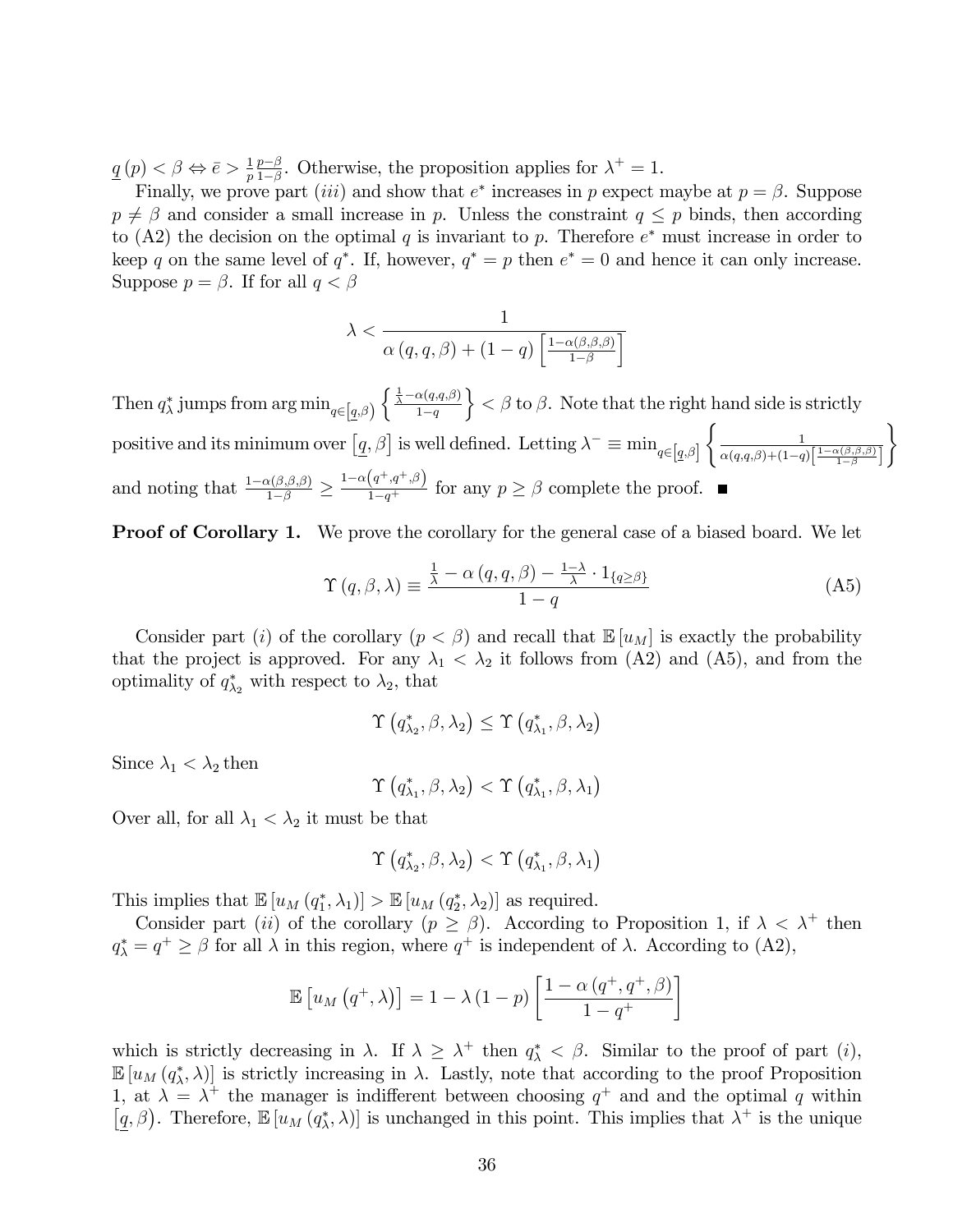$\underline{q}(p) < \beta \Leftrightarrow \bar{e} > \frac{1}{p}\frac{p-\beta}{1-\beta}$. Otherwise, the proposition applies for $\lambda^+ = 1$.

Finally, we prove part $(iii)$ and show that $e^*$ increases in $p$ expect maybe at $p = \beta$. Suppose $p \neq \beta$ and consider a small increase in $p$. Unless the constraint $q \leq p$ binds, then according to (A2) the decision on the optimal $q$ is invariant to $p$. Therefore $e^*$ must increase in order to keep $q$ on the same level of $q^*$. If, however, $q^* = p$ then $e^* = 0$ and hence it can only increase. Suppose $p = \beta$. If for all $q < \beta$

$$\lambda < \frac{1}{\alpha(q,q,\beta) + (1-q)\left[\frac{1-\alpha(\beta,\beta,\beta)}{1-\beta}\right]}$$

Then $q^*_\lambda$ jumps from $\arg\min_{q\in[\underline{q},\beta)}\left\{\frac{\frac{1}{\lambda}-\alpha(q,q,\beta)}{1-q}\right\} < \beta$ to $\beta$. Note that the right hand side is strictly positive and its minimum over $[\underline{q},\beta]$ is well defined. Letting $\lambda^- \equiv \min_{q\in[\underline{q},\beta]}\left\{\frac{1}{\alpha(q,q,\beta)+(1-q)\left[\frac{1-\alpha(\beta,\beta,\beta)}{1-\beta}\right]}\right\}$ and noting that $\frac{1-\alpha(\beta,\beta,\beta)}{1-\beta} \geq \frac{1-\alpha(q^+,q^+,\beta)}{1-q^+}$ for any $p \geq \beta$ complete the proof. ■

**Proof of Corollary 1.** We prove the corollary for the general case of a biased board. We let

$$\Upsilon(q,\beta,\lambda) \equiv \frac{\frac{1}{\lambda} - \alpha(q,q,\beta) - \frac{1-\lambda}{\lambda}\cdot 1_{\{q\geq\beta\}}}{1-q} \tag{A5}$$

Consider part $(i)$ of the corollary ($p < \beta$) and recall that $\mathbb{E}[u_M]$ is exactly the probability that the project is approved. For any $\lambda_1 < \lambda_2$ it follows from (A2) and (A5), and from the optimality of $q^*_{\lambda_2}$ with respect to $\lambda_2$, that

$$\Upsilon\left(q^*_{\lambda_2},\beta,\lambda_2\right) \leq \Upsilon\left(q^*_{\lambda_1},\beta,\lambda_2\right)$$

Since $\lambda_1 < \lambda_2$ then

$$\Upsilon\left(q^*_{\lambda_1},\beta,\lambda_2\right) < \Upsilon\left(q^*_{\lambda_1},\beta,\lambda_1\right)$$

Over all, for all $\lambda_1 < \lambda_2$ it must be that

$$\Upsilon\left(q^*_{\lambda_2},\beta,\lambda_2\right) < \Upsilon\left(q^*_{\lambda_1},\beta,\lambda_1\right)$$

This implies that $\mathbb{E}[u_M(q^*_1,\lambda_1)] > \mathbb{E}[u_M(q^*_2,\lambda_2)]$ as required.

Consider part $(ii)$ of the corollary ($p \geq \beta$). According to Proposition 1, if $\lambda < \lambda^+$ then $q^*_\lambda = q^+ \geq \beta$ for all $\lambda$ in this region, where $q^+$ is independent of $\lambda$. According to (A2),

$$\mathbb{E}\left[u_M\left(q^+,\lambda\right)\right] = 1 - \lambda(1-p)\left[\frac{1-\alpha(q^+,q^+,\beta)}{1-q^+}\right]$$

which is strictly decreasing in $\lambda$. If $\lambda \geq \lambda^+$ then $q^*_\lambda < \beta$. Similar to the proof of part $(i)$, $\mathbb{E}[u_M(q^*_\lambda,\lambda)]$ is strictly increasing in $\lambda$. Lastly, note that according to the proof Proposition 1, at $\lambda = \lambda^+$ the manager is indifferent between choosing $q^+$ and and the optimal $q$ within $[\underline{q},\beta)$. Therefore, $\mathbb{E}[u_M(q^*_\lambda,\lambda)]$ is unchanged in this point. This implies that $\lambda^+$ is the unique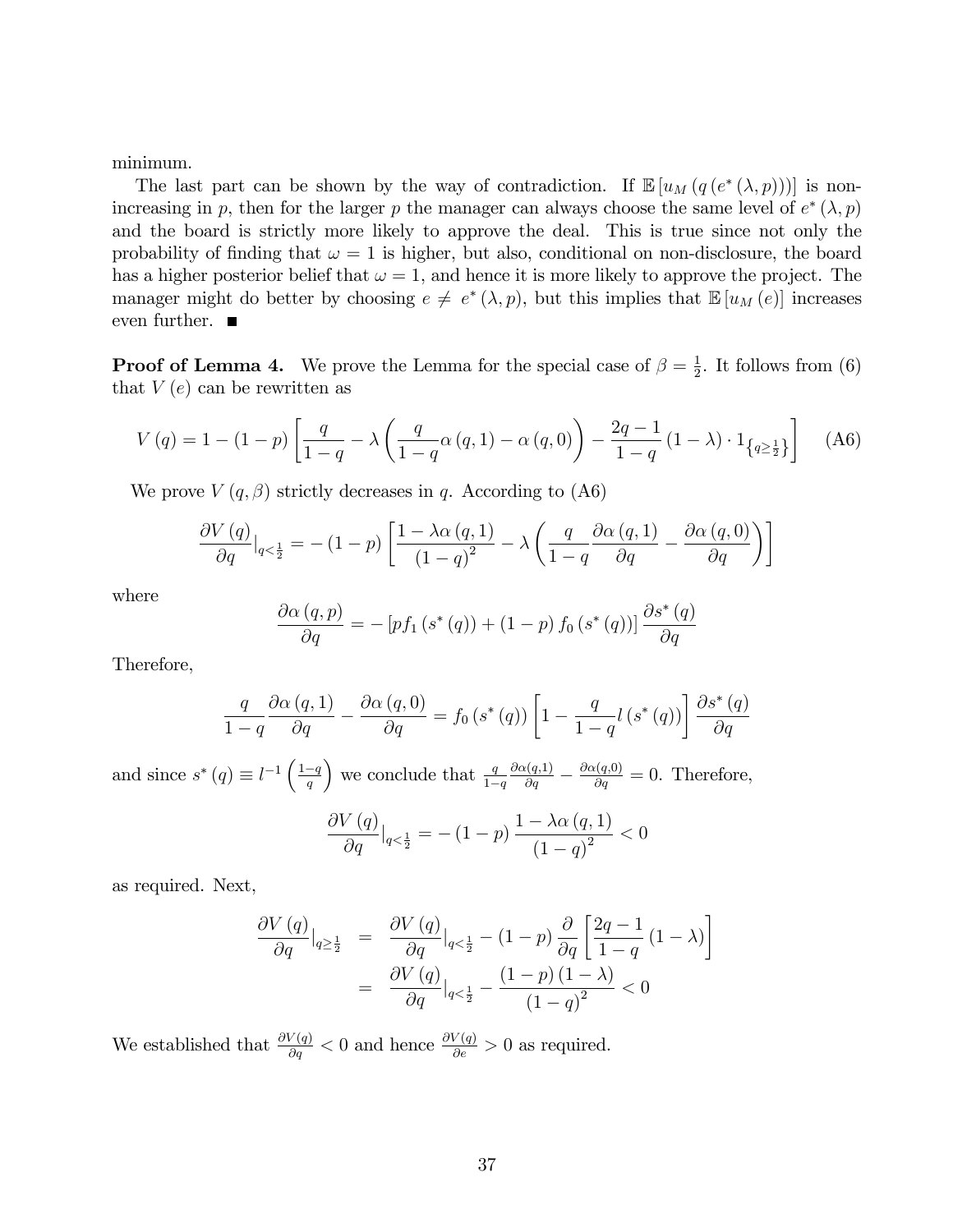minimum.

The last part can be shown by the way of contradiction. If $\mathbb{E}[u_M(q(e^*(\lambda,p)))]$ is non-increasing in $p$, then for the larger $p$ the manager can always choose the same level of $e^*(\lambda,p)$ and the board is strictly more likely to approve the deal. This is true since not only the probability of finding that $\omega=1$ is higher, but also, conditional on non-disclosure, the board has a higher posterior belief that $\omega=1$, and hence it is more likely to approve the project. The manager might do better by choosing $e \neq e^*(\lambda,p)$, but this implies that $\mathbb{E}[u_M(e)]$ increases even further. ■

**Proof of Lemma 4.** We prove the Lemma for the special case of $\beta=\frac{1}{2}$. It follows from (6) that $V(e)$ can be rewritten as

$$V(q)=1-(1-p)\left[\frac{q}{1-q}-\lambda\left(\frac{q}{1-q}\alpha(q,1)-\alpha(q,0)\right)-\frac{2q-1}{1-q}(1-\lambda)\cdot 1_{\left\{q\geq\frac{1}{2}\right\}}\right] \quad \text{(A6)}$$

We prove $V(q,\beta)$ strictly decreases in $q$. According to (A6)

$$\frac{\partial V(q)}{\partial q}|_{q<\frac{1}{2}}=-(1-p)\left[\frac{1-\lambda\alpha(q,1)}{(1-q)^2}-\lambda\left(\frac{q}{1-q}\frac{\partial\alpha(q,1)}{\partial q}-\frac{\partial\alpha(q,0)}{\partial q}\right)\right]$$

where

$$\frac{\partial\alpha(q,p)}{\partial q}=-\left[pf_1(s^*(q))+(1-p)f_0(s^*(q))\right]\frac{\partial s^*(q)}{\partial q}$$

Therefore,

$$\frac{q}{1-q}\frac{\partial\alpha(q,1)}{\partial q}-\frac{\partial\alpha(q,0)}{\partial q}=f_0(s^*(q))\left[1-\frac{q}{1-q}l(s^*(q))\right]\frac{\partial s^*(q)}{\partial q}$$

and since $s^*(q)\equiv l^{-1}\left(\frac{1-q}{q}\right)$ we conclude that $\frac{q}{1-q}\frac{\partial\alpha(q,1)}{\partial q}-\frac{\partial\alpha(q,0)}{\partial q}=0$. Therefore,

$$\frac{\partial V(q)}{\partial q}|_{q<\frac{1}{2}}=-(1-p)\frac{1-\lambda\alpha(q,1)}{(1-q)^2}<0$$

as required. Next,

$$\begin{aligned}\frac{\partial V(q)}{\partial q}|_{q\geq\frac{1}{2}} &= \frac{\partial V(q)}{\partial q}|_{q<\frac{1}{2}}-(1-p)\frac{\partial}{\partial q}\left[\frac{2q-1}{1-q}(1-\lambda)\right]\\ &= \frac{\partial V(q)}{\partial q}|_{q<\frac{1}{2}}-\frac{(1-p)(1-\lambda)}{(1-q)^2}<0\end{aligned}$$

We established that $\frac{\partial V(q)}{\partial q}<0$ and hence $\frac{\partial V(q)}{\partial e}>0$ as required.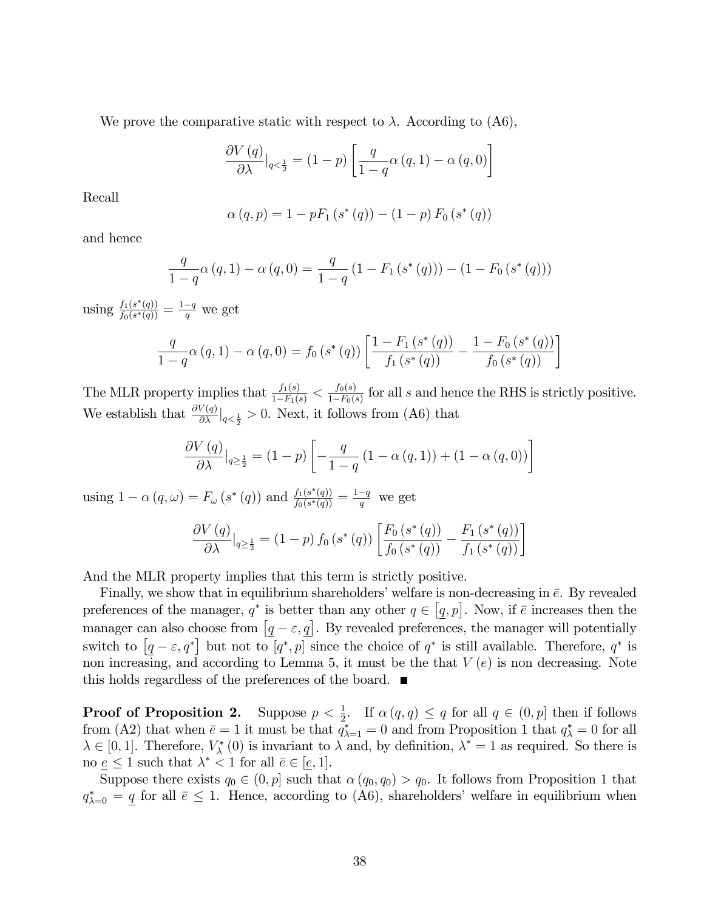We prove the comparative static with respect to $\lambda$. According to (A6),

$$\frac{\partial V(q)}{\partial \lambda}|_{q<\frac{1}{2}} = (1-p)\left[\frac{q}{1-q}\alpha(q,1) - \alpha(q,0)\right]$$

Recall

$$\alpha(q,p) = 1 - pF_1(s^*(q)) - (1-p)F_0(s^*(q))$$

and hence

$$\frac{q}{1-q}\alpha(q,1) - \alpha(q,0) = \frac{q}{1-q}(1 - F_1(s^*(q))) - (1 - F_0(s^*(q)))$$

using $\frac{f_1(s^*(q))}{f_0(s^*(q))} = \frac{1-q}{q}$ we get

$$\frac{q}{1-q}\alpha(q,1) - \alpha(q,0) = f_0(s^*(q))\left[\frac{1-F_1(s^*(q))}{f_1(s^*(q))} - \frac{1-F_0(s^*(q))}{f_0(s^*(q))}\right]$$

The MLR property implies that $\frac{f_1(s)}{1-F_1(s)} < \frac{f_0(s)}{1-F_0(s)}$ for all $s$ and hence the RHS is strictly positive. We establish that $\frac{\partial V(q)}{\partial \lambda}|_{q<\frac{1}{2}} > 0$. Next, it follows from (A6) that

$$\frac{\partial V(q)}{\partial \lambda}|_{q\geq\frac{1}{2}} = (1-p)\left[-\frac{q}{1-q}(1-\alpha(q,1)) + (1-\alpha(q,0))\right]$$

using $1-\alpha(q,\omega) = F_\omega(s^*(q))$ and $\frac{f_1(s^*(q))}{f_0(s^*(q))} = \frac{1-q}{q}$ we get

$$\frac{\partial V(q)}{\partial \lambda}|_{q\geq\frac{1}{2}} = (1-p)f_0(s^*(q))\left[\frac{F_0(s^*(q))}{f_0(s^*(q))} - \frac{F_1(s^*(q))}{f_1(s^*(q))}\right]$$

And the MLR property implies that this term is strictly positive.

Finally, we show that in equilibrium shareholders' welfare is non-decreasing in $\bar{e}$. By revealed preferences of the manager, $q^*$ is better than any other $q \in [\underline{q}, p]$. Now, if $\bar{e}$ increases then the manager can also choose from $[\underline{q}-\varepsilon, \underline{q}]$. By revealed preferences, the manager will potentially switch to $[\underline{q}-\varepsilon, q^*]$ but not to $[q^*, p]$ since the choice of $q^*$ is still available. Therefore, $q^*$ is non increasing, and according to Lemma 5, it must be the that $V(e)$ is non decreasing. Note this holds regardless of the preferences of the board. ■

**Proof of Proposition 2.** Suppose $p < \frac{1}{2}$. If $\alpha(q,q) \leq q$ for all $q \in (0,p]$ then if follows from (A2) that when $\bar{e} = 1$ it must be that $q^*_{\lambda=1} = 0$ and from Proposition 1 that $q^*_\lambda = 0$ for all $\lambda \in [0,1]$. Therefore, $V^*_\lambda(0)$ is invariant to $\lambda$ and, by definition, $\lambda^* = 1$ as required. So there is no $\underline{e} \leq 1$ such that $\lambda^* < 1$ for all $\bar{e} \in [\underline{e}, 1]$.

Suppose there exists $q_0 \in (0,p]$ such that $\alpha(q_0,q_0) > q_0$. It follows from Proposition 1 that $q^*_{\lambda=0} = \underline{q}$ for all $\bar{e} \leq 1$. Hence, according to (A6), shareholders' welfare in equilibrium when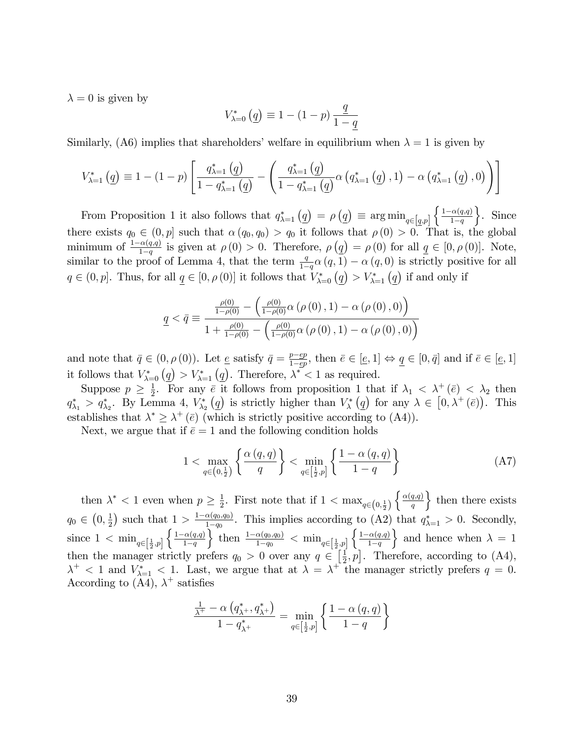$\lambda = 0$ is given by

$$V^*_{\lambda=0}\left(\underline{q}\right) \equiv 1 - (1-p)\frac{\underline{q}}{1-\underline{q}}$$

Similarly, (A6) implies that shareholders' welfare in equilibrium when $\lambda = 1$ is given by

$$V^*_{\lambda=1}\left(\underline{q}\right) \equiv 1 - (1-p)\left[\frac{q^*_{\lambda=1}\left(\underline{q}\right)}{1-q^*_{\lambda=1}\left(\underline{q}\right)} - \left(\frac{q^*_{\lambda=1}\left(\underline{q}\right)}{1-q^*_{\lambda=1}\left(\underline{q}\right)}\alpha\left(q^*_{\lambda=1}\left(\underline{q}\right),1\right) - \alpha\left(q^*_{\lambda=1}\left(\underline{q}\right),0\right)\right)\right]$$

From Proposition 1 it also follows that $q^*_{\lambda=1}\left(\underline{q}\right) = \rho\left(\underline{q}\right) \equiv \arg\min_{q\in\left[\underline{q},p\right]}\left\{\frac{1-\alpha(q,q)}{1-q}\right\}$. Since there exists $q_0 \in (0,p]$ such that $\alpha(q_0,q_0) > q_0$ it follows that $\rho(0) > 0$. That is, the global minimum of $\frac{1-\alpha(q,q)}{1-q}$ is given at $\rho(0) > 0$. Therefore, $\rho\left(\underline{q}\right) = \rho(0)$ for all $\underline{q} \in [0,\rho(0)]$. Note, similar to the proof of Lemma 4, that the term $\frac{q}{1-q}\alpha(q,1) - \alpha(q,0)$ is strictly positive for all $q \in (0,p]$. Thus, for all $\underline{q} \in [0,\rho(0)]$ it follows that $V^*_{\lambda=0}\left(\underline{q}\right) > V^*_{\lambda=1}\left(\underline{q}\right)$ if and only if

$$\underline{q} < \bar{q} \equiv \frac{\frac{\rho(0)}{1-\rho(0)} - \left(\frac{\rho(0)}{1-\rho(0)}\alpha(\rho(0),1) - \alpha(\rho(0),0)\right)}{1 + \frac{\rho(0)}{1-\rho(0)} - \left(\frac{\rho(0)}{1-\rho(0)}\alpha(\rho(0),1) - \alpha(\rho(0),0)\right)}$$

and note that $\bar{q} \in (0,\rho(0))$. Let $\underline{e}$ satisfy $\bar{q} = \frac{p-\underline{e}p}{1-\underline{e}p}$, then $\bar{e} \in [\underline{e},1] \Leftrightarrow \underline{q} \in [0,\bar{q}]$ and if $\bar{e} \in [\underline{e},1]$ it follows that $V^*_{\lambda=0}\left(\underline{q}\right) > V^*_{\lambda=1}\left(\underline{q}\right)$. Therefore, $\lambda^* < 1$ as required.

Suppose $p \geq \frac{1}{2}$. For any $\bar{e}$ it follows from proposition 1 that if $\lambda_1 < \lambda^+(\bar{e}) < \lambda_2$ then $q^*_{\lambda_1} > q^*_{\lambda_2}$. By Lemma 4, $V^*_{\lambda_2}\left(\underline{q}\right)$ is strictly higher than $V^*_{\lambda}\left(\underline{q}\right)$ for any $\lambda \in \left[0,\lambda^+(\bar{e})\right)$. This establishes that $\lambda^* \geq \lambda^+(\bar{e})$ (which is strictly positive according to (A4)).

Next, we argue that if $\bar{e} = 1$ and the following condition holds

$$1 < \max_{q\in\left(0,\frac{1}{2}\right)}\left\{\frac{\alpha(q,q)}{q}\right\} < \min_{q\in\left[\frac{1}{2},p\right]}\left\{\frac{1-\alpha(q,q)}{1-q}\right\} \tag{A7}$$

then $\lambda^* < 1$ even when $p \geq \frac{1}{2}$. First note that if $1 < \max_{q\in\left(0,\frac{1}{2}\right)}\left\{\frac{\alpha(q,q)}{q}\right\}$ then there exists $q_0 \in \left(0,\frac{1}{2}\right)$ such that $1 > \frac{1-\alpha(q_0,q_0)}{1-q_0}$. This implies according to (A2) that $q^*_{\lambda=1} > 0$. Secondly, since $1 < \min_{q\in\left[\frac{1}{2},p\right]}\left\{\frac{1-\alpha(q,q)}{1-q}\right\}$ then $\frac{1-\alpha(q_0,q_0)}{1-q_0} < \min_{q\in\left[\frac{1}{2},p\right]}\left\{\frac{1-\alpha(q,q)}{1-q}\right\}$ and hence when $\lambda = 1$ then the manager strictly prefers $q_0 > 0$ over any $q \in \left[\frac{1}{2},p\right]$. Therefore, according to (A4), $\lambda^+ < 1$ and $V^*_{\lambda=1} < 1$. Last, we argue that at $\lambda = \lambda^+$ the manager strictly prefers $q = 0$. According to (A4), $\lambda^+$ satisfies

$$\frac{\frac{1}{\lambda^+} - \alpha\left(q^*_{\lambda^+},q^*_{\lambda^+}\right)}{1-q^*_{\lambda^+}} = \min_{q\in\left[\frac{1}{2},p\right]}\left\{\frac{1-\alpha(q,q)}{1-q}\right\}$$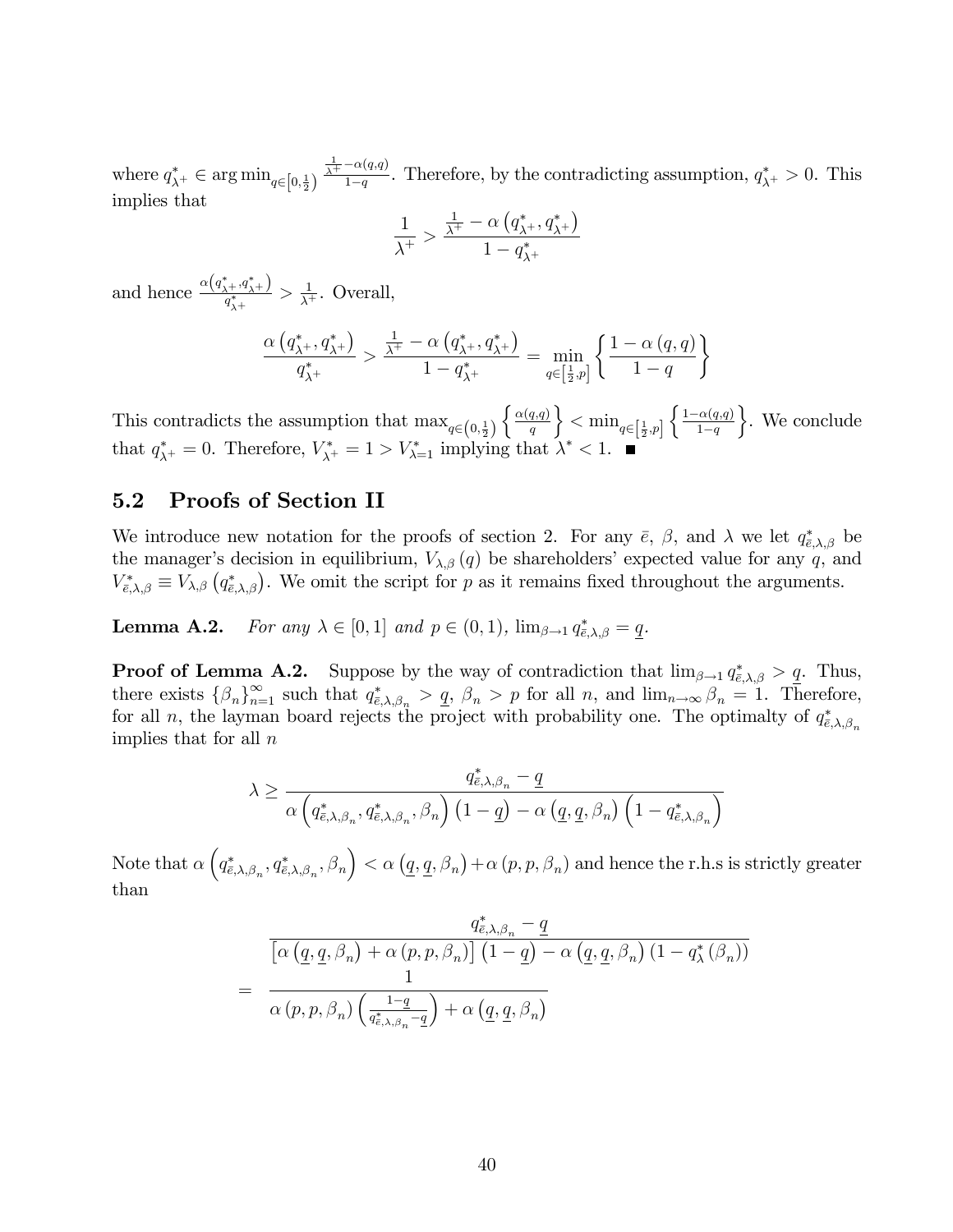where $q^*_{\lambda^+} \in \arg\min_{q\in\left[0,\frac{1}{2}\right)} \frac{\frac{1}{\lambda^+}-\alpha(q,q)}{1-q}$. Therefore, by the contradicting assumption, $q^*_{\lambda^+} > 0$. This implies that

$$\frac{1}{\lambda^+} > \frac{\frac{1}{\lambda^+} - \alpha\left(q^*_{\lambda^+}, q^*_{\lambda^+}\right)}{1-q^*_{\lambda^+}}$$

and hence $\frac{\alpha\left(q^*_{\lambda^+}, q^*_{\lambda^+}\right)}{q^*_{\lambda^+}} > \frac{1}{\lambda^+}$. Overall,

$$\frac{\alpha\left(q^*_{\lambda^+}, q^*_{\lambda^+}\right)}{q^*_{\lambda^+}} > \frac{\frac{1}{\lambda^+} - \alpha\left(q^*_{\lambda^+}, q^*_{\lambda^+}\right)}{1-q^*_{\lambda^+}} = \min_{q\in\left[\frac{1}{2},p\right]}\left\{\frac{1-\alpha(q,q)}{1-q}\right\}$$

This contradicts the assumption that $\max_{q\in\left(0,\frac{1}{2}\right)}\left\{\frac{\alpha(q,q)}{q}\right\} < \min_{q\in\left[\frac{1}{2},p\right]}\left\{\frac{1-\alpha(q,q)}{1-q}\right\}$. We conclude that $q^*_{\lambda^+} = 0$. Therefore, $V^*_{\lambda^+} = 1 > V^*_{\lambda=1}$ implying that $\lambda^* < 1$. ■

## 5.2 Proofs of Section II

We introduce new notation for the proofs of section 2. For any $\bar{e}$, $\beta$, and $\lambda$ we let $q^*_{\bar{e},\lambda,\beta}$ be the manager's decision in equilibrium, $V_{\lambda,\beta}(q)$ be shareholders' expected value for any $q$, and $V^*_{\bar{e},\lambda,\beta} \equiv V_{\lambda,\beta}\left(q^*_{\bar{e},\lambda,\beta}\right)$. We omit the script for $p$ as it remains fixed throughout the arguments.

**Lemma A.2.** *For any $\lambda \in [0,1]$ and $p \in (0,1)$, $\lim_{\beta\to 1} q^*_{\bar{e},\lambda,\beta} = \underline{q}$.*

**Proof of Lemma A.2.** Suppose by the way of contradiction that $\lim_{\beta\to 1} q^*_{\bar{e},\lambda,\beta} > \underline{q}$. Thus, there exists $\{\beta_n\}_{n=1}^{\infty}$ such that $q^*_{\bar{e},\lambda,\beta_n} > \underline{q}$, $\beta_n > p$ for all $n$, and $\lim_{n\to\infty}\beta_n = 1$. Therefore, for all $n$, the layman board rejects the project with probability one. The optimalty of $q^*_{\bar{e},\lambda,\beta_n}$ implies that for all $n$

$$\lambda \geq \frac{q^*_{\bar{e},\lambda,\beta_n} - \underline{q}}{\alpha\left(q^*_{\bar{e},\lambda,\beta_n}, q^*_{\bar{e},\lambda,\beta_n}, \beta_n\right)\left(1-\underline{q}\right) - \alpha\left(\underline{q},\underline{q},\beta_n\right)\left(1-q^*_{\bar{e},\lambda,\beta_n}\right)}$$

Note that $\alpha\left(q^*_{\bar{e},\lambda,\beta_n}, q^*_{\bar{e},\lambda,\beta_n}, \beta_n\right) < \alpha\left(\underline{q},\underline{q},\beta_n\right) + \alpha\left(p,p,\beta_n\right)$ and hence the r.h.s is strictly greater than

$$\begin{aligned}
& \frac{q^*_{\bar{e},\lambda,\beta_n} - \underline{q}}{\left[\alpha\left(\underline{q},\underline{q},\beta_n\right) + \alpha\left(p,p,\beta_n\right)\right]\left(1-\underline{q}\right) - \alpha\left(\underline{q},\underline{q},\beta_n\right)\left(1-q^*_{\lambda}\left(\beta_n\right)\right)} \\
= & \frac{1}{\alpha\left(p,p,\beta_n\right)\left(\frac{1-\underline{q}}{q^*_{\bar{e},\lambda,\beta_n}-\underline{q}}\right) + \alpha\left(\underline{q},\underline{q},\beta_n\right)}
\end{aligned}$$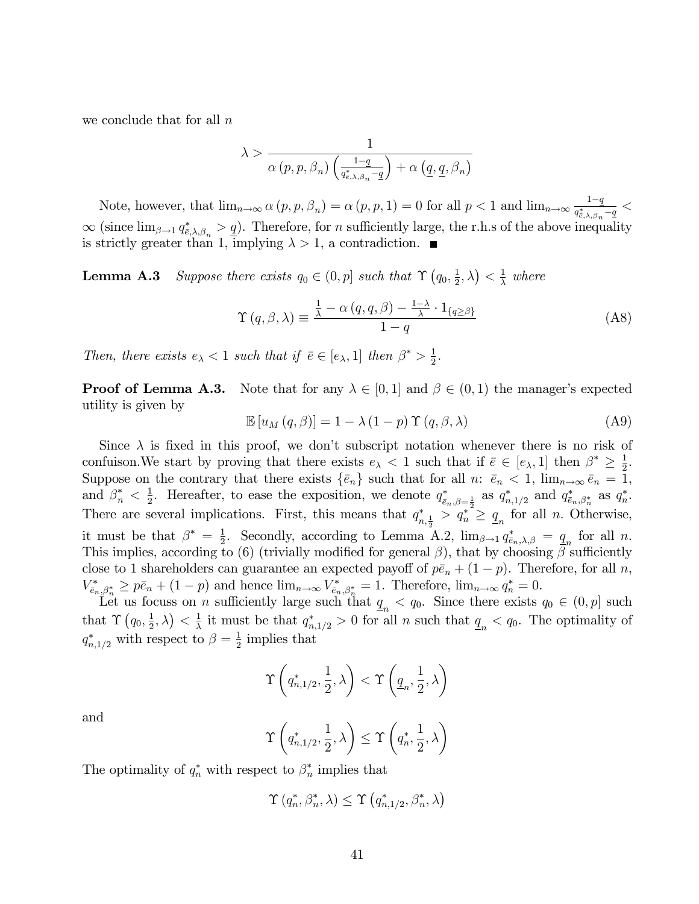we conclude that for all $n$

$$\lambda > \frac{1}{\alpha(p, p, \beta_n)\left(\frac{1-\underline{q}}{q^*_{\bar{e},\lambda,\beta_n} - \underline{q}}\right) + \alpha\left(\underline{q}, \underline{q}, \beta_n\right)}$$

Note, however, that $\lim_{n\to\infty} \alpha(p, p, \beta_n) = \alpha(p, p, 1) = 0$ for all $p < 1$ and $\lim_{n\to\infty} \frac{1-\underline{q}}{q^*_{\bar{e},\lambda,\beta_n} - \underline{q}} < \infty$ (since $\lim_{\beta\to 1} q^*_{\bar{e},\lambda,\beta_n} > \underline{q}$). Therefore, for $n$ sufficiently large, the r.h.s of the above inequality is strictly greater than 1, implying $\lambda > 1$, a contradiction. ■

**Lemma A.3** *Suppose there exists $q_0 \in (0, p]$ such that $\Upsilon\left(q_0, \frac{1}{2}, \lambda\right) < \frac{1}{\lambda}$ where*

$$\Upsilon(q, \beta, \lambda) \equiv \frac{\frac{1}{\lambda} - \alpha(q, q, \beta) - \frac{1-\lambda}{\lambda} \cdot 1_{\{q \geq \beta\}}}{1 - q} \tag{A8}$$

*Then, there exists $e_\lambda < 1$ such that if $\bar{e} \in [e_\lambda, 1]$ then $\beta^* > \frac{1}{2}$.*

**Proof of Lemma A.3.** Note that for any $\lambda \in [0, 1]$ and $\beta \in (0, 1)$ the manager's expected utility is given by

$$\mathbb{E}[u_M(q, \beta)] = 1 - \lambda(1 - p)\Upsilon(q, \beta, \lambda) \tag{A9}$$

Since $\lambda$ is fixed in this proof, we don't subscript notation whenever there is no risk of confuison.We start by proving that there exists $e_\lambda < 1$ such that if $\bar{e} \in [e_\lambda, 1]$ then $\beta^* \geq \frac{1}{2}$. Suppose on the contrary that there exists $\{\bar{e}_n\}$ such that for all $n$: $\bar{e}_n < 1$, $\lim_{n\to\infty} \bar{e}_n = 1$, and $\beta^*_n < \frac{1}{2}$. Hereafter, to ease the exposition, we denote $q^*_{\bar{e}_n,\beta=\frac{1}{2}}$ as $q^*_{n,1/2}$ and $q^*_{\bar{e}_n,\beta^*_n}$ as $q^*_n$. There are several implications. First, this means that $q^*_{n,\frac{1}{2}} > q^*_n \geq \underline{q}_n$ for all $n$. Otherwise, it must be that $\beta^* = \frac{1}{2}$. Secondly, according to Lemma A.2, $\lim_{\beta\to 1} q^*_{\bar{e}_n,\lambda,\beta} = \underline{q}_n$ for all $n$. This implies, according to (6) (trivially modified for general $\beta$), that by choosing $\beta$ sufficiently close to 1 shareholders can guarantee an expected payoff of $p\bar{e}_n + (1 - p)$. Therefore, for all $n$, $V^*_{\bar{e}_n,\beta^*_n} \geq p\bar{e}_n + (1 - p)$ and hence $\lim_{n\to\infty} V^*_{\bar{e}_n,\beta^*_n} = 1$. Therefore, $\lim_{n\to\infty} q^*_n = 0$.

Let us focuss on $n$ sufficiently large such that $\underline{q}_n < q_0$. Since there exists $q_0 \in (0, p]$ such that $\Upsilon\left(q_0, \frac{1}{2}, \lambda\right) < \frac{1}{\lambda}$ it must be that $q^*_{n,1/2} > 0$ for all $n$ such that $\underline{q}_n < q_0$. The optimality of $q^*_{n,1/2}$ with respect to $\beta = \frac{1}{2}$ implies that

$$\Upsilon\left(q^*_{n,1/2}, \frac{1}{2}, \lambda\right) < \Upsilon\left(\underline{q}_n, \frac{1}{2}, \lambda\right)$$

and

$$\Upsilon\left(q^*_{n,1/2}, \frac{1}{2}, \lambda\right) \leq \Upsilon\left(q^*_n, \frac{1}{2}, \lambda\right)$$

The optimality of $q^*_n$ with respect to $\beta^*_n$ implies that

$$\Upsilon(q^*_n, \beta^*_n, \lambda) \leq \Upsilon\left(q^*_{n,1/2}, \beta^*_n, \lambda\right)$$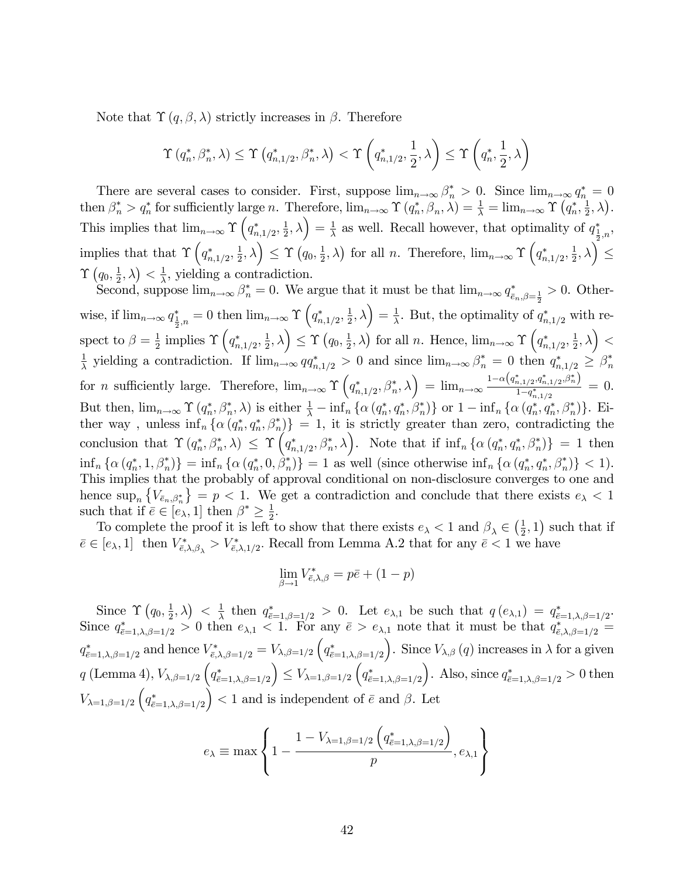Note that $\Upsilon(q, \beta, \lambda)$ strictly increases in $\beta$. Therefore

$$\Upsilon(q_n^*, \beta_n^*, \lambda) \leq \Upsilon\left(q_{n,1/2}^*, \beta_n^*, \lambda\right) < \Upsilon\left(q_{n,1/2}^*, \frac{1}{2}, \lambda\right) \leq \Upsilon\left(q_n^*, \frac{1}{2}, \lambda\right)$$

There are several cases to consider. First, suppose $\lim_{n\to\infty} \beta_n^* > 0$. Since $\lim_{n\to\infty} q_n^* = 0$ then $\beta_n^* > q_n^*$ for sufficiently large $n$. Therefore, $\lim_{n\to\infty} \Upsilon(q_n^*, \beta_n, \lambda) = \frac{1}{\lambda} = \lim_{n\to\infty} \Upsilon\left(q_n^*, \frac{1}{2}, \lambda\right)$. This implies that $\lim_{n\to\infty} \Upsilon\left(q_{n,1/2}^*, \frac{1}{2}, \lambda\right) = \frac{1}{\lambda}$ as well. Recall however, that optimality of $q_{\frac{1}{2},n}^*$, implies that that $\Upsilon\left(q_{n,1/2}^*, \frac{1}{2}, \lambda\right) \leq \Upsilon\left(q_0, \frac{1}{2}, \lambda\right)$ for all $n$. Therefore, $\lim_{n\to\infty} \Upsilon\left(q_{n,1/2}^*, \frac{1}{2}, \lambda\right) \leq \Upsilon\left(q_0, \frac{1}{2}, \lambda\right) < \frac{1}{\lambda}$, yielding a contradiction.

Second, suppose $\lim_{n\to\infty} \beta_n^* = 0$. We argue that it must be that $\lim_{n\to\infty} q_{\bar{e}_n,\beta=\frac{1}{2}}^* > 0$. Otherwise, if $\lim_{n\to\infty} q_{\frac{1}{2},n}^* = 0$ then $\lim_{n\to\infty} \Upsilon\left(q_{n,1/2}^*, \frac{1}{2}, \lambda\right) = \frac{1}{\lambda}$. But, the optimality of $q_{n,1/2}^*$ with respect to $\beta = \frac{1}{2}$ implies $\Upsilon\left(q_{n,1/2}^*, \frac{1}{2}, \lambda\right) \leq \Upsilon\left(q_0, \frac{1}{2}, \lambda\right)$ for all $n$. Hence, $\lim_{n\to\infty} \Upsilon\left(q_{n,1/2}^*, \frac{1}{2}, \lambda\right) < \frac{1}{\lambda}$ yielding a contradiction. If $\lim_{n\to\infty} qq_{n,1/2}^* > 0$ and since $\lim_{n\to\infty} \beta_n^* = 0$ then $q_{n,1/2}^* \geq \beta_n^*$ for $n$ sufficiently large. Therefore, $\lim_{n\to\infty} \Upsilon\left(q_{n,1/2}^*, \beta_n^*, \lambda\right) = \lim_{n\to\infty} \frac{1-\alpha\left(q_{n,1/2}^*, q_{n,1/2}^*, \beta_n^*\right)}{1-q_{n,1/2}^*} = 0$. But then, $\lim_{n\to\infty} \Upsilon(q_n^*, \beta_n^*, \lambda)$ is either $\frac{1}{\lambda} - \inf_n \{\alpha(q_n^*, q_n^*, \beta_n^*)\}$ or $1 - \inf_n \{\alpha(q_n^*, q_n^*, \beta_n^*)\}$. Either way , unless $\inf_n \{\alpha(q_n^*, q_n^*, \beta_n^*)\} = 1$, it is strictly greater than zero, contradicting the conclusion that $\Upsilon(q_n^*, \beta_n^*, \lambda) \leq \Upsilon\left(q_{n,1/2}^*, \beta_n^*, \lambda\right)$. Note that if $\inf_n \{\alpha(q_n^*, q_n^*, \beta_n^*)\} = 1$ then $\inf_n \{\alpha(q_n^*, 1, \beta_n^*)\} = \inf_n \{\alpha(q_n^*, 0, \beta_n^*)\} = 1$ as well (since otherwise $\inf_n \{\alpha(q_n^*, q_n^*, \beta_n^*)\} < 1$). This implies that the probably of approval conditional on non-disclosure converges to one and hence $\sup_n \{V_{\bar{e}_n,\beta_n^*}\} = p < 1$. We get a contradiction and conclude that there exists $e_\lambda < 1$ such that if $\bar{e} \in [e_\lambda, 1]$ then $\beta^* \geq \frac{1}{2}$.

To complete the proof it is left to show that there exists $e_\lambda < 1$ and $\beta_\lambda \in \left(\frac{1}{2}, 1\right)$ such that if $\bar{e} \in [e_\lambda, 1]$ then $V_{\bar{e},\lambda,\beta_\lambda}^* > V_{\bar{e},\lambda,1/2}^*$. Recall from Lemma A.2 that for any $\bar{e} < 1$ we have

$$\lim_{\beta\to 1} V_{\bar{e},\lambda,\beta}^* = p\bar{e} + (1-p)$$

Since $\Upsilon\left(q_0, \frac{1}{2}, \lambda\right) < \frac{1}{\lambda}$ then $q_{\bar{e}=1,\beta=1/2}^* > 0$. Let $e_{\lambda,1}$ be such that $q(e_{\lambda,1}) = q_{\bar{e}=1,\lambda,\beta=1/2}^*$. Since $q_{\bar{e}=1,\lambda,\beta=1/2}^* > 0$ then $e_{\lambda,1} < 1$. For any $\bar{e} > e_{\lambda,1}$ note that it must be that $q_{\bar{e},\lambda,\beta=1/2}^* = q_{\bar{e}=1,\lambda,\beta=1/2}^*$ and hence $V_{\bar{e},\lambda,\beta=1/2}^* = V_{\lambda,\beta=1/2}\left(q_{\bar{e}=1,\lambda,\beta=1/2}^*\right)$. Since $V_{\lambda,\beta}(q)$ increases in $\lambda$ for a given $q$ (Lemma 4), $V_{\lambda,\beta=1/2}\left(q_{\bar{e}=1,\lambda,\beta=1/2}^*\right) \leq V_{\lambda=1,\beta=1/2}\left(q_{\bar{e}=1,\lambda,\beta=1/2}^*\right)$. Also, since $q_{\bar{e}=1,\lambda,\beta=1/2}^* > 0$ then $V_{\lambda=1,\beta=1/2}\left(q_{\bar{e}=1,\lambda,\beta=1/2}^*\right) < 1$ and is independent of $\bar{e}$ and $\beta$. Let

$$e_\lambda \equiv \max\left\{1 - \frac{1 - V_{\lambda=1,\beta=1/2}\left(q_{\bar{e}=1,\lambda,\beta=1/2}^*\right)}{p}, e_{\lambda,1}\right\}$$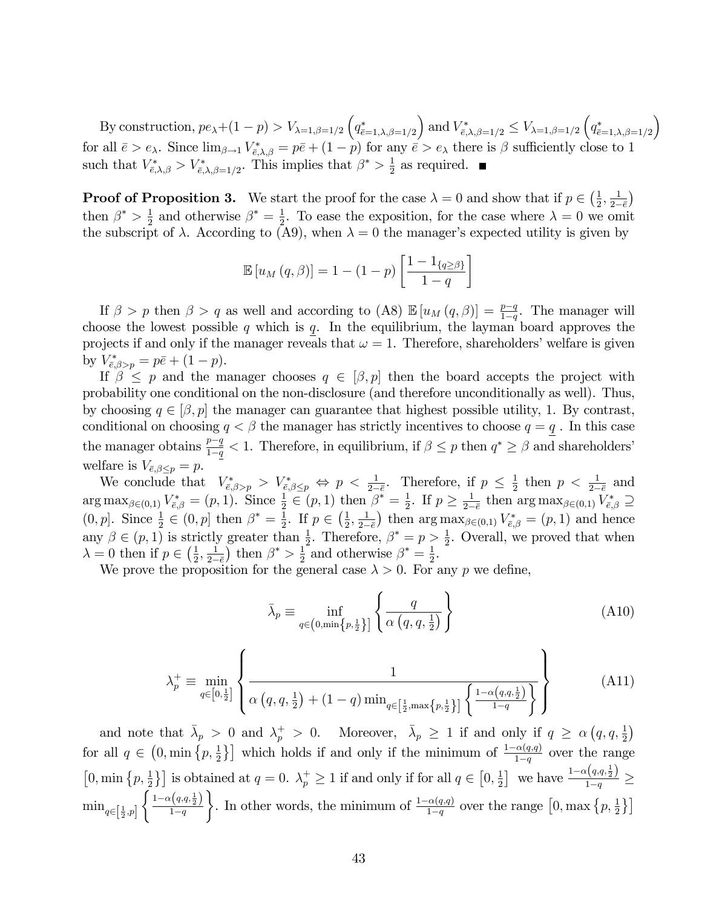By construction, $pe_\lambda + (1-p) > V_{\lambda=1,\beta=1/2}\left(q^*_{\bar{e}=1,\lambda,\beta=1/2}\right)$ and $V^*_{\bar{e},\lambda,\beta=1/2} \leq V_{\lambda=1,\beta=1/2}\left(q^*_{\bar{e}=1,\lambda,\beta=1/2}\right)$ for all $\bar{e} > e_\lambda$. Since $\lim_{\beta\to 1} V^*_{\bar{e},\lambda,\beta} = p\bar{e} + (1-p)$ for any $\bar{e} > e_\lambda$ there is $\beta$ sufficiently close to 1 such that $V^*_{\bar{e},\lambda,\beta} > V^*_{\bar{e},\lambda,\beta=1/2}$. This implies that $\beta^* > \frac{1}{2}$ as required. ∎

**Proof of Proposition 3.** We start the proof for the case $\lambda = 0$ and show that if $p \in \left(\frac{1}{2}, \frac{1}{2-\bar{e}}\right)$ then $\beta^* > \frac{1}{2}$ and otherwise $\beta^* = \frac{1}{2}$. To ease the exposition, for the case where $\lambda = 0$ we omit the subscript of $\lambda$. According to (A9), when $\lambda = 0$ the manager's expected utility is given by

$$\mathbb{E}\left[u_M(q,\beta)\right] = 1 - (1-p)\left[\frac{1 - 1_{\{q \geq \beta\}}}{1-q}\right]$$

If $\beta > p$ then $\beta > q$ as well and according to (A8) $\mathbb{E}\left[u_M(q,\beta)\right] = \frac{p-q}{1-q}$. The manager will choose the lowest possible $q$ which is $\underline{q}$. In the equilibrium, the layman board approves the projects if and only if the manager reveals that $\omega = 1$. Therefore, shareholders' welfare is given by $V^*_{\bar{e},\beta>p} = p\bar{e} + (1-p)$.

If $\beta \leq p$ and the manager chooses $q \in [\beta, p]$ then the board accepts the project with probability one conditional on the non-disclosure (and therefore unconditionally as well). Thus, by choosing $q \in [\beta, p]$ the manager can guarantee that highest possible utility, 1. By contrast, conditional on choosing $q < \beta$ the manager has strictly incentives to choose $q = \underline{q}$ . In this case the manager obtains $\frac{p-\underline{q}}{1-\underline{q}} < 1$. Therefore, in equilibrium, if $\beta \leq p$ then $q^* \geq \beta$ and shareholders' welfare is $V_{\bar{e},\beta\leq p} = p$.

We conclude that $V^*_{\bar{e},\beta>p} > V^*_{\bar{e},\beta\leq p} \Leftrightarrow p < \frac{1}{2-\bar{e}}$. Therefore, if $p \leq \frac{1}{2}$ then $p < \frac{1}{2-\bar{e}}$ and $\arg\max_{\beta\in(0,1)} V^*_{\bar{e},\beta} = (p,1)$. Since $\frac{1}{2} \in (p,1)$ then $\beta^* = \frac{1}{2}$. If $p \geq \frac{1}{2-\bar{e}}$ then $\arg\max_{\beta\in(0,1)} V^*_{\bar{e},\beta} \supseteq (0,p]$. Since $\frac{1}{2} \in (0,p]$ then $\beta^* = \frac{1}{2}$. If $p \in \left(\frac{1}{2}, \frac{1}{2-\bar{e}}\right)$ then $\arg\max_{\beta\in(0,1)} V^*_{\bar{e},\beta} = (p,1)$ and hence any $\beta \in (p,1)$ is strictly greater than $\frac{1}{2}$. Therefore, $\beta^* = p > \frac{1}{2}$. Overall, we proved that when $\lambda = 0$ then if $p \in \left(\frac{1}{2}, \frac{1}{2-\bar{e}}\right)$ then $\beta^* > \frac{1}{2}$ and otherwise $\beta^* = \frac{1}{2}$.

We prove the proposition for the general case $\lambda > 0$. For any $p$ we define,

$$\bar{\lambda}_p \equiv \inf_{q\in\left(0,\min\left\{p,\frac{1}{2}\right\}\right]}\left\{\frac{q}{\alpha\left(q,q,\frac{1}{2}\right)}\right\} \tag{A10}$$

$$\lambda^+_p \equiv \min_{q\in\left[0,\frac{1}{2}\right]}\left\{\frac{1}{\alpha\left(q,q,\frac{1}{2}\right) + (1-q)\min_{q\in\left[\frac{1}{2},\max\left\{p,\frac{1}{2}\right\}\right]}\left\{\frac{1-\alpha\left(q,q,\frac{1}{2}\right)}{1-q}\right\}}\right\} \tag{A11}$$

and note that $\bar{\lambda}_p > 0$ and $\lambda^+_p > 0$. Moreover, $\bar{\lambda}_p \geq 1$ if and only if $q \geq \alpha\left(q,q,\frac{1}{2}\right)$ for all $q \in \left(0, \min\left\{p,\frac{1}{2}\right\}\right]$ which holds if and only if the minimum of $\frac{1-\alpha(q,q)}{1-q}$ over the range $\left[0, \min\left\{p,\frac{1}{2}\right\}\right]$ is obtained at $q = 0$. $\lambda^+_p \geq 1$ if and only if for all $q \in \left[0,\frac{1}{2}\right]$ we have $\frac{1-\alpha\left(q,q,\frac{1}{2}\right)}{1-q} \geq \min_{q\in\left[\frac{1}{2},p\right]}\left\{\frac{1-\alpha\left(q,q,\frac{1}{2}\right)}{1-q}\right\}$. In other words, the minimum of $\frac{1-\alpha(q,q)}{1-q}$ over the range $\left[0, \max\left\{p,\frac{1}{2}\right\}\right]$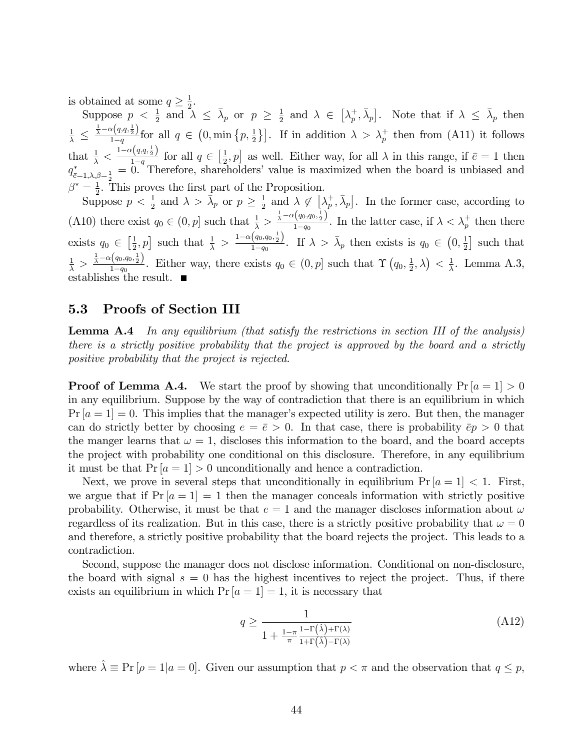is obtained at some $q \geq \frac{1}{2}$.

Suppose $p < \frac{1}{2}$ and $\lambda \leq \bar{\lambda}_p$ or $p \geq \frac{1}{2}$ and $\lambda \in \left[\lambda_p^+, \bar{\lambda}_p\right]$. Note that if $\lambda \leq \bar{\lambda}_p$ then $\frac{1}{\lambda} \leq \frac{\frac{1}{\lambda}-\alpha\left(q,q,\frac{1}{2}\right)}{1-q}$for all $q \in \left(0, \min\left\{p, \frac{1}{2}\right\}\right]$. If in addition $\lambda > \lambda_p^+$ then from (A11) it follows that $\frac{1}{\lambda} < \frac{1-\alpha\left(q,q,\frac{1}{2}\right)}{1-q}$ for all $q \in \left[\frac{1}{2}, p\right]$ as well. Either way, for all $\lambda$ in this range, if $\bar{e} = 1$ then $q^*_{\bar{e}=1,\lambda,\beta=\frac{1}{2}} = 0$. Therefore, shareholders' value is maximized when the board is unbiased and $\beta^* = \frac{1}{2}$. This proves the first part of the Proposition.

Suppose $p < \frac{1}{2}$ and $\lambda > \bar{\lambda}_p$ or $p \geq \frac{1}{2}$ and $\lambda \notin \left[\lambda_p^+, \bar{\lambda}_p\right]$. In the former case, according to (A10) there exist $q_0 \in (0, p]$ such that $\frac{1}{\lambda} > \frac{\frac{1}{\lambda}-\alpha\left(q_0,q_0,\frac{1}{2}\right)}{1-q_0}$. In the latter case, if $\lambda < \lambda_p^+$ then there exists $q_0 \in \left[\frac{1}{2}, p\right]$ such that $\frac{1}{\lambda} > \frac{1-\alpha\left(q_0,q_0,\frac{1}{2}\right)}{1-q_0}$. If $\lambda > \bar{\lambda}_p$ then exists is $q_0 \in \left(0, \frac{1}{2}\right]$ such that $\frac{1}{\lambda} > \frac{\frac{1}{\lambda}-\alpha\left(q_0,q_0,\frac{1}{2}\right)}{1-q_0}$. Either way, there exists $q_0 \in (0, p]$ such that $\Upsilon\left(q_0, \frac{1}{2}, \lambda\right) < \frac{1}{\lambda}$. Lemma A.3, establishes the result. ■

## 5.3 Proofs of Section III

**Lemma A.4** *In any equilibrium (that satisfy the restrictions in section III of the analysis) there is a strictly positive probability that the project is approved by the board and a strictly positive probability that the project is rejected.*

**Proof of Lemma A.4.** We start the proof by showing that unconditionally $\Pr[a = 1] > 0$ in any equilibrium. Suppose by the way of contradiction that there is an equilibrium in which $\Pr[a = 1] = 0$. This implies that the manager's expected utility is zero. But then, the manager can do strictly better by choosing $e = \bar{e} > 0$. In that case, there is probability $\bar{e}p > 0$ that the manger learns that $\omega = 1$, discloses this information to the board, and the board accepts the project with probability one conditional on this disclosure. Therefore, in any equilibrium it must be that $\Pr[a = 1] > 0$ unconditionally and hence a contradiction.

Next, we prove in several steps that unconditionally in equilibrium $\Pr[a = 1] < 1$. First, we argue that if $\Pr[a = 1] = 1$ then the manager conceals information with strictly positive probability. Otherwise, it must be that $e = 1$ and the manager discloses information about $\omega$ regardless of its realization. But in this case, there is a strictly positive probability that $\omega = 0$ and therefore, a strictly positive probability that the board rejects the project. This leads to a contradiction.

Second, suppose the manager does not disclose information. Conditional on non-disclosure, the board with signal $s = 0$ has the highest incentives to reject the project. Thus, if there exists an equilibrium in which $\Pr[a = 1] = 1$, it is necessary that

$$q \geq \frac{1}{1 + \frac{1-\pi}{\pi} \frac{1-\Gamma\left(\hat{\lambda}\right)+\Gamma(\lambda)}{1+\Gamma\left(\hat{\lambda}\right)-\Gamma(\lambda)}} \tag{A12}$$

where $\hat{\lambda} \equiv \Pr[\rho = 1|a = 0]$. Given our assumption that $p < \pi$ and the observation that $q \leq p$,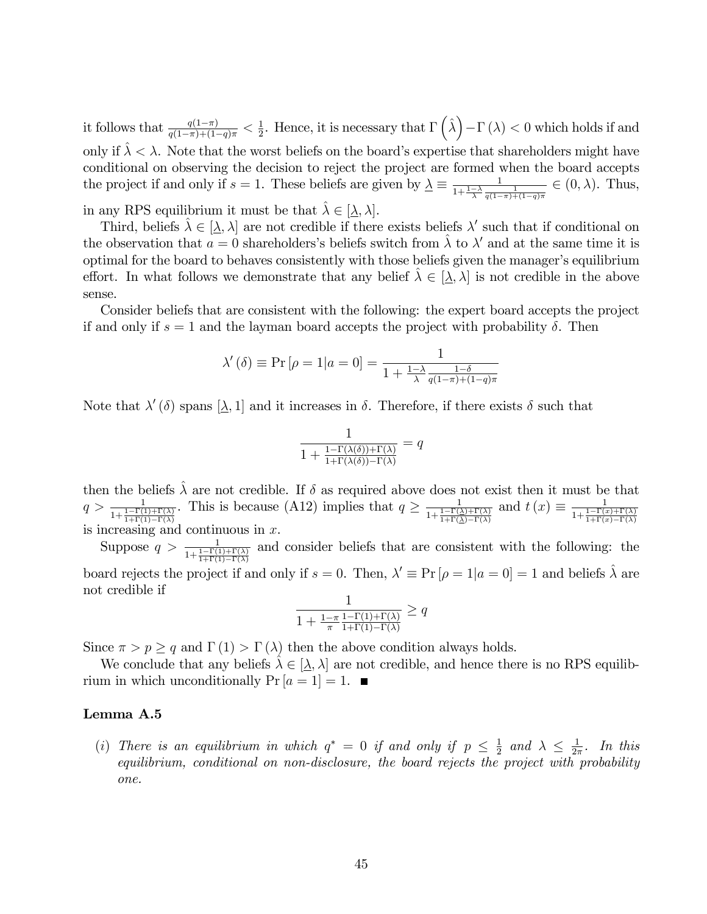it follows that $\frac{q(1-\pi)}{q(1-\pi)+(1-q)\pi} < \frac{1}{2}$. Hence, it is necessary that $\Gamma\left(\hat{\lambda}\right) - \Gamma(\lambda) < 0$ which holds if and only if $\hat{\lambda} < \lambda$. Note that the worst beliefs on the board's expertise that shareholders might have conditional on observing the decision to reject the project are formed when the board accepts the project if and only if $s = 1$. These beliefs are given by $\underline{\lambda} \equiv \frac{1}{1+\frac{1-\lambda}{\lambda}\frac{1}{q(1-\pi)+(1-q)\pi}} \in (0, \lambda)$. Thus, in any RPS equilibrium it must be that $\hat{\lambda} \in [\underline{\lambda}, \lambda]$.

Third, beliefs $\hat{\lambda} \in [\underline{\lambda}, \lambda]$ are not credible if there exists beliefs $\lambda'$ such that if conditional on the observation that $a = 0$ shareholders's beliefs switch from $\hat{\lambda}$ to $\lambda'$ and at the same time it is optimal for the board to behaves consistently with those beliefs given the manager's equilibrium effort. In what follows we demonstrate that any belief $\hat{\lambda} \in [\underline{\lambda}, \lambda]$ is not credible in the above sense.

Consider beliefs that are consistent with the following: the expert board accepts the project if and only if $s = 1$ and the layman board accepts the project with probability $\delta$. Then

$$\lambda'(\delta) \equiv \Pr[\rho = 1|a = 0] = \frac{1}{1 + \frac{1-\lambda}{\lambda}\frac{1-\delta}{q(1-\pi)+(1-q)\pi}}$$

Note that $\lambda'(\delta)$ spans $[\underline{\lambda}, 1]$ and it increases in $\delta$. Therefore, if there exists $\delta$ such that

$$\frac{1}{1 + \frac{1-\Gamma(\lambda(\delta))+\Gamma(\lambda)}{1+\Gamma(\lambda(\delta))-\Gamma(\lambda)}} = q$$

then the beliefs $\hat{\lambda}$ are not credible. If $\delta$ as required above does not exist then it must be that $q > \frac{1}{1+\frac{1-\Gamma(1)+\Gamma(\lambda)}{1+\Gamma(1)-\Gamma(\lambda)}}$. This is because (A12) implies that $q \geq \frac{1}{1+\frac{1-\Gamma(\underline{\lambda})+\Gamma(\lambda)}{1+\Gamma(\underline{\lambda})-\Gamma(\lambda)}}$ and $t(x) \equiv \frac{1}{1+\frac{1-\Gamma(x)+\Gamma(\lambda)}{1+\Gamma(x)-\Gamma(\lambda)}}$ is increasing and continuous in $x$.

Suppose $q > \frac{1}{1+\frac{1-\Gamma(1)+\Gamma(\lambda)}{1+\Gamma(1)-\Gamma(\lambda)}}$ and consider beliefs that are consistent with the following: the board rejects the project if and only if $s = 0$. Then, $\lambda' \equiv \Pr[\rho = 1|a = 0] = 1$ and beliefs $\hat{\lambda}$ are not credible if

$$\frac{1}{1 + \frac{1-\pi}{\pi}\frac{1-\Gamma(1)+\Gamma(\lambda)}{1+\Gamma(1)-\Gamma(\lambda)}} \geq q$$

Since $\pi > p \geq q$ and $\Gamma(1) > \Gamma(\lambda)$ then the above condition always holds.

We conclude that any beliefs $\hat{\lambda} \in [\underline{\lambda}, \lambda]$ are not credible, and hence there is no RPS equilibrium in which unconditionally $\Pr[a = 1] = 1$. ■

### Lemma A.5

(i) *There is an equilibrium in which $q^* = 0$ if and only if $p \leq \frac{1}{2}$ and $\lambda \leq \frac{1}{2\pi}$. In this equilibrium, conditional on non-disclosure, the board rejects the project with probability one.*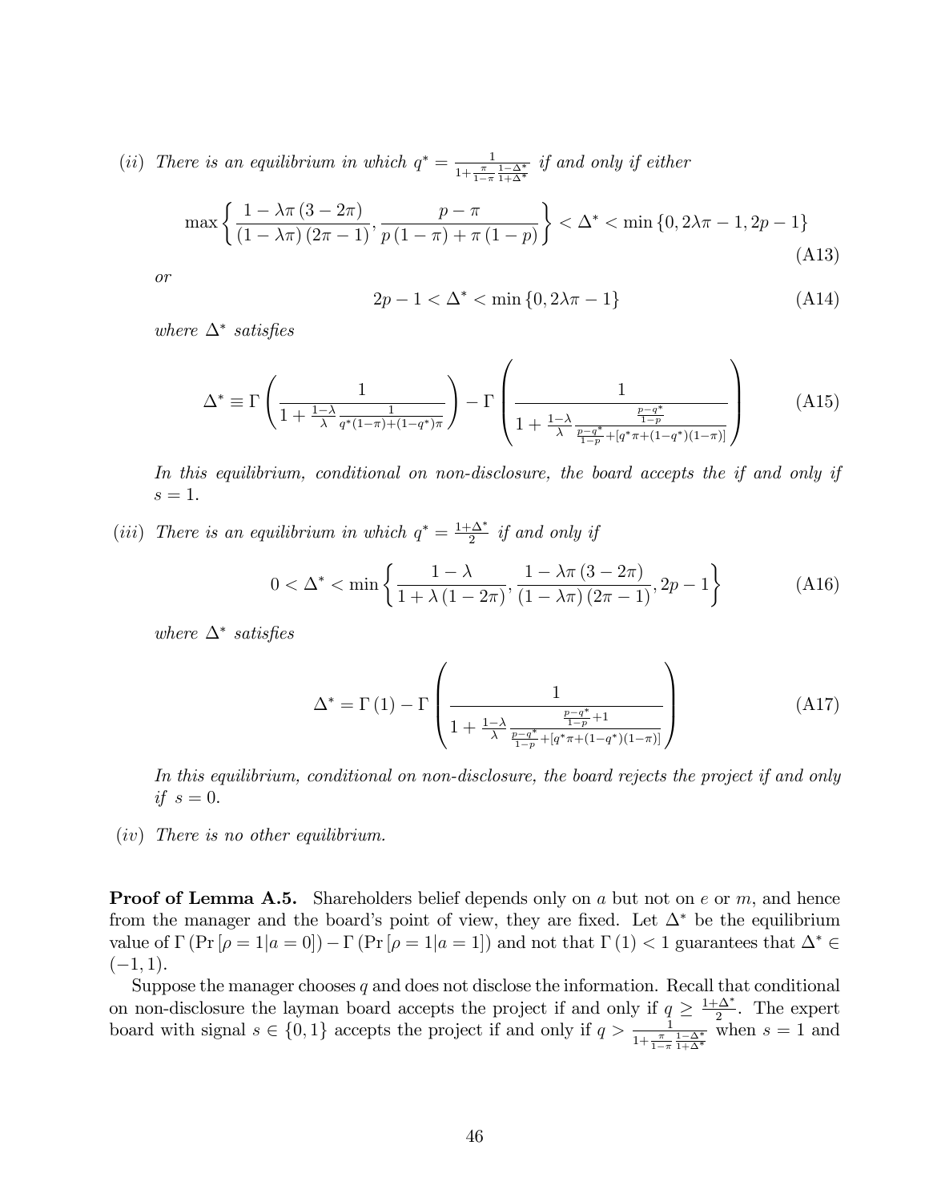(*ii*) *There is an equilibrium in which* $q^* = \frac{1}{1+\frac{\pi}{1-\pi}\frac{1-\Delta^*}{1+\Delta^*}}$ *if and only if either*

$$\max\left\{\frac{1-\lambda\pi\left(3-2\pi\right)}{\left(1-\lambda\pi\right)\left(2\pi-1\right)}, \frac{p-\pi}{p\left(1-\pi\right)+\pi\left(1-p\right)}\right\} < \Delta^* < \min\left\{0, 2\lambda\pi-1, 2p-1\right\} \tag{A13}$$

*or*

$$2p-1 < \Delta^* < \min\left\{0, 2\lambda\pi-1\right\} \tag{A14}$$

*where* $\Delta^*$ *satisfies*

$$\Delta^* \equiv \Gamma\left(\frac{1}{1+\frac{1-\lambda}{\lambda}\frac{1}{q^*(1-\pi)+(1-q^*)\pi}}\right) - \Gamma\left(\frac{1}{1+\frac{1-\lambda}{\lambda}\frac{\frac{p-q^*}{1-p}}{\frac{p-q^*}{1-p}+[q^*\pi+(1-q^*)(1-\pi)]}}\right) \tag{A15}$$

*In this equilibrium, conditional on non-disclosure, the board accepts the if and only if* $s=1$.

(*iii*) *There is an equilibrium in which* $q^* = \frac{1+\Delta^*}{2}$ *if and only if*

$$0 < \Delta^* < \min\left\{\frac{1-\lambda}{1+\lambda\left(1-2\pi\right)}, \frac{1-\lambda\pi\left(3-2\pi\right)}{\left(1-\lambda\pi\right)\left(2\pi-1\right)}, 2p-1\right\} \tag{A16}$$

*where* $\Delta^*$ *satisfies*

$$\Delta^* = \Gamma\left(1\right) - \Gamma\left(\frac{1}{1+\frac{1-\lambda}{\lambda}\frac{\frac{p-q^*}{1-p}+1}{\frac{p-q^*}{1-p}+[q^*\pi+(1-q^*)(1-\pi)]}}\right) \tag{A17}$$

*In this equilibrium, conditional on non-disclosure, the board rejects the project if and only if* $s=0$.

(*iv*) *There is no other equilibrium.*

**Proof of Lemma A.5.** Shareholders belief depends only on $a$ but not on $e$ or $m$, and hence from the manager and the board's point of view, they are fixed. Let $\Delta^*$ be the equilibrium value of $\Gamma\left(\Pr\left[\rho=1|a=0\right]\right) - \Gamma\left(\Pr\left[\rho=1|a=1\right]\right)$ and not that $\Gamma\left(1\right) < 1$ guarantees that $\Delta^* \in (-1,1)$.

Suppose the manager chooses $q$ and does not disclose the information. Recall that conditional on non-disclosure the layman board accepts the project if and only if $q \geq \frac{1+\Delta^*}{2}$. The expert board with signal $s \in \{0,1\}$ accepts the project if and only if $q > \frac{1}{1+\frac{\pi}{1-\pi}\frac{1-\Delta^*}{1+\Delta^*}}$ when $s=1$ and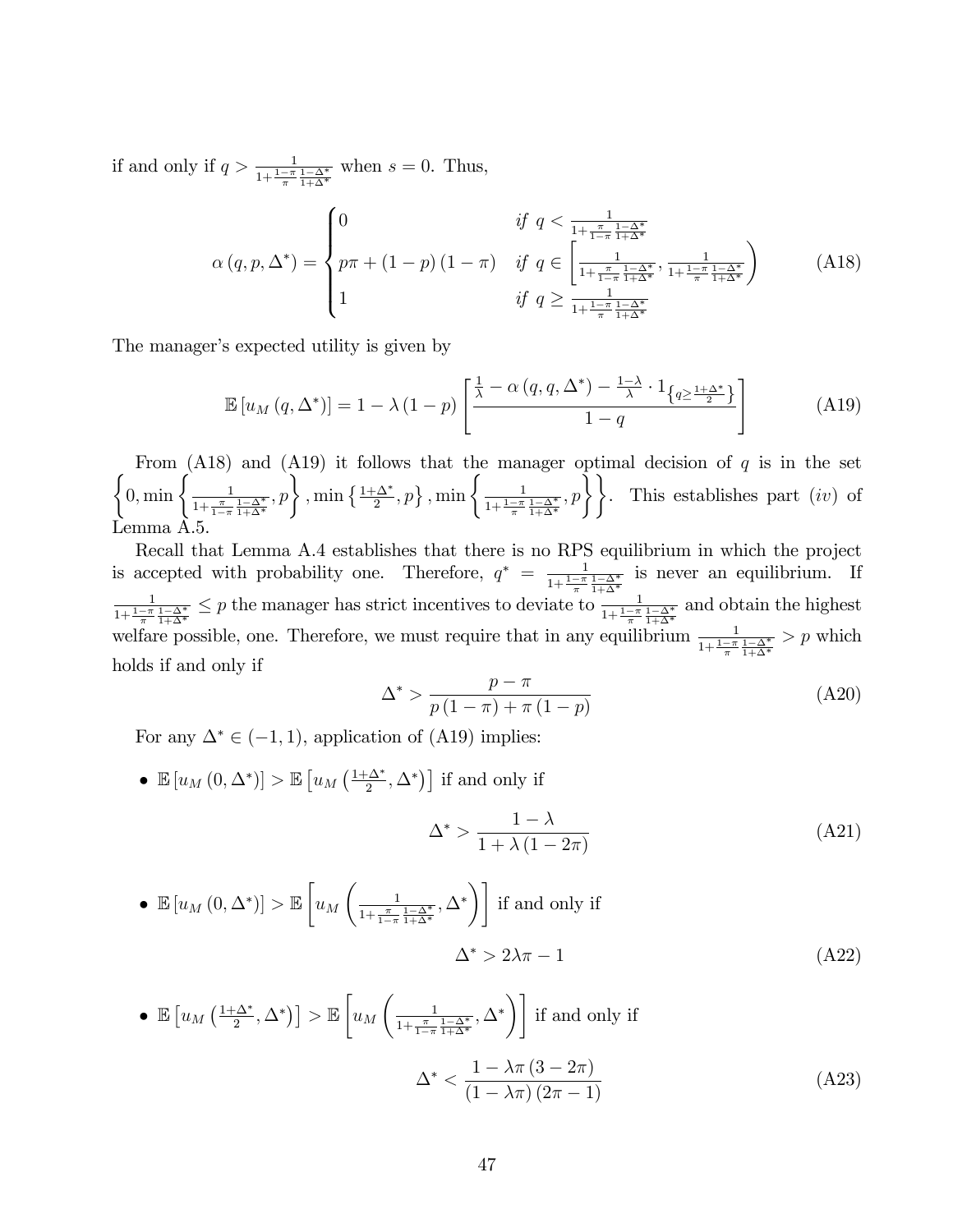if and only if $q > \frac{1}{1+\frac{1-\pi}{\pi}\frac{1-\Delta^*}{1+\Delta^*}}$ when $s = 0$. Thus,

$$
\alpha(q, p, \Delta^*) = \begin{cases} 0 & \text{if } q < \frac{1}{1+\frac{\pi}{1-\pi}\frac{1-\Delta^*}{1+\Delta^*}} \\ p\pi + (1-p)(1-\pi) & \text{if } q \in \left[\frac{1}{1+\frac{\pi}{1-\pi}\frac{1-\Delta^*}{1+\Delta^*}}, \frac{1}{1+\frac{1-\pi}{\pi}\frac{1-\Delta^*}{1+\Delta^*}}\right) \\ 1 & \text{if } q \geq \frac{1}{1+\frac{1-\pi}{\pi}\frac{1-\Delta^*}{1+\Delta^*}} \end{cases} \tag{A18}
$$

The manager's expected utility is given by

$$
\mathbb{E}\left[u_M(q, \Delta^*)\right] = 1 - \lambda(1-p)\left[\frac{\frac{1}{\lambda} - \alpha(q, q, \Delta^*) - \frac{1-\lambda}{\lambda} \cdot 1_{\left\{q \geq \frac{1+\Delta^*}{2}\right\}}}{1-q}\right] \tag{A19}
$$

From (A18) and (A19) it follows that the manager optimal decision of $q$ is in the set $\left\{0, \min\left\{\frac{1}{1+\frac{\pi}{1-\pi}\frac{1-\Delta^*}{1+\Delta^*}}, p\right\}, \min\left\{\frac{1+\Delta^*}{2}, p\right\}, \min\left\{\frac{1}{1+\frac{1-\pi}{\pi}\frac{1-\Delta^*}{1+\Delta^*}}, p\right\}\right\}$. This establishes part $(iv)$ of Lemma A.5.

Recall that Lemma A.4 establishes that there is no RPS equilibrium in which the project is accepted with probability one. Therefore, $q^* = \frac{1}{1+\frac{1-\pi}{\pi}\frac{1-\Delta^*}{1+\Delta^*}}$ is never an equilibrium. If $\frac{1}{1+\frac{1-\pi}{\pi}\frac{1-\Delta^*}{1+\Delta^*}} \leq p$ the manager has strict incentives to deviate to $\frac{1}{1+\frac{1-\pi}{\pi}\frac{1-\Delta^*}{1+\Delta^*}}$ and obtain the highest welfare possible, one. Therefore, we must require that in any equilibrium $\frac{1}{1+\frac{1-\pi}{\pi}\frac{1-\Delta^*}{1+\Delta^*}} > p$ which holds if and only if

$$
\Delta^* > \frac{p - \pi}{p(1-\pi) + \pi(1-p)} \tag{A20}
$$

For any $\Delta^* \in (-1, 1)$, application of (A19) implies:

- $\mathbb{E}\left[u_M(0, \Delta^*)\right] > \mathbb{E}\left[u_M\left(\frac{1+\Delta^*}{2}, \Delta^*\right)\right]$ if and only if

$$
\Delta^* > \frac{1-\lambda}{1+\lambda(1-2\pi)} \tag{A21}
$$

- $\mathbb{E}\left[u_M(0, \Delta^*)\right] > \mathbb{E}\left[u_M\left(\frac{1}{1+\frac{\pi}{1-\pi}\frac{1-\Delta^*}{1+\Delta^*}}, \Delta^*\right)\right]$ if and only if

$$
\Delta^* > 2\lambda\pi - 1 \tag{A22}
$$

- $\mathbb{E}\left[u_M\left(\frac{1+\Delta^*}{2}, \Delta^*\right)\right] > \mathbb{E}\left[u_M\left(\frac{1}{1+\frac{\pi}{1-\pi}\frac{1-\Delta^*}{1+\Delta^*}}, \Delta^*\right)\right]$ if and only if

$$
\Delta^* < \frac{1 - \lambda\pi(3-2\pi)}{(1-\lambda\pi)(2\pi - 1)} \tag{A23}
$$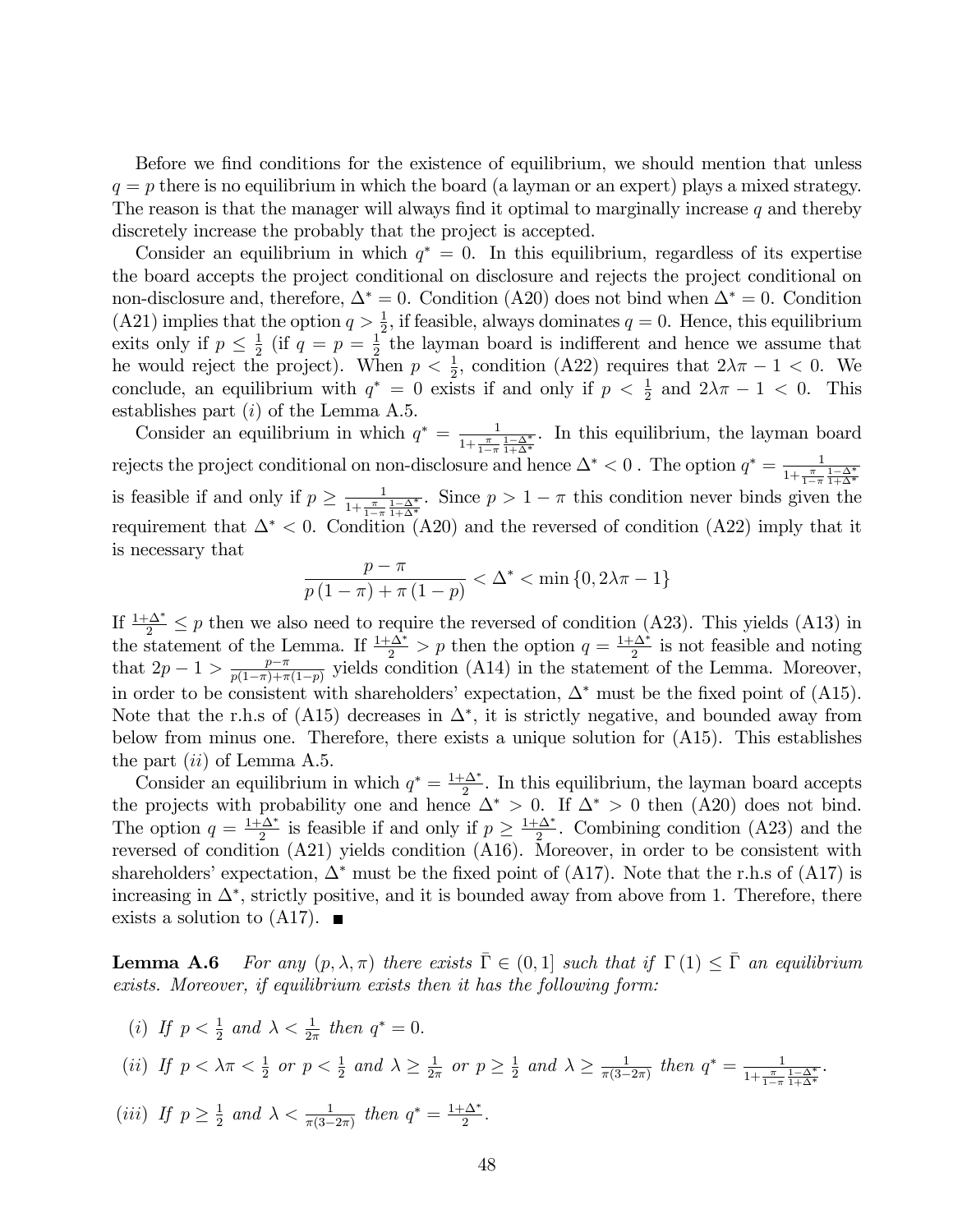Before we find conditions for the existence of equilibrium, we should mention that unless $q = p$ there is no equilibrium in which the board (a layman or an expert) plays a mixed strategy. The reason is that the manager will always find it optimal to marginally increase $q$ and thereby discretely increase the probably that the project is accepted.

Consider an equilibrium in which $q^* = 0$. In this equilibrium, regardless of its expertise the board accepts the project conditional on disclosure and rejects the project conditional on non-disclosure and, therefore, $\Delta^* = 0$. Condition (A20) does not bind when $\Delta^* = 0$. Condition (A21) implies that the option $q > \frac{1}{2}$, if feasible, always dominates $q = 0$. Hence, this equilibrium exits only if $p \leq \frac{1}{2}$ (if $q = p = \frac{1}{2}$ the layman board is indifferent and hence we assume that he would reject the project). When $p < \frac{1}{2}$, condition (A22) requires that $2\lambda\pi - 1 < 0$. We conclude, an equilibrium with $q^* = 0$ exists if and only if $p < \frac{1}{2}$ and $2\lambda\pi - 1 < 0$. This establishes part $(i)$ of the Lemma A.5.

Consider an equilibrium in which $q^* = \frac{1}{1+\frac{\pi}{1-\pi}\frac{1-\Delta^*}{1+\Delta^*}}$. In this equilibrium, the layman board rejects the project conditional on non-disclosure and hence $\Delta^* < 0$ . The option $q^* = \frac{1}{1+\frac{\pi}{1-\pi}\frac{1-\Delta^*}{1+\Delta^*}}$ is feasible if and only if $p \geq \frac{1}{1+\frac{\pi}{1-\pi}\frac{1-\Delta^*}{1+\Delta^*}}$. Since $p > 1 - \pi$ this condition never binds given the requirement that $\Delta^* < 0$. Condition (A20) and the reversed of condition (A22) imply that it is necessary that

$$\frac{p - \pi}{p(1-\pi) + \pi(1-p)} < \Delta^* < \min\{0, 2\lambda\pi - 1\}$$

If $\frac{1+\Delta^*}{2} \leq p$ then we also need to require the reversed of condition (A23). This yields (A13) in the statement of the Lemma. If $\frac{1+\Delta^*}{2} > p$ then the option $q = \frac{1+\Delta^*}{2}$ is not feasible and noting that $2p - 1 > \frac{p-\pi}{p(1-\pi)+\pi(1-p)}$ yields condition (A14) in the statement of the Lemma. Moreover, in order to be consistent with shareholders' expectation, $\Delta^*$ must be the fixed point of (A15). Note that the r.h.s of (A15) decreases in $\Delta^*$, it is strictly negative, and bounded away from below from minus one. Therefore, there exists a unique solution for (A15). This establishes the part $(ii)$ of Lemma A.5.

Consider an equilibrium in which $q^* = \frac{1+\Delta^*}{2}$. In this equilibrium, the layman board accepts the projects with probability one and hence $\Delta^* > 0$. If $\Delta^* > 0$ then (A20) does not bind. The option $q = \frac{1+\Delta^*}{2}$ is feasible if and only if $p \geq \frac{1+\Delta^*}{2}$. Combining condition (A23) and the reversed of condition (A21) yields condition (A16). Moreover, in order to be consistent with shareholders' expectation, $\Delta^*$ must be the fixed point of (A17). Note that the r.h.s of (A17) is increasing in $\Delta^*$, strictly positive, and it is bounded away from above from 1. Therefore, there exists a solution to (A17). ■

**Lemma A.6** *For any $(p, \lambda, \pi)$ there exists $\bar{\Gamma} \in (0, 1]$ such that if $\Gamma(1) \leq \bar{\Gamma}$ an equilibrium exists. Moreover, if equilibrium exists then it has the following form:*

$(i)$ *If $p < \frac{1}{2}$ and $\lambda < \frac{1}{2\pi}$ then $q^* = 0$.*

$(ii)$ *If $p < \lambda\pi < \frac{1}{2}$ or $p < \frac{1}{2}$ and $\lambda \geq \frac{1}{2\pi}$ or $p \geq \frac{1}{2}$ and $\lambda \geq \frac{1}{\pi(3-2\pi)}$ then $q^* = \frac{1}{1+\frac{\pi}{1-\pi}\frac{1-\Delta^*}{1+\Delta^*}}$.*

$(iii)$ *If $p \geq \frac{1}{2}$ and $\lambda < \frac{1}{\pi(3-2\pi)}$ then $q^* = \frac{1+\Delta^*}{2}$.*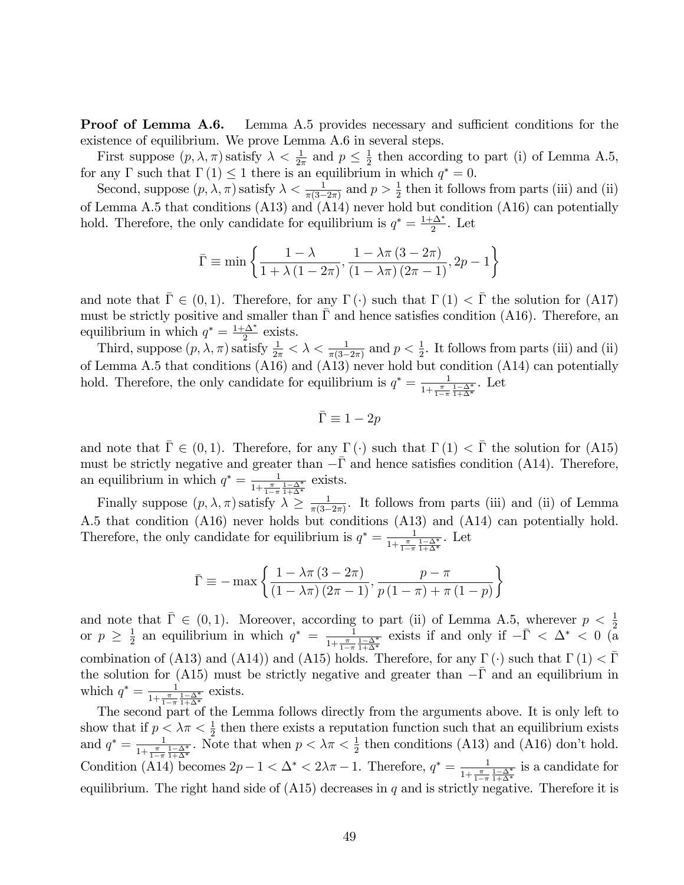**Proof of Lemma A.6.** Lemma A.5 provides necessary and sufficient conditions for the existence of equilibrium. We prove Lemma A.6 in several steps.

First suppose $(p, \lambda, \pi)$ satisfy $\lambda < \frac{1}{2\pi}$ and $p \leq \frac{1}{2}$ then according to part (i) of Lemma A.5, for any $\Gamma$ such that $\Gamma(1) \leq 1$ there is an equilibrium in which $q^* = 0$.

Second, suppose $(p, \lambda, \pi)$ satisfy $\lambda < \frac{1}{\pi(3-2\pi)}$ and $p > \frac{1}{2}$ then it follows from parts (iii) and (ii) of Lemma A.5 that conditions (A13) and (A14) never hold but condition (A16) can potentially hold. Therefore, the only candidate for equilibrium is $q^* = \frac{1+\Delta^*}{2}$. Let

$$\bar{\Gamma} \equiv \min\left\{\frac{1-\lambda}{1+\lambda(1-2\pi)}, \frac{1-\lambda\pi(3-2\pi)}{(1-\lambda\pi)(2\pi-1)}, 2p-1\right\}$$

and note that $\bar{\Gamma} \in (0,1)$. Therefore, for any $\Gamma(\cdot)$ such that $\Gamma(1) < \bar{\Gamma}$ the solution for (A17) must be strictly positive and smaller than $\bar{\Gamma}$ and hence satisfies condition (A16). Therefore, an equilibrium in which $q^* = \frac{1+\Delta^*}{2}$ exists.

Third, suppose $(p, \lambda, \pi)$ satisfy $\frac{1}{2\pi} < \lambda < \frac{1}{\pi(3-2\pi)}$ and $p < \frac{1}{2}$. It follows from parts (iii) and (ii) of Lemma A.5 that conditions (A16) and (A13) never hold but condition (A14) can potentially hold. Therefore, the only candidate for equilibrium is $q^* = \frac{1}{1+\frac{\pi}{1-\pi}\frac{1-\Delta^*}{1+\Delta^*}}$. Let

$$\bar{\Gamma} \equiv 1-2p$$

and note that $\bar{\Gamma} \in (0,1)$. Therefore, for any $\Gamma(\cdot)$ such that $\Gamma(1) < \bar{\Gamma}$ the solution for (A15) must be strictly negative and greater than $-\bar{\Gamma}$ and hence satisfies condition (A14). Therefore, an equilibrium in which $q^* = \frac{1}{1+\frac{\pi}{1-\pi}\frac{1-\Delta^*}{1+\Delta^*}}$ exists.

Finally suppose $(p, \lambda, \pi)$ satisfy $\lambda \geq \frac{1}{\pi(3-2\pi)}$. It follows from parts (iii) and (ii) of Lemma A.5 that condition (A16) never holds but conditions (A13) and (A14) can potentially hold. Therefore, the only candidate for equilibrium is $q^* = \frac{1}{1+\frac{\pi}{1-\pi}\frac{1-\Delta^*}{1+\Delta^*}}$. Let

$$\bar{\Gamma} \equiv -\max\left\{\frac{1-\lambda\pi(3-2\pi)}{(1-\lambda\pi)(2\pi-1)}, \frac{p-\pi}{p(1-\pi)+\pi(1-p)}\right\}$$

and note that $\bar{\Gamma} \in (0,1)$. Moreover, according to part (ii) of Lemma A.5, wherever $p < \frac{1}{2}$ or $p \geq \frac{1}{2}$ an equilibrium in which $q^* = \frac{1}{1+\frac{\pi}{1-\pi}\frac{1-\Delta^*}{1+\Delta^*}}$ exists if and only if $-\bar{\Gamma} < \Delta^* < 0$ (a combination of (A13) and (A14)) and (A15) holds. Therefore, for any $\Gamma(\cdot)$ such that $\Gamma(1) < \bar{\Gamma}$ the solution for (A15) must be strictly negative and greater than $-\bar{\Gamma}$ and an equilibrium in which $q^* = \frac{1}{1+\frac{\pi}{1-\pi}\frac{1-\Delta^*}{1+\Delta^*}}$ exists.

The second part of the Lemma follows directly from the arguments above. It is only left to show that if $p < \lambda\pi < \frac{1}{2}$ then there exists a reputation function such that an equilibrium exists and $q^* = \frac{1}{1+\frac{\pi}{1-\pi}\frac{1-\Delta^*}{1+\Delta^*}}$. Note that when $p < \lambda\pi < \frac{1}{2}$ then conditions (A13) and (A16) don't hold. Condition (A14) becomes $2p - 1 < \Delta^* < 2\lambda\pi - 1$. Therefore, $q^* = \frac{1}{1+\frac{\pi}{1-\pi}\frac{1-\Delta^*}{1+\Delta^*}}$ is a candidate for equilibrium. The right hand side of (A15) decreases in $q$ and is strictly negative. Therefore it is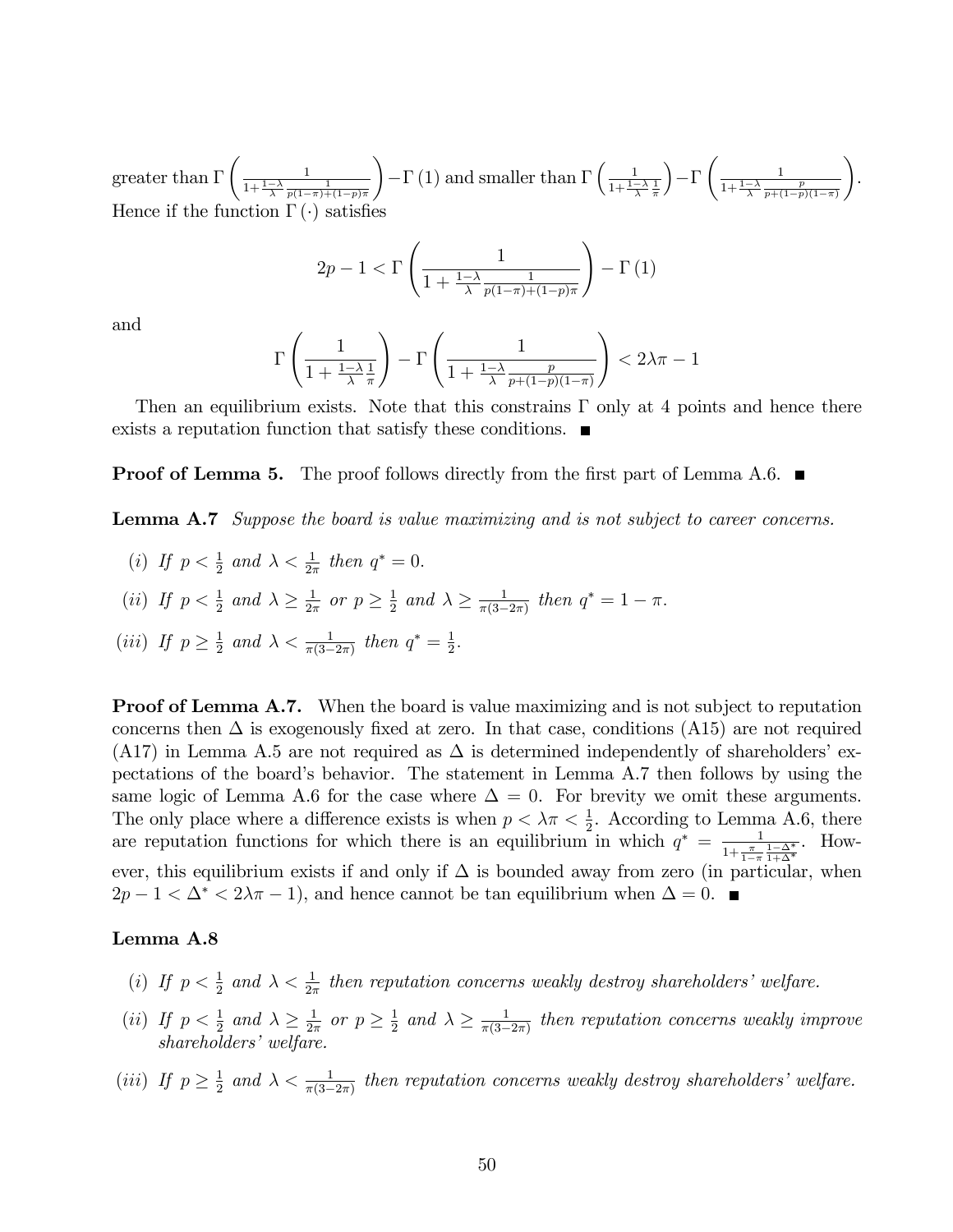greater than $\Gamma\left(\frac{1}{1+\frac{1-\lambda}{\lambda}\frac{1}{p(1-\pi)+(1-p)\pi}}\right)-\Gamma(1)$ and smaller than $\Gamma\left(\frac{1}{1+\frac{1-\lambda}{\lambda}\frac{1}{\pi}}\right)-\Gamma\left(\frac{1}{1+\frac{1-\lambda}{\lambda}\frac{p}{p+(1-p)(1-\pi)}}\right)$. Hence if the function $\Gamma(\cdot)$ satisfies

$$2p-1<\Gamma\left(\frac{1}{1+\frac{1-\lambda}{\lambda}\frac{1}{p(1-\pi)+(1-p)\pi}}\right)-\Gamma(1)$$

and

$$\Gamma\left(\frac{1}{1+\frac{1-\lambda}{\lambda}\frac{1}{\pi}}\right)-\Gamma\left(\frac{1}{1+\frac{1-\lambda}{\lambda}\frac{p}{p+(1-p)(1-\pi)}}\right)<2\lambda\pi-1$$

Then an equilibrium exists. Note that this constrains $\Gamma$ only at 4 points and hence there exists a reputation function that satisfy these conditions. ■

**Proof of Lemma 5.** The proof follows directly from the first part of Lemma A.6. ■

**Lemma A.7** *Suppose the board is value maximizing and is not subject to career concerns.*

(*i*) *If* $p<\frac{1}{2}$ *and* $\lambda<\frac{1}{2\pi}$ *then* $q^*=0$.

(*ii*) *If* $p<\frac{1}{2}$ *and* $\lambda\geq\frac{1}{2\pi}$ *or* $p\geq\frac{1}{2}$ *and* $\lambda\geq\frac{1}{\pi(3-2\pi)}$ *then* $q^*=1-\pi$.

(*iii*) *If* $p\geq\frac{1}{2}$ *and* $\lambda<\frac{1}{\pi(3-2\pi)}$ *then* $q^*=\frac{1}{2}$.

**Proof of Lemma A.7.** When the board is value maximizing and is not subject to reputation concerns then $\Delta$ is exogenously fixed at zero. In that case, conditions (A15) are not required (A17) in Lemma A.5 are not required as $\Delta$ is determined independently of shareholders' expectations of the board's behavior. The statement in Lemma A.7 then follows by using the same logic of Lemma A.6 for the case where $\Delta=0$. For brevity we omit these arguments. The only place where a difference exists is when $p<\lambda\pi<\frac{1}{2}$. According to Lemma A.6, there are reputation functions for which there is an equilibrium in which $q^*=\frac{1}{1+\frac{\pi}{1-\pi}\frac{1-\Delta^*}{1+\Delta^*}}$. However, this equilibrium exists if and only if $\Delta$ is bounded away from zero (in particular, when $2p-1<\Delta^*<2\lambda\pi-1$), and hence cannot be tan equilibrium when $\Delta=0$. ■

**Lemma A.8**

(*i*) *If* $p<\frac{1}{2}$ *and* $\lambda<\frac{1}{2\pi}$ *then reputation concerns weakly destroy shareholders' welfare.*

(*ii*) *If* $p<\frac{1}{2}$ *and* $\lambda\geq\frac{1}{2\pi}$ *or* $p\geq\frac{1}{2}$ *and* $\lambda\geq\frac{1}{\pi(3-2\pi)}$ *then reputation concerns weakly improve shareholders' welfare.*

(*iii*) *If* $p\geq\frac{1}{2}$ *and* $\lambda<\frac{1}{\pi(3-2\pi)}$ *then reputation concerns weakly destroy shareholders' welfare.*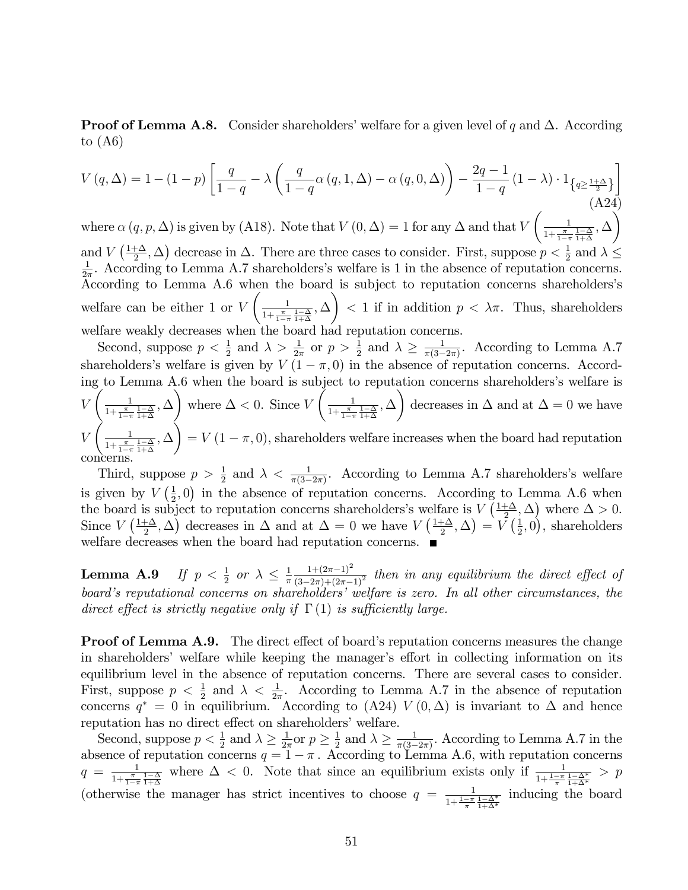**Proof of Lemma A.8.** Consider shareholders' welfare for a given level of $q$ and $\Delta$. According to (A6)

$$V(q,\Delta) = 1-(1-p)\left[\frac{q}{1-q} - \lambda\left(\frac{q}{1-q}\alpha(q,1,\Delta) - \alpha(q,0,\Delta)\right) - \frac{2q-1}{1-q}(1-\lambda)\cdot 1_{\left\{q\geq\frac{1+\Delta}{2}\right\}}\right] \tag{A24}$$

where $\alpha(q,p,\Delta)$ is given by (A18). Note that $V(0,\Delta)=1$ for any $\Delta$ and that $V\left(\frac{1}{1+\frac{\pi}{1-\pi}\frac{1-\Delta}{1+\Delta}},\Delta\right)$ and $V\left(\frac{1+\Delta}{2},\Delta\right)$ decrease in $\Delta$. There are three cases to consider. First, suppose $p<\frac{1}{2}$ and $\lambda\leq\frac{1}{2\pi}$. According to Lemma A.7 shareholders's welfare is 1 in the absence of reputation concerns. According to Lemma A.6 when the board is subject to reputation concerns shareholders's welfare can be either 1 or $V\left(\frac{1}{1+\frac{\pi}{1-\pi}\frac{1-\Delta}{1+\Delta}},\Delta\right)<1$ if in addition $p<\lambda\pi$. Thus, shareholders welfare weakly decreases when the board had reputation concerns.

Second, suppose $p<\frac{1}{2}$ and $\lambda>\frac{1}{2\pi}$ or $p>\frac{1}{2}$ and $\lambda\geq\frac{1}{\pi(3-2\pi)}$. According to Lemma A.7 shareholders's welfare is given by $V(1-\pi,0)$ in the absence of reputation concerns. According to Lemma A.6 when the board is subject to reputation concerns shareholders's welfare is $V\left(\frac{1}{1+\frac{\pi}{1-\pi}\frac{1-\Delta}{1+\Delta}},\Delta\right)$ where $\Delta<0$. Since $V\left(\frac{1}{1+\frac{\pi}{1-\pi}\frac{1-\Delta}{1+\Delta}},\Delta\right)$ decreases in $\Delta$ and at $\Delta=0$ we have $V\left(\frac{1}{1+\frac{\pi}{1-\pi}\frac{1-\Delta}{1+\Delta}},\Delta\right)=V(1-\pi,0)$, shareholders welfare increases when the board had reputation concerns.

Third, suppose $p>\frac{1}{2}$ and $\lambda<\frac{1}{\pi(3-2\pi)}$. According to Lemma A.7 shareholders's welfare is given by $V\left(\frac{1}{2},0\right)$ in the absence of reputation concerns. According to Lemma A.6 when the board is subject to reputation concerns shareholders's welfare is $V\left(\frac{1+\Delta}{2},\Delta\right)$ where $\Delta>0$. Since $V\left(\frac{1+\Delta}{2},\Delta\right)$ decreases in $\Delta$ and at $\Delta=0$ we have $V\left(\frac{1+\Delta}{2},\Delta\right)=V\left(\frac{1}{2},0\right)$, shareholders welfare decreases when the board had reputation concerns. ■

**Lemma A.9** *If $p<\frac{1}{2}$ or $\lambda\leq\frac{1}{\pi}\frac{1+(2\pi-1)^2}{(3-2\pi)+(2\pi-1)^2}$ then in any equilibrium the direct effect of board's reputational concerns on shareholders' welfare is zero. In all other circumstances, the direct effect is strictly negative only if $\Gamma(1)$ is sufficiently large.*

**Proof of Lemma A.9.** The direct effect of board's reputation concerns measures the change in shareholders' welfare while keeping the manager's effort in collecting information on its equilibrium level in the absence of reputation concerns. There are several cases to consider. First, suppose $p<\frac{1}{2}$ and $\lambda<\frac{1}{2\pi}$. According to Lemma A.7 in the absence of reputation concerns $q^*=0$ in equilibrium. According to (A24) $V(0,\Delta)$ is invariant to $\Delta$ and hence reputation has no direct effect on shareholders' welfare.

Second, suppose $p<\frac{1}{2}$ and $\lambda\geq\frac{1}{2\pi}$or $p\geq\frac{1}{2}$ and $\lambda\geq\frac{1}{\pi(3-2\pi)}$. According to Lemma A.7 in the absence of reputation concerns $q=1-\pi$ . According to Lemma A.6, with reputation concerns $q=\frac{1}{1+\frac{\pi}{1-\pi}\frac{1-\Delta}{1+\Delta}}$ where $\Delta<0$. Note that since an equilibrium exists only if $\frac{1}{1+\frac{1-\pi}{\pi}\frac{1-\Delta^*}{1+\Delta^*}}>p$ (otherwise the manager has strict incentives to choose $q=\frac{1}{1+\frac{1-\pi}{\pi}\frac{1-\Delta^*}{1+\Delta^*}}$ inducing the board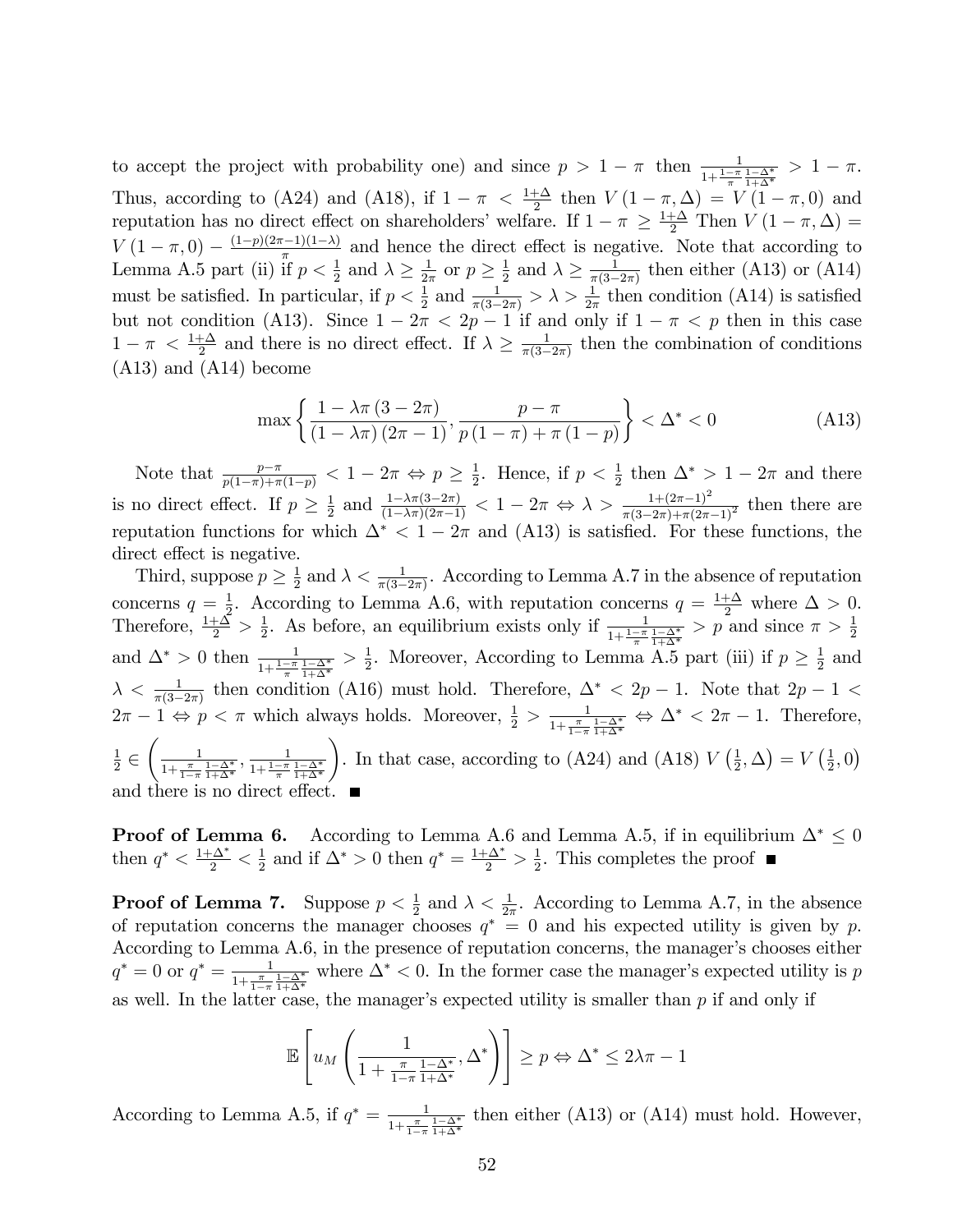to accept the project with probability one) and since $p > 1 - \pi$ then $\frac{1}{1+\frac{1-\pi}{\pi}\frac{1-\Delta^*}{1+\Delta^*}} > 1 - \pi$. Thus, according to (A24) and (A18), if $1 - \pi < \frac{1+\Delta}{2}$ then $V(1-\pi, \Delta) = V(1-\pi, 0)$ and reputation has no direct effect on shareholders' welfare. If $1 - \pi \geq \frac{1+\Delta}{2}$ Then $V(1-\pi, \Delta) = V(1-\pi, 0) - \frac{(1-p)(2\pi-1)(1-\lambda)}{\pi}$ and hence the direct effect is negative. Note that according to Lemma A.5 part (ii) if $p < \frac{1}{2}$ and $\lambda \geq \frac{1}{2\pi}$ or $p \geq \frac{1}{2}$ and $\lambda \geq \frac{1}{\pi(3-2\pi)}$ then either (A13) or (A14) must be satisfied. In particular, if $p < \frac{1}{2}$ and $\frac{1}{\pi(3-2\pi)} > \lambda > \frac{1}{2\pi}$ then condition (A14) is satisfied but not condition (A13). Since $1 - 2\pi < 2p - 1$ if and only if $1 - \pi < p$ then in this case $1 - \pi < \frac{1+\Delta}{2}$ and there is no direct effect. If $\lambda \geq \frac{1}{\pi(3-2\pi)}$ then the combination of conditions (A13) and (A14) become

$$\max\left\{\frac{1-\lambda\pi(3-2\pi)}{(1-\lambda\pi)(2\pi-1)}, \frac{p-\pi}{p(1-\pi)+\pi(1-p)}\right\} < \Delta^* < 0 \tag{A13}$$

Note that $\frac{p-\pi}{p(1-\pi)+\pi(1-p)} < 1 - 2\pi \Leftrightarrow p \geq \frac{1}{2}$. Hence, if $p < \frac{1}{2}$ then $\Delta^* > 1 - 2\pi$ and there is no direct effect. If $p \geq \frac{1}{2}$ and $\frac{1-\lambda\pi(3-2\pi)}{(1-\lambda\pi)(2\pi-1)} < 1 - 2\pi \Leftrightarrow \lambda > \frac{1+(2\pi-1)^2}{\pi(3-2\pi)+\pi(2\pi-1)^2}$ then there are reputation functions for which $\Delta^* < 1 - 2\pi$ and (A13) is satisfied. For these functions, the direct effect is negative.

Third, suppose $p \geq \frac{1}{2}$ and $\lambda < \frac{1}{\pi(3-2\pi)}$. According to Lemma A.7 in the absence of reputation concerns $q = \frac{1}{2}$. According to Lemma A.6, with reputation concerns $q = \frac{1+\Delta}{2}$ where $\Delta > 0$. Therefore, $\frac{1+\Delta}{2} > \frac{1}{2}$. As before, an equilibrium exists only if $\frac{1}{1+\frac{1-\pi}{\pi}\frac{1-\Delta^*}{1+\Delta^*}} > p$ and since $\pi > \frac{1}{2}$ and $\Delta^* > 0$ then $\frac{1}{1+\frac{1-\pi}{\pi}\frac{1-\Delta^*}{1+\Delta^*}} > \frac{1}{2}$. Moreover, According to Lemma A.5 part (iii) if $p \geq \frac{1}{2}$ and $\lambda < \frac{1}{\pi(3-2\pi)}$ then condition (A16) must hold. Therefore, $\Delta^* < 2p - 1$. Note that $2p - 1 < 2\pi - 1 \Leftrightarrow p < \pi$ which always holds. Moreover, $\frac{1}{2} > \frac{1}{1+\frac{\pi}{1-\pi}\frac{1-\Delta^*}{1+\Delta^*}} \Leftrightarrow \Delta^* < 2\pi - 1$. Therefore, $\frac{1}{2} \in \left(\frac{1}{1+\frac{\pi}{1-\pi}\frac{1-\Delta^*}{1+\Delta^*}}, \frac{1}{1+\frac{1-\pi}{\pi}\frac{1-\Delta^*}{1+\Delta^*}}\right)$. In that case, according to (A24) and (A18) $V\left(\frac{1}{2}, \Delta\right) = V\left(\frac{1}{2}, 0\right)$ and there is no direct effect. ■

**Proof of Lemma 6.** According to Lemma A.6 and Lemma A.5, if in equilibrium $\Delta^* \leq 0$ then $q^* < \frac{1+\Delta^*}{2} < \frac{1}{2}$ and if $\Delta^* > 0$ then $q^* = \frac{1+\Delta^*}{2} > \frac{1}{2}$. This completes the proof ■

**Proof of Lemma 7.** Suppose $p < \frac{1}{2}$ and $\lambda < \frac{1}{2\pi}$. According to Lemma A.7, in the absence of reputation concerns the manager chooses $q^* = 0$ and his expected utility is given by $p$. According to Lemma A.6, in the presence of reputation concerns, the manager's chooses either $q^* = 0$ or $q^* = \frac{1}{1+\frac{\pi}{1-\pi}\frac{1-\Delta^*}{1+\Delta^*}}$ where $\Delta^* < 0$. In the former case the manager's expected utility is $p$ as well. In the latter case, the manager's expected utility is smaller than $p$ if and only if

$$\mathbb{E}\left[u_M\left(\frac{1}{1+\frac{\pi}{1-\pi}\frac{1-\Delta^*}{1+\Delta^*}}, \Delta^*\right)\right] \geq p \Leftrightarrow \Delta^* \leq 2\lambda\pi - 1$$

According to Lemma A.5, if $q^* = \frac{1}{1+\frac{\pi}{1-\pi}\frac{1-\Delta^*}{1+\Delta^*}}$ then either (A13) or (A14) must hold. However,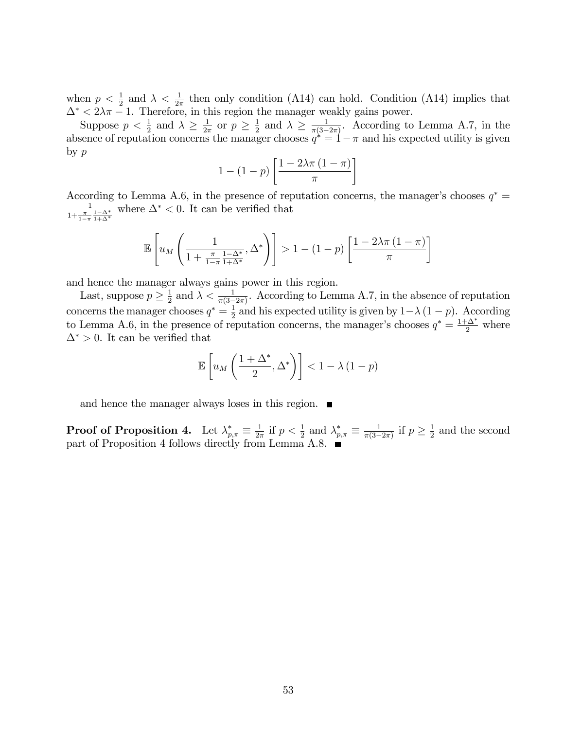when $p < \frac{1}{2}$ and $\lambda < \frac{1}{2\pi}$ then only condition (A14) can hold. Condition (A14) implies that $\Delta^* < 2\lambda\pi - 1$. Therefore, in this region the manager weakly gains power.

Suppose $p < \frac{1}{2}$ and $\lambda \geq \frac{1}{2\pi}$ or $p \geq \frac{1}{2}$ and $\lambda \geq \frac{1}{\pi(3-2\pi)}$. According to Lemma A.7, in the absence of reputation concerns the manager chooses $q^* = 1 - \pi$ and his expected utility is given by $p$

$$1 - (1-p)\left[\frac{1 - 2\lambda\pi(1-\pi)}{\pi}\right]$$

According to Lemma A.6, in the presence of reputation concerns, the manager's chooses $q^* = \frac{1}{1+\frac{\pi}{1-\pi}\frac{1-\Delta^*}{1+\Delta^*}}$ where $\Delta^* < 0$. It can be verified that

$$\mathbb{E}\left[u_M\left(\frac{1}{1+\frac{\pi}{1-\pi}\frac{1-\Delta^*}{1+\Delta^*}}, \Delta^*\right)\right] > 1 - (1-p)\left[\frac{1-2\lambda\pi(1-\pi)}{\pi}\right]$$

and hence the manager always gains power in this region.

Last, suppose $p \geq \frac{1}{2}$ and $\lambda < \frac{1}{\pi(3-2\pi)}$. According to Lemma A.7, in the absence of reputation concerns the manager chooses $q^* = \frac{1}{2}$ and his expected utility is given by $1 - \lambda(1-p)$. According to Lemma A.6, in the presence of reputation concerns, the manager's chooses $q^* = \frac{1+\Delta^*}{2}$ where $\Delta^* > 0$. It can be verified that

$$\mathbb{E}\left[u_M\left(\frac{1+\Delta^*}{2}, \Delta^*\right)\right] < 1 - \lambda(1-p)$$

and hence the manager always loses in this region. ■

**Proof of Proposition 4.** Let $\lambda^*_{p,\pi} \equiv \frac{1}{2\pi}$ if $p < \frac{1}{2}$ and $\lambda^*_{p,\pi} \equiv \frac{1}{\pi(3-2\pi)}$ if $p \geq \frac{1}{2}$ and the second part of Proposition 4 follows directly from Lemma A.8. ■